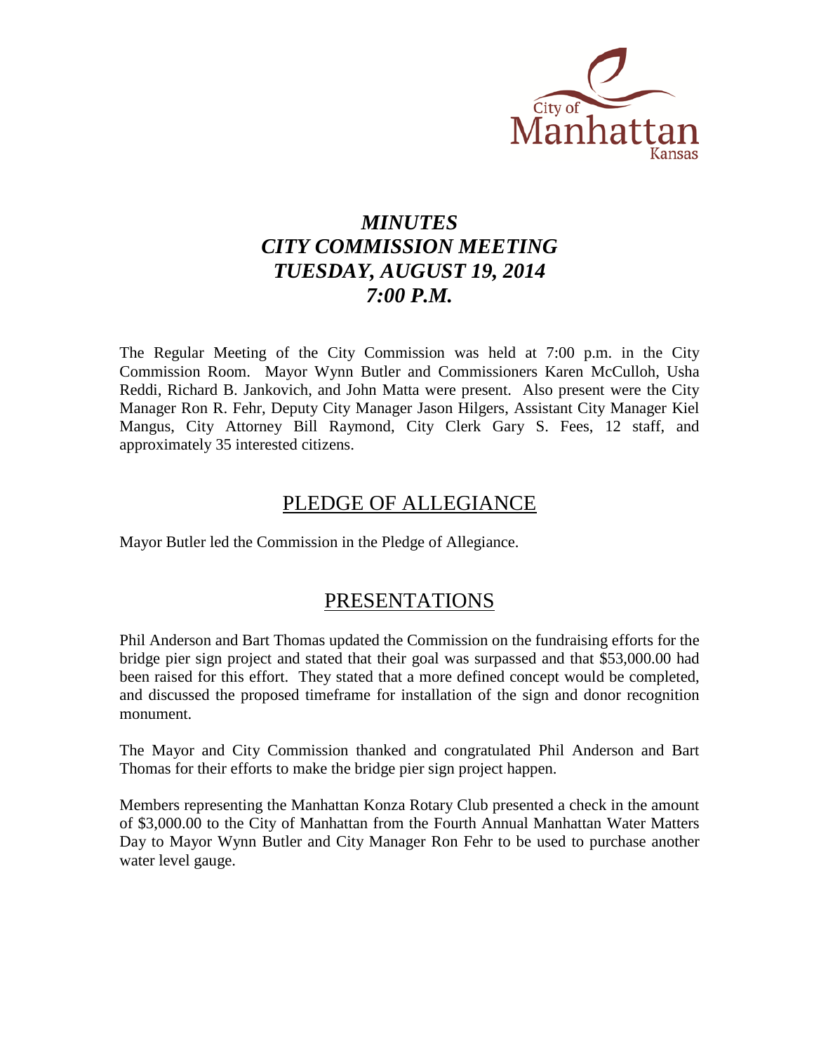City of Manhattan Kansas

# *MINUTES*
# *CITY COMMISSION MEETING*
# *TUESDAY, AUGUST 19, 2014*
# *7:00 P.M.*

The Regular Meeting of the City Commission was held at 7:00 p.m. in the City Commission Room. Mayor Wynn Butler and Commissioners Karen McCulloh, Usha Reddi, Richard B. Jankovich, and John Matta were present. Also present were the City Manager Ron R. Fehr, Deputy City Manager Jason Hilgers, Assistant City Manager Kiel Mangus, City Attorney Bill Raymond, City Clerk Gary S. Fees, 12 staff, and approximately 35 interested citizens.

## PLEDGE OF ALLEGIANCE

Mayor Butler led the Commission in the Pledge of Allegiance.

## PRESENTATIONS

Phil Anderson and Bart Thomas updated the Commission on the fundraising efforts for the bridge pier sign project and stated that their goal was surpassed and that $53,000.00 had been raised for this effort. They stated that a more defined concept would be completed, and discussed the proposed timeframe for installation of the sign and donor recognition monument.

The Mayor and City Commission thanked and congratulated Phil Anderson and Bart Thomas for their efforts to make the bridge pier sign project happen.

Members representing the Manhattan Konza Rotary Club presented a check in the amount of $3,000.00 to the City of Manhattan from the Fourth Annual Manhattan Water Matters Day to Mayor Wynn Butler and City Manager Ron Fehr to be used to purchase another water level gauge.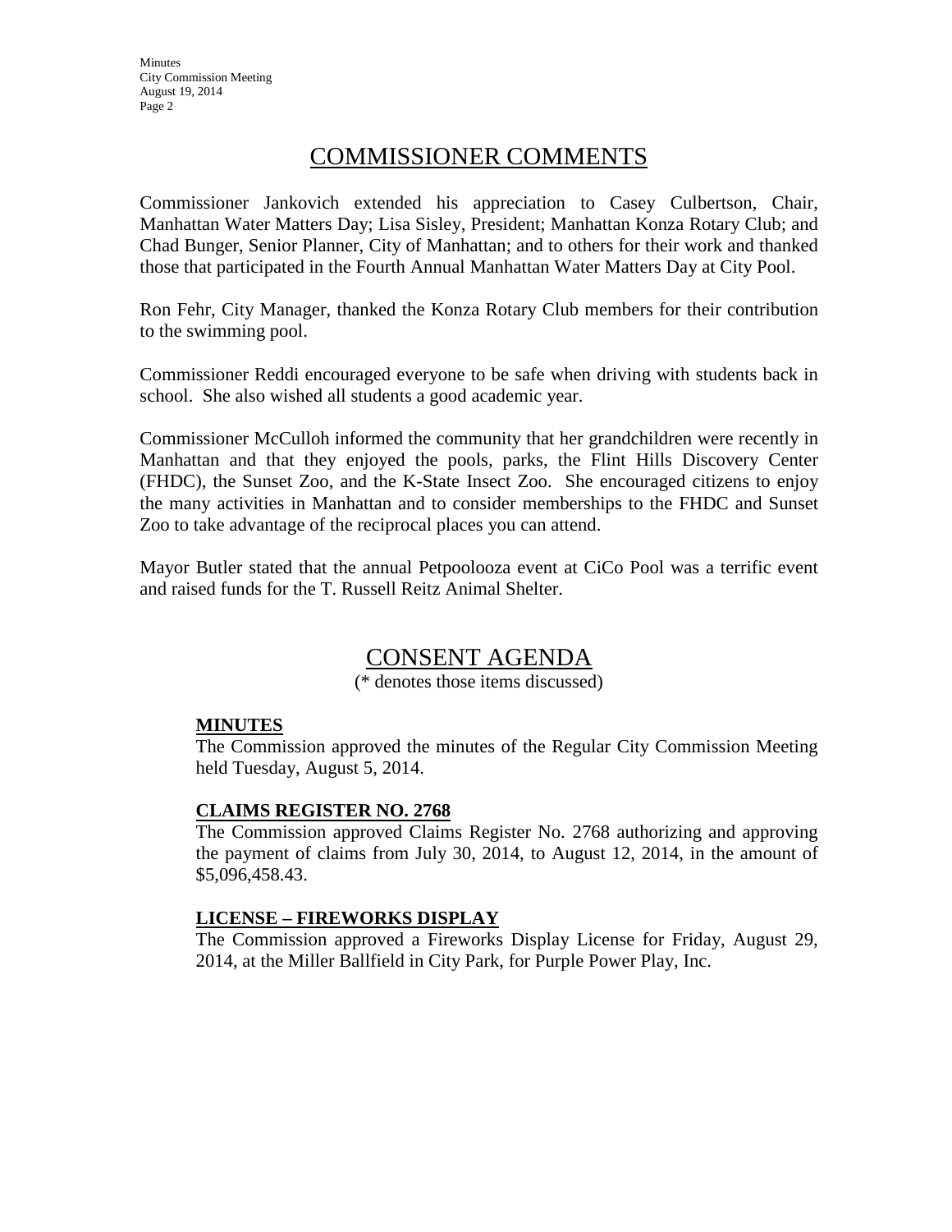## COMMISSIONER COMMENTS

Commissioner Jankovich extended his appreciation to Casey Culbertson, Chair, Manhattan Water Matters Day; Lisa Sisley, President; Manhattan Konza Rotary Club; and Chad Bunger, Senior Planner, City of Manhattan; and to others for their work and thanked those that participated in the Fourth Annual Manhattan Water Matters Day at City Pool.

Ron Fehr, City Manager, thanked the Konza Rotary Club members for their contribution to the swimming pool.

Commissioner Reddi encouraged everyone to be safe when driving with students back in school. She also wished all students a good academic year.

Commissioner McCulloh informed the community that her grandchildren were recently in Manhattan and that they enjoyed the pools, parks, the Flint Hills Discovery Center (FHDC), the Sunset Zoo, and the K-State Insect Zoo. She encouraged citizens to enjoy the many activities in Manhattan and to consider memberships to the FHDC and Sunset Zoo to take advantage of the reciprocal places you can attend.

Mayor Butler stated that the annual Petpoolooza event at CiCo Pool was a terrific event and raised funds for the T. Russell Reitz Animal Shelter.

## CONSENT AGENDA

(* denotes those items discussed)

**MINUTES**

The Commission approved the minutes of the Regular City Commission Meeting held Tuesday, August 5, 2014.

**CLAIMS REGISTER NO. 2768**

The Commission approved Claims Register No. 2768 authorizing and approving the payment of claims from July 30, 2014, to August 12, 2014, in the amount of $5,096,458.43.

**LICENSE – FIREWORKS DISPLAY**

The Commission approved a Fireworks Display License for Friday, August 29, 2014, at the Miller Ballfield in City Park, for Purple Power Play, Inc.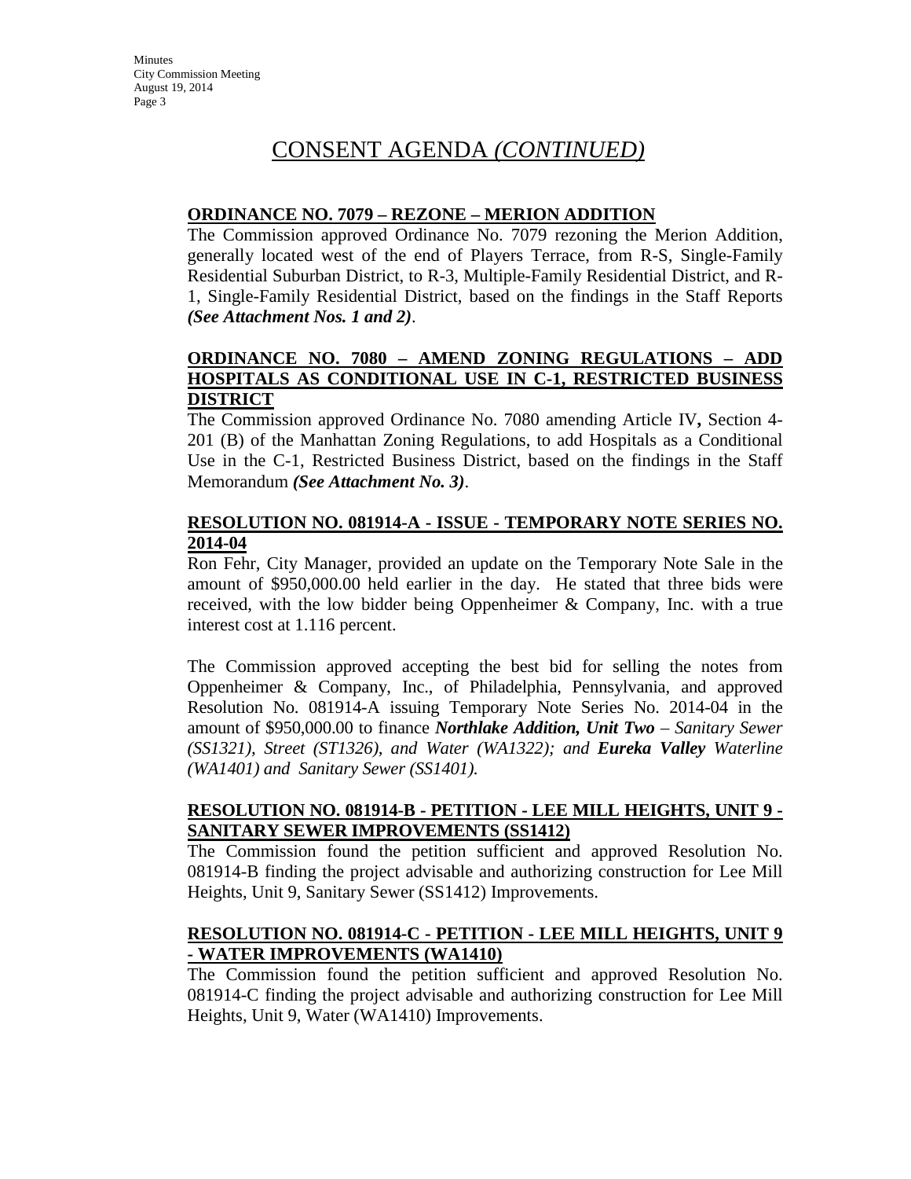# CONSENT AGENDA *(CONTINUED)*

**ORDINANCE NO. 7079 – REZONE – MERION ADDITION**

The Commission approved Ordinance No. 7079 rezoning the Merion Addition, generally located west of the end of Players Terrace, from R-S, Single-Family Residential Suburban District, to R-3, Multiple-Family Residential District, and R-1, Single-Family Residential District, based on the findings in the Staff Reports ***(See Attachment Nos. 1 and 2)***.

**ORDINANCE NO. 7080 – AMEND ZONING REGULATIONS – ADD HOSPITALS AS CONDITIONAL USE IN C-1, RESTRICTED BUSINESS DISTRICT**

The Commission approved Ordinance No. 7080 amending Article IV**,** Section 4-201 (B) of the Manhattan Zoning Regulations, to add Hospitals as a Conditional Use in the C-1, Restricted Business District, based on the findings in the Staff Memorandum ***(See Attachment No. 3)***.

**RESOLUTION NO. 081914-A - ISSUE - TEMPORARY NOTE SERIES NO. 2014-04**

Ron Fehr, City Manager, provided an update on the Temporary Note Sale in the amount of $950,000.00 held earlier in the day. He stated that three bids were received, with the low bidder being Oppenheimer & Company, Inc. with a true interest cost at 1.116 percent.

The Commission approved accepting the best bid for selling the notes from Oppenheimer & Company, Inc., of Philadelphia, Pennsylvania, and approved Resolution No. 081914-A issuing Temporary Note Series No. 2014-04 in the amount of $950,000.00 to finance ***Northlake Addition, Unit Two*** *– Sanitary Sewer (SS1321), Street (ST1326), and Water (WA1322); and* ***Eureka Valley*** *Waterline (WA1401) and Sanitary Sewer (SS1401).*

**RESOLUTION NO. 081914-B - PETITION - LEE MILL HEIGHTS, UNIT 9 - SANITARY SEWER IMPROVEMENTS (SS1412)**

The Commission found the petition sufficient and approved Resolution No. 081914-B finding the project advisable and authorizing construction for Lee Mill Heights, Unit 9, Sanitary Sewer (SS1412) Improvements.

**RESOLUTION NO. 081914-C - PETITION - LEE MILL HEIGHTS, UNIT 9 - WATER IMPROVEMENTS (WA1410)**

The Commission found the petition sufficient and approved Resolution No. 081914-C finding the project advisable and authorizing construction for Lee Mill Heights, Unit 9, Water (WA1410) Improvements.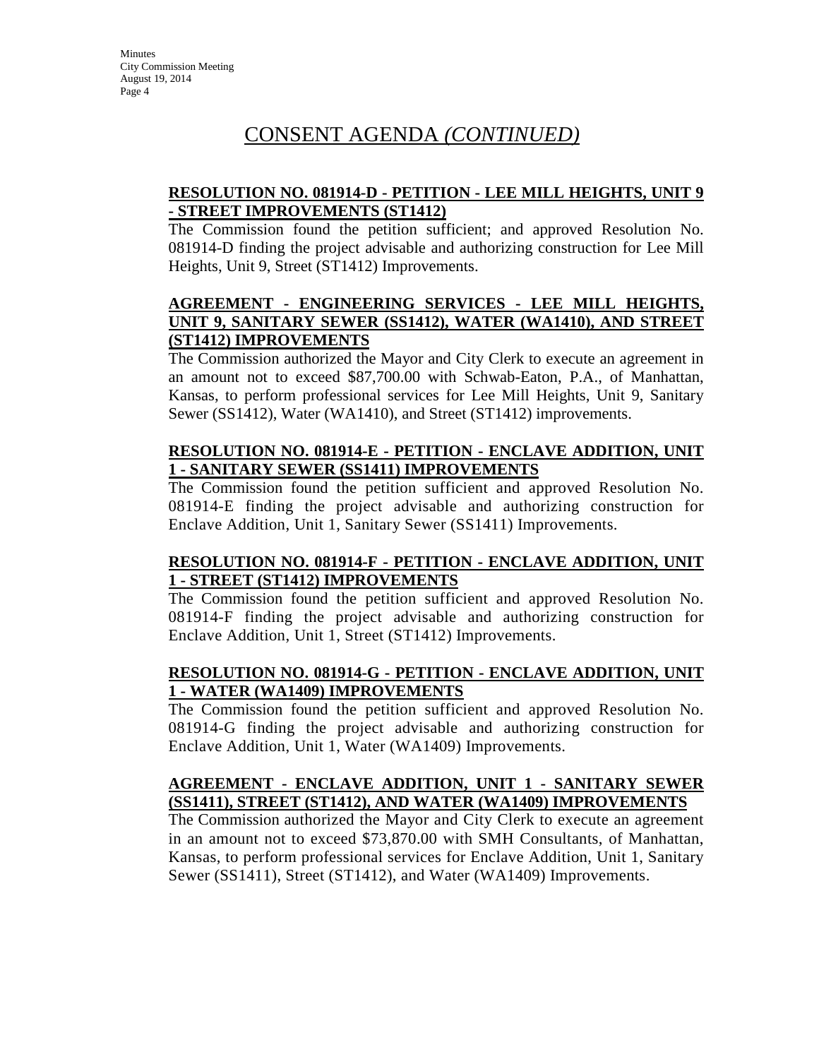# CONSENT AGENDA *(CONTINUED)*

**RESOLUTION NO. 081914-D - PETITION - LEE MILL HEIGHTS, UNIT 9 - STREET IMPROVEMENTS (ST1412)**

The Commission found the petition sufficient; and approved Resolution No. 081914-D finding the project advisable and authorizing construction for Lee Mill Heights, Unit 9, Street (ST1412) Improvements.

**AGREEMENT - ENGINEERING SERVICES - LEE MILL HEIGHTS, UNIT 9, SANITARY SEWER (SS1412), WATER (WA1410), AND STREET (ST1412) IMPROVEMENTS**

The Commission authorized the Mayor and City Clerk to execute an agreement in an amount not to exceed $87,700.00 with Schwab-Eaton, P.A., of Manhattan, Kansas, to perform professional services for Lee Mill Heights, Unit 9, Sanitary Sewer (SS1412), Water (WA1410), and Street (ST1412) improvements.

**RESOLUTION NO. 081914-E - PETITION - ENCLAVE ADDITION, UNIT 1 - SANITARY SEWER (SS1411) IMPROVEMENTS**

The Commission found the petition sufficient and approved Resolution No. 081914-E finding the project advisable and authorizing construction for Enclave Addition, Unit 1, Sanitary Sewer (SS1411) Improvements.

**RESOLUTION NO. 081914-F - PETITION - ENCLAVE ADDITION, UNIT 1 - STREET (ST1412) IMPROVEMENTS**

The Commission found the petition sufficient and approved Resolution No. 081914-F finding the project advisable and authorizing construction for Enclave Addition, Unit 1, Street (ST1412) Improvements.

**RESOLUTION NO. 081914-G - PETITION - ENCLAVE ADDITION, UNIT 1 - WATER (WA1409) IMPROVEMENTS**

The Commission found the petition sufficient and approved Resolution No. 081914-G finding the project advisable and authorizing construction for Enclave Addition, Unit 1, Water (WA1409) Improvements.

**AGREEMENT - ENCLAVE ADDITION, UNIT 1 - SANITARY SEWER (SS1411), STREET (ST1412), AND WATER (WA1409) IMPROVEMENTS**

The Commission authorized the Mayor and City Clerk to execute an agreement in an amount not to exceed $73,870.00 with SMH Consultants, of Manhattan, Kansas, to perform professional services for Enclave Addition, Unit 1, Sanitary Sewer (SS1411), Street (ST1412), and Water (WA1409) Improvements.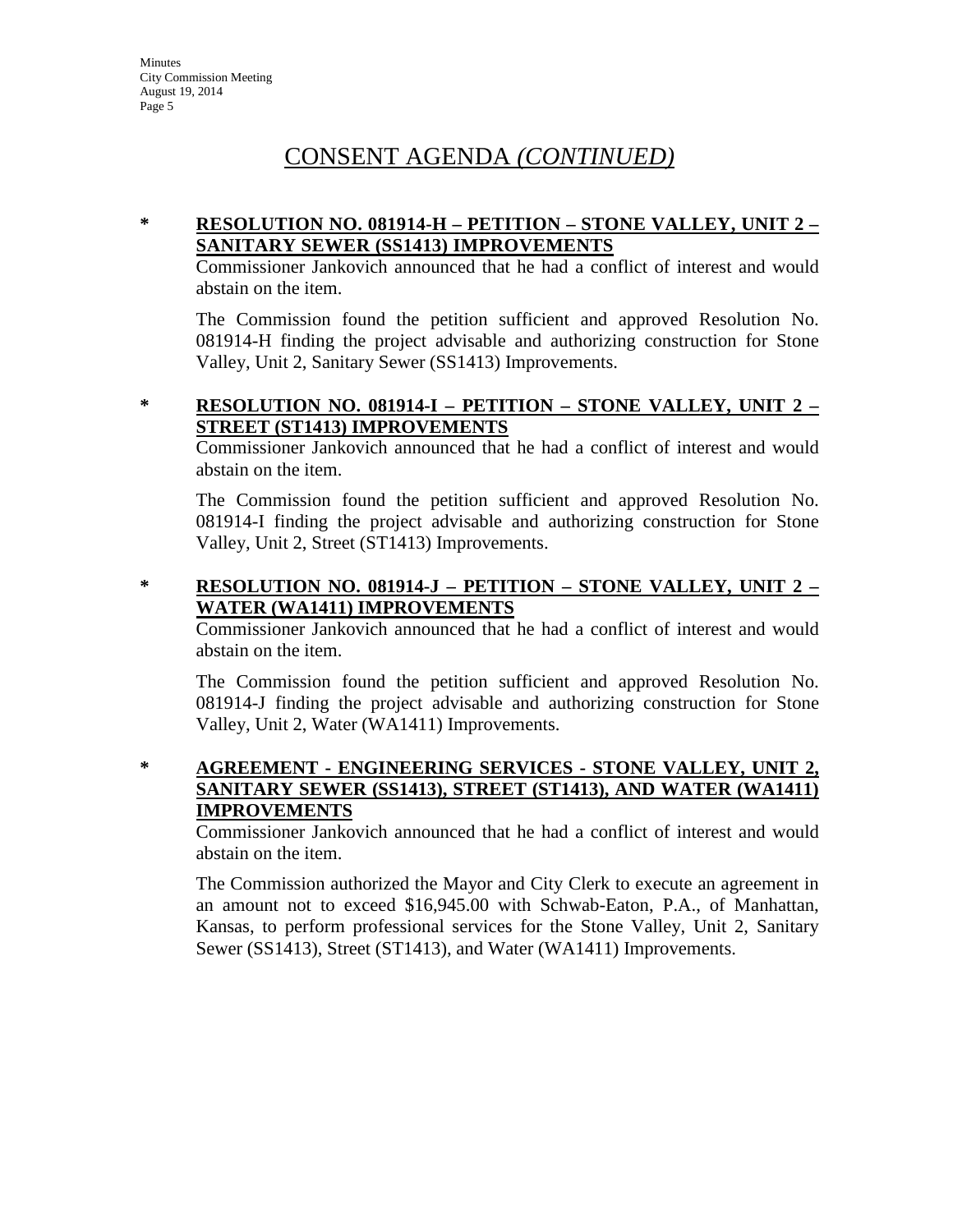# CONSENT AGENDA *(CONTINUED)*

**\* RESOLUTION NO. 081914-H – PETITION – STONE VALLEY, UNIT 2 – SANITARY SEWER (SS1413) IMPROVEMENTS**

Commissioner Jankovich announced that he had a conflict of interest and would abstain on the item.

The Commission found the petition sufficient and approved Resolution No. 081914-H finding the project advisable and authorizing construction for Stone Valley, Unit 2, Sanitary Sewer (SS1413) Improvements.

**\* RESOLUTION NO. 081914-I – PETITION – STONE VALLEY, UNIT 2 – STREET (ST1413) IMPROVEMENTS**

Commissioner Jankovich announced that he had a conflict of interest and would abstain on the item.

The Commission found the petition sufficient and approved Resolution No. 081914-I finding the project advisable and authorizing construction for Stone Valley, Unit 2, Street (ST1413) Improvements.

**\* RESOLUTION NO. 081914-J – PETITION – STONE VALLEY, UNIT 2 – WATER (WA1411) IMPROVEMENTS**

Commissioner Jankovich announced that he had a conflict of interest and would abstain on the item.

The Commission found the petition sufficient and approved Resolution No. 081914-J finding the project advisable and authorizing construction for Stone Valley, Unit 2, Water (WA1411) Improvements.

**\* AGREEMENT - ENGINEERING SERVICES - STONE VALLEY, UNIT 2, SANITARY SEWER (SS1413), STREET (ST1413), AND WATER (WA1411) IMPROVEMENTS**

Commissioner Jankovich announced that he had a conflict of interest and would abstain on the item.

The Commission authorized the Mayor and City Clerk to execute an agreement in an amount not to exceed $16,945.00 with Schwab-Eaton, P.A., of Manhattan, Kansas, to perform professional services for the Stone Valley, Unit 2, Sanitary Sewer (SS1413), Street (ST1413), and Water (WA1411) Improvements.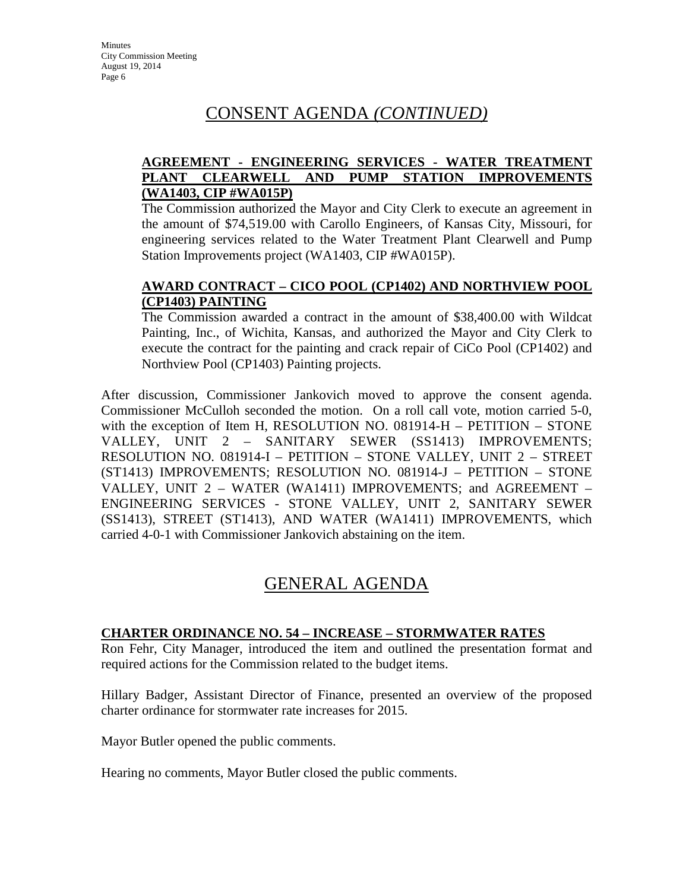# CONSENT AGENDA *(CONTINUED)*

**AGREEMENT - ENGINEERING SERVICES - WATER TREATMENT PLANT CLEARWELL AND PUMP STATION IMPROVEMENTS (WA1403, CIP #WA015P)**

The Commission authorized the Mayor and City Clerk to execute an agreement in the amount of $74,519.00 with Carollo Engineers, of Kansas City, Missouri, for engineering services related to the Water Treatment Plant Clearwell and Pump Station Improvements project (WA1403, CIP #WA015P).

**AWARD CONTRACT – CICO POOL (CP1402) AND NORTHVIEW POOL (CP1403) PAINTING**

The Commission awarded a contract in the amount of $38,400.00 with Wildcat Painting, Inc., of Wichita, Kansas, and authorized the Mayor and City Clerk to execute the contract for the painting and crack repair of CiCo Pool (CP1402) and Northview Pool (CP1403) Painting projects.

After discussion, Commissioner Jankovich moved to approve the consent agenda. Commissioner McCulloh seconded the motion. On a roll call vote, motion carried 5-0, with the exception of Item H, RESOLUTION NO. 081914-H – PETITION – STONE VALLEY, UNIT 2 – SANITARY SEWER (SS1413) IMPROVEMENTS; RESOLUTION NO. 081914-I – PETITION – STONE VALLEY, UNIT 2 – STREET (ST1413) IMPROVEMENTS; RESOLUTION NO. 081914-J – PETITION – STONE VALLEY, UNIT 2 – WATER (WA1411) IMPROVEMENTS; and AGREEMENT – ENGINEERING SERVICES - STONE VALLEY, UNIT 2, SANITARY SEWER (SS1413), STREET (ST1413), AND WATER (WA1411) IMPROVEMENTS, which carried 4-0-1 with Commissioner Jankovich abstaining on the item.

# GENERAL AGENDA

**CHARTER ORDINANCE NO. 54 – INCREASE – STORMWATER RATES**

Ron Fehr, City Manager, introduced the item and outlined the presentation format and required actions for the Commission related to the budget items.

Hillary Badger, Assistant Director of Finance, presented an overview of the proposed charter ordinance for stormwater rate increases for 2015.

Mayor Butler opened the public comments.

Hearing no comments, Mayor Butler closed the public comments.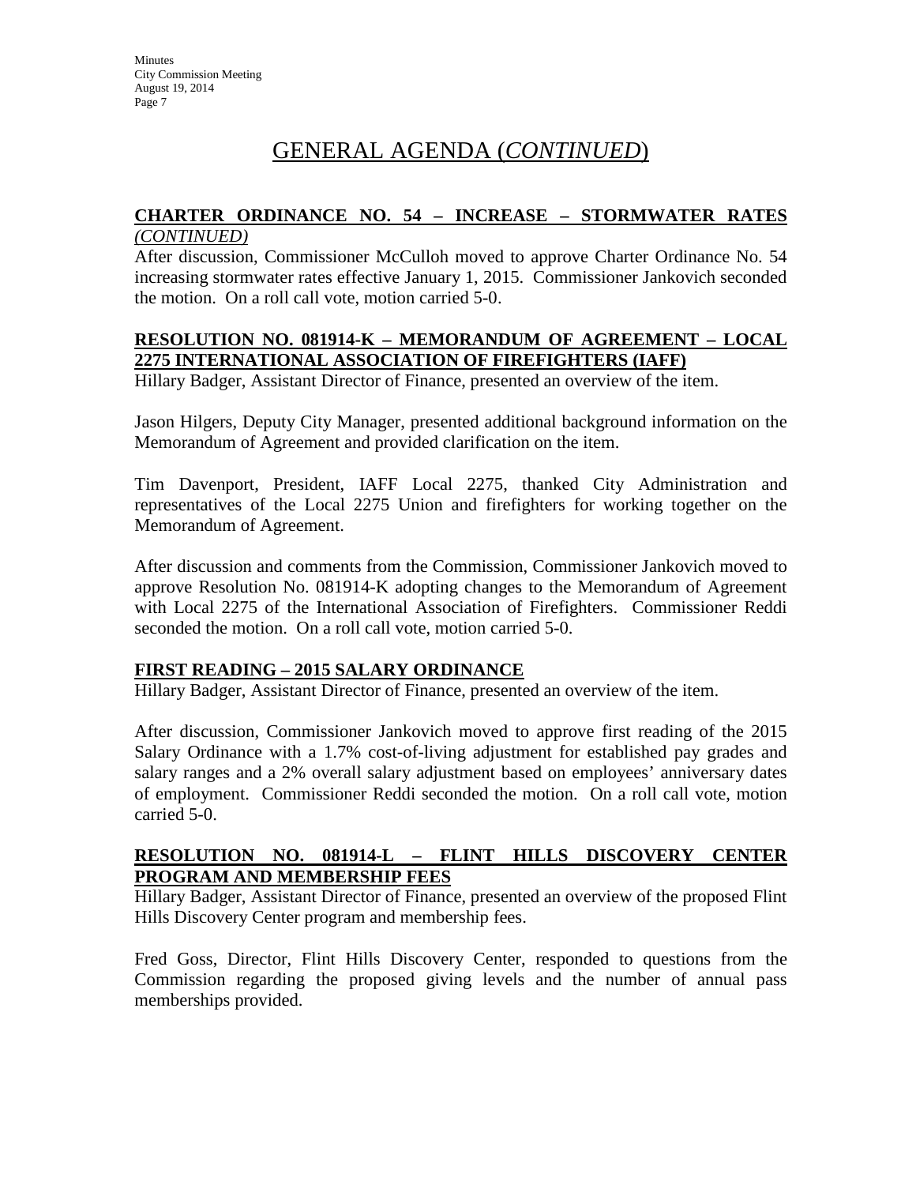# GENERAL AGENDA (*CONTINUED*)

**CHARTER ORDINANCE NO. 54 – INCREASE – STORMWATER RATES** *(CONTINUED)*

After discussion, Commissioner McCulloh moved to approve Charter Ordinance No. 54 increasing stormwater rates effective January 1, 2015. Commissioner Jankovich seconded the motion. On a roll call vote, motion carried 5-0.

**RESOLUTION NO. 081914-K – MEMORANDUM OF AGREEMENT – LOCAL 2275 INTERNATIONAL ASSOCIATION OF FIREFIGHTERS (IAFF)**

Hillary Badger, Assistant Director of Finance, presented an overview of the item.

Jason Hilgers, Deputy City Manager, presented additional background information on the Memorandum of Agreement and provided clarification on the item.

Tim Davenport, President, IAFF Local 2275, thanked City Administration and representatives of the Local 2275 Union and firefighters for working together on the Memorandum of Agreement.

After discussion and comments from the Commission, Commissioner Jankovich moved to approve Resolution No. 081914-K adopting changes to the Memorandum of Agreement with Local 2275 of the International Association of Firefighters. Commissioner Reddi seconded the motion. On a roll call vote, motion carried 5-0.

**FIRST READING – 2015 SALARY ORDINANCE**

Hillary Badger, Assistant Director of Finance, presented an overview of the item.

After discussion, Commissioner Jankovich moved to approve first reading of the 2015 Salary Ordinance with a 1.7% cost-of-living adjustment for established pay grades and salary ranges and a 2% overall salary adjustment based on employees' anniversary dates of employment. Commissioner Reddi seconded the motion. On a roll call vote, motion carried 5-0.

**RESOLUTION NO. 081914-L – FLINT HILLS DISCOVERY CENTER PROGRAM AND MEMBERSHIP FEES**

Hillary Badger, Assistant Director of Finance, presented an overview of the proposed Flint Hills Discovery Center program and membership fees.

Fred Goss, Director, Flint Hills Discovery Center, responded to questions from the Commission regarding the proposed giving levels and the number of annual pass memberships provided.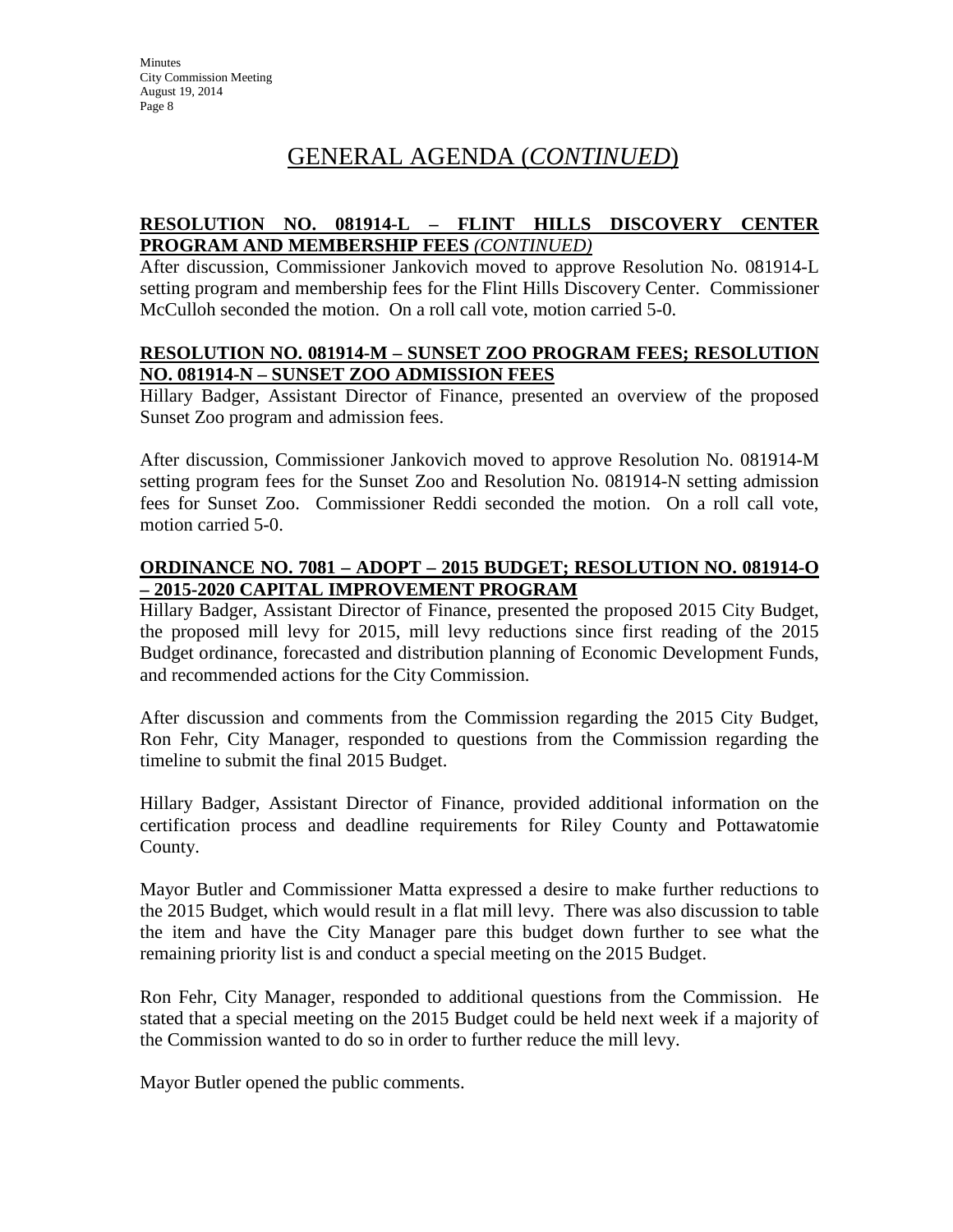# GENERAL AGENDA (*CONTINUED*)

**RESOLUTION NO. 081914-L – FLINT HILLS DISCOVERY CENTER PROGRAM AND MEMBERSHIP FEES *(CONTINUED)***

After discussion, Commissioner Jankovich moved to approve Resolution No. 081914-L setting program and membership fees for the Flint Hills Discovery Center. Commissioner McCulloh seconded the motion. On a roll call vote, motion carried 5-0.

**RESOLUTION NO. 081914-M – SUNSET ZOO PROGRAM FEES; RESOLUTION NO. 081914-N – SUNSET ZOO ADMISSION FEES**

Hillary Badger, Assistant Director of Finance, presented an overview of the proposed Sunset Zoo program and admission fees.

After discussion, Commissioner Jankovich moved to approve Resolution No. 081914-M setting program fees for the Sunset Zoo and Resolution No. 081914-N setting admission fees for Sunset Zoo. Commissioner Reddi seconded the motion. On a roll call vote, motion carried 5-0.

**ORDINANCE NO. 7081 – ADOPT – 2015 BUDGET; RESOLUTION NO. 081914-O – 2015-2020 CAPITAL IMPROVEMENT PROGRAM**

Hillary Badger, Assistant Director of Finance, presented the proposed 2015 City Budget, the proposed mill levy for 2015, mill levy reductions since first reading of the 2015 Budget ordinance, forecasted and distribution planning of Economic Development Funds, and recommended actions for the City Commission.

After discussion and comments from the Commission regarding the 2015 City Budget, Ron Fehr, City Manager, responded to questions from the Commission regarding the timeline to submit the final 2015 Budget.

Hillary Badger, Assistant Director of Finance, provided additional information on the certification process and deadline requirements for Riley County and Pottawatomie County.

Mayor Butler and Commissioner Matta expressed a desire to make further reductions to the 2015 Budget, which would result in a flat mill levy. There was also discussion to table the item and have the City Manager pare this budget down further to see what the remaining priority list is and conduct a special meeting on the 2015 Budget.

Ron Fehr, City Manager, responded to additional questions from the Commission. He stated that a special meeting on the 2015 Budget could be held next week if a majority of the Commission wanted to do so in order to further reduce the mill levy.

Mayor Butler opened the public comments.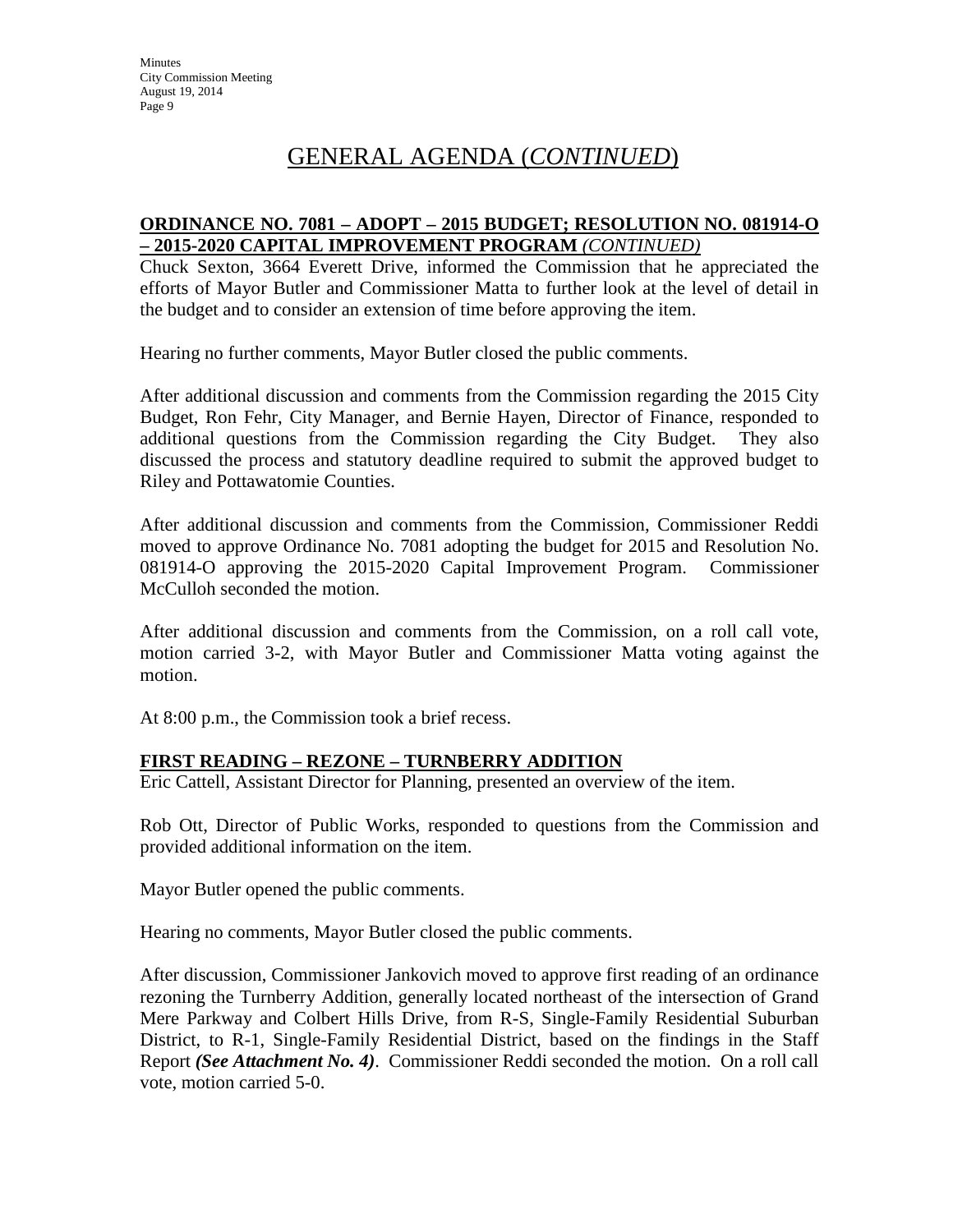# GENERAL AGENDA (*CONTINUED*)

**ORDINANCE NO. 7081 – ADOPT – 2015 BUDGET; RESOLUTION NO. 081914-O – 2015-2020 CAPITAL IMPROVEMENT PROGRAM** ***(CONTINUED)***

Chuck Sexton, 3664 Everett Drive, informed the Commission that he appreciated the efforts of Mayor Butler and Commissioner Matta to further look at the level of detail in the budget and to consider an extension of time before approving the item.

Hearing no further comments, Mayor Butler closed the public comments.

After additional discussion and comments from the Commission regarding the 2015 City Budget, Ron Fehr, City Manager, and Bernie Hayen, Director of Finance, responded to additional questions from the Commission regarding the City Budget. They also discussed the process and statutory deadline required to submit the approved budget to Riley and Pottawatomie Counties.

After additional discussion and comments from the Commission, Commissioner Reddi moved to approve Ordinance No. 7081 adopting the budget for 2015 and Resolution No. 081914-O approving the 2015-2020 Capital Improvement Program. Commissioner McCulloh seconded the motion.

After additional discussion and comments from the Commission, on a roll call vote, motion carried 3-2, with Mayor Butler and Commissioner Matta voting against the motion.

At 8:00 p.m., the Commission took a brief recess.

**FIRST READING – REZONE – TURNBERRY ADDITION**

Eric Cattell, Assistant Director for Planning, presented an overview of the item.

Rob Ott, Director of Public Works, responded to questions from the Commission and provided additional information on the item.

Mayor Butler opened the public comments.

Hearing no comments, Mayor Butler closed the public comments.

After discussion, Commissioner Jankovich moved to approve first reading of an ordinance rezoning the Turnberry Addition, generally located northeast of the intersection of Grand Mere Parkway and Colbert Hills Drive, from R-S, Single-Family Residential Suburban District, to R-1, Single-Family Residential District, based on the findings in the Staff Report ***(See Attachment No. 4)***. Commissioner Reddi seconded the motion. On a roll call vote, motion carried 5-0.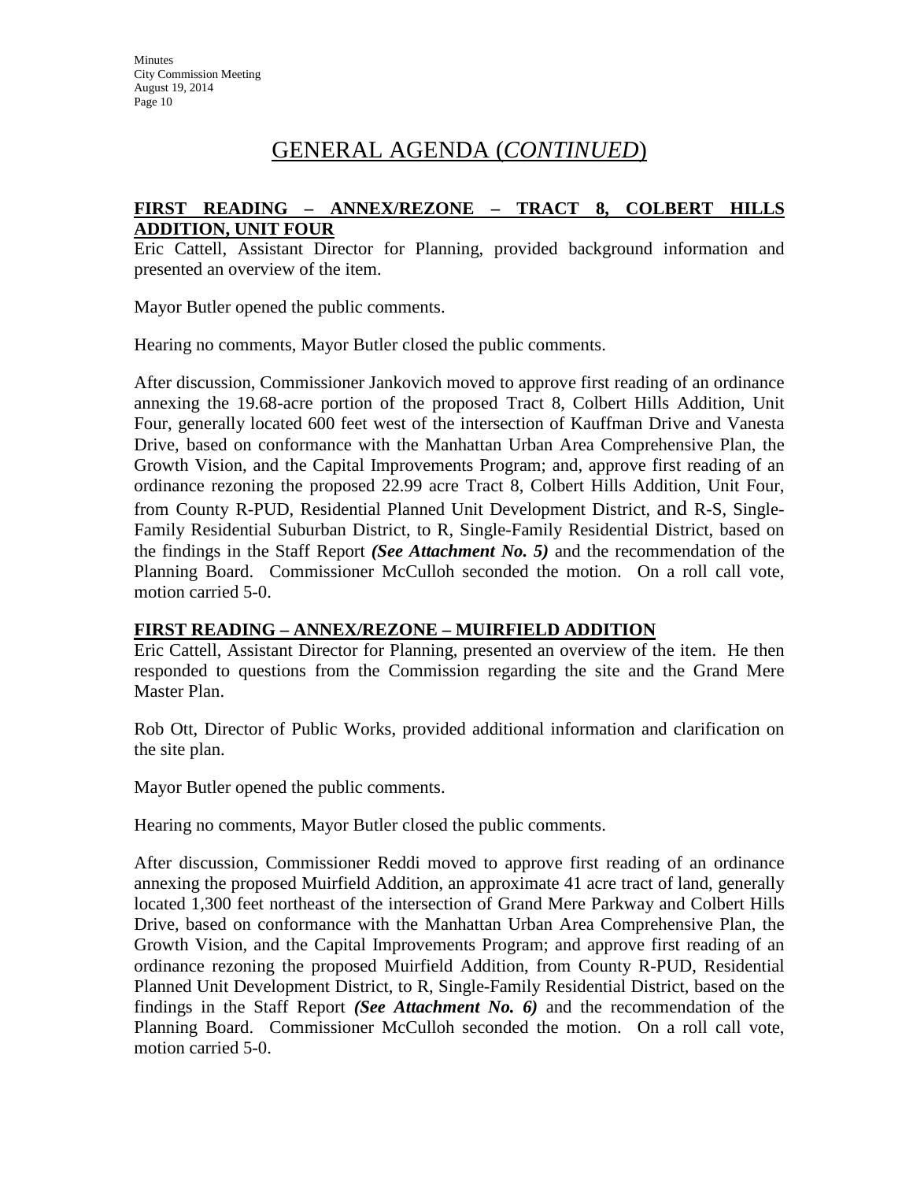# GENERAL AGENDA (*CONTINUED*)

**FIRST READING – ANNEX/REZONE – TRACT 8, COLBERT HILLS ADDITION, UNIT FOUR**

Eric Cattell, Assistant Director for Planning, provided background information and presented an overview of the item.

Mayor Butler opened the public comments.

Hearing no comments, Mayor Butler closed the public comments.

After discussion, Commissioner Jankovich moved to approve first reading of an ordinance annexing the 19.68-acre portion of the proposed Tract 8, Colbert Hills Addition, Unit Four, generally located 600 feet west of the intersection of Kauffman Drive and Vanesta Drive, based on conformance with the Manhattan Urban Area Comprehensive Plan, the Growth Vision, and the Capital Improvements Program; and, approve first reading of an ordinance rezoning the proposed 22.99 acre Tract 8, Colbert Hills Addition, Unit Four, from County R-PUD, Residential Planned Unit Development District, and R-S, Single-Family Residential Suburban District, to R, Single-Family Residential District, based on the findings in the Staff Report ***(See Attachment No. 5)*** and the recommendation of the Planning Board. Commissioner McCulloh seconded the motion. On a roll call vote, motion carried 5-0.

**FIRST READING – ANNEX/REZONE – MUIRFIELD ADDITION**

Eric Cattell, Assistant Director for Planning, presented an overview of the item. He then responded to questions from the Commission regarding the site and the Grand Mere Master Plan.

Rob Ott, Director of Public Works, provided additional information and clarification on the site plan.

Mayor Butler opened the public comments.

Hearing no comments, Mayor Butler closed the public comments.

After discussion, Commissioner Reddi moved to approve first reading of an ordinance annexing the proposed Muirfield Addition, an approximate 41 acre tract of land, generally located 1,300 feet northeast of the intersection of Grand Mere Parkway and Colbert Hills Drive, based on conformance with the Manhattan Urban Area Comprehensive Plan, the Growth Vision, and the Capital Improvements Program; and approve first reading of an ordinance rezoning the proposed Muirfield Addition, from County R-PUD, Residential Planned Unit Development District, to R, Single-Family Residential District, based on the findings in the Staff Report ***(See Attachment No. 6)*** and the recommendation of the Planning Board. Commissioner McCulloh seconded the motion. On a roll call vote, motion carried 5-0.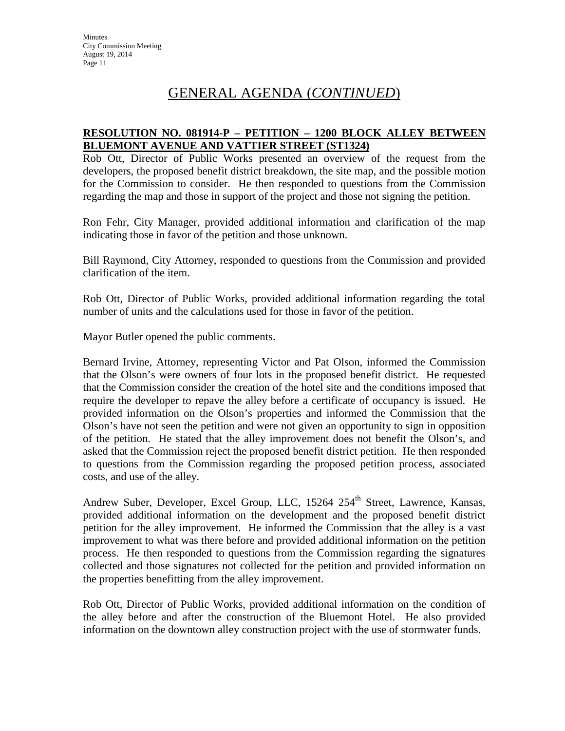# GENERAL AGENDA (*CONTINUED*)

**RESOLUTION NO. 081914-P – PETITION – 1200 BLOCK ALLEY BETWEEN BLUEMONT AVENUE AND VATTIER STREET (ST1324)**

Rob Ott, Director of Public Works presented an overview of the request from the developers, the proposed benefit district breakdown, the site map, and the possible motion for the Commission to consider. He then responded to questions from the Commission regarding the map and those in support of the project and those not signing the petition.

Ron Fehr, City Manager, provided additional information and clarification of the map indicating those in favor of the petition and those unknown.

Bill Raymond, City Attorney, responded to questions from the Commission and provided clarification of the item.

Rob Ott, Director of Public Works, provided additional information regarding the total number of units and the calculations used for those in favor of the petition.

Mayor Butler opened the public comments.

Bernard Irvine, Attorney, representing Victor and Pat Olson, informed the Commission that the Olson's were owners of four lots in the proposed benefit district. He requested that the Commission consider the creation of the hotel site and the conditions imposed that require the developer to repave the alley before a certificate of occupancy is issued. He provided information on the Olson's properties and informed the Commission that the Olson's have not seen the petition and were not given an opportunity to sign in opposition of the petition. He stated that the alley improvement does not benefit the Olson's, and asked that the Commission reject the proposed benefit district petition. He then responded to questions from the Commission regarding the proposed petition process, associated costs, and use of the alley.

Andrew Suber, Developer, Excel Group, LLC, 15264 254th Street, Lawrence, Kansas, provided additional information on the development and the proposed benefit district petition for the alley improvement. He informed the Commission that the alley is a vast improvement to what was there before and provided additional information on the petition process. He then responded to questions from the Commission regarding the signatures collected and those signatures not collected for the petition and provided information on the properties benefitting from the alley improvement.

Rob Ott, Director of Public Works, provided additional information on the condition of the alley before and after the construction of the Bluemont Hotel. He also provided information on the downtown alley construction project with the use of stormwater funds.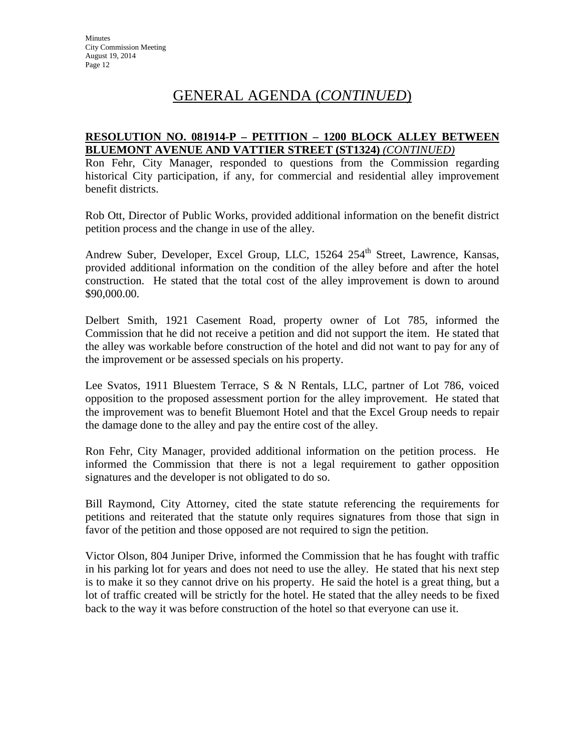## GENERAL AGENDA (*CONTINUED*)

**RESOLUTION NO. 081914-P – PETITION – 1200 BLOCK ALLEY BETWEEN BLUEMONT AVENUE AND VATTIER STREET (ST1324)** ***(CONTINUED)***

Ron Fehr, City Manager, responded to questions from the Commission regarding historical City participation, if any, for commercial and residential alley improvement benefit districts.

Rob Ott, Director of Public Works, provided additional information on the benefit district petition process and the change in use of the alley.

Andrew Suber, Developer, Excel Group, LLC, 15264 254th Street, Lawrence, Kansas, provided additional information on the condition of the alley before and after the hotel construction. He stated that the total cost of the alley improvement is down to around $90,000.00.

Delbert Smith, 1921 Casement Road, property owner of Lot 785, informed the Commission that he did not receive a petition and did not support the item. He stated that the alley was workable before construction of the hotel and did not want to pay for any of the improvement or be assessed specials on his property.

Lee Svatos, 1911 Bluestem Terrace, S & N Rentals, LLC, partner of Lot 786, voiced opposition to the proposed assessment portion for the alley improvement. He stated that the improvement was to benefit Bluemont Hotel and that the Excel Group needs to repair the damage done to the alley and pay the entire cost of the alley.

Ron Fehr, City Manager, provided additional information on the petition process. He informed the Commission that there is not a legal requirement to gather opposition signatures and the developer is not obligated to do so.

Bill Raymond, City Attorney, cited the state statute referencing the requirements for petitions and reiterated that the statute only requires signatures from those that sign in favor of the petition and those opposed are not required to sign the petition.

Victor Olson, 804 Juniper Drive, informed the Commission that he has fought with traffic in his parking lot for years and does not need to use the alley. He stated that his next step is to make it so they cannot drive on his property. He said the hotel is a great thing, but a lot of traffic created will be strictly for the hotel. He stated that the alley needs to be fixed back to the way it was before construction of the hotel so that everyone can use it.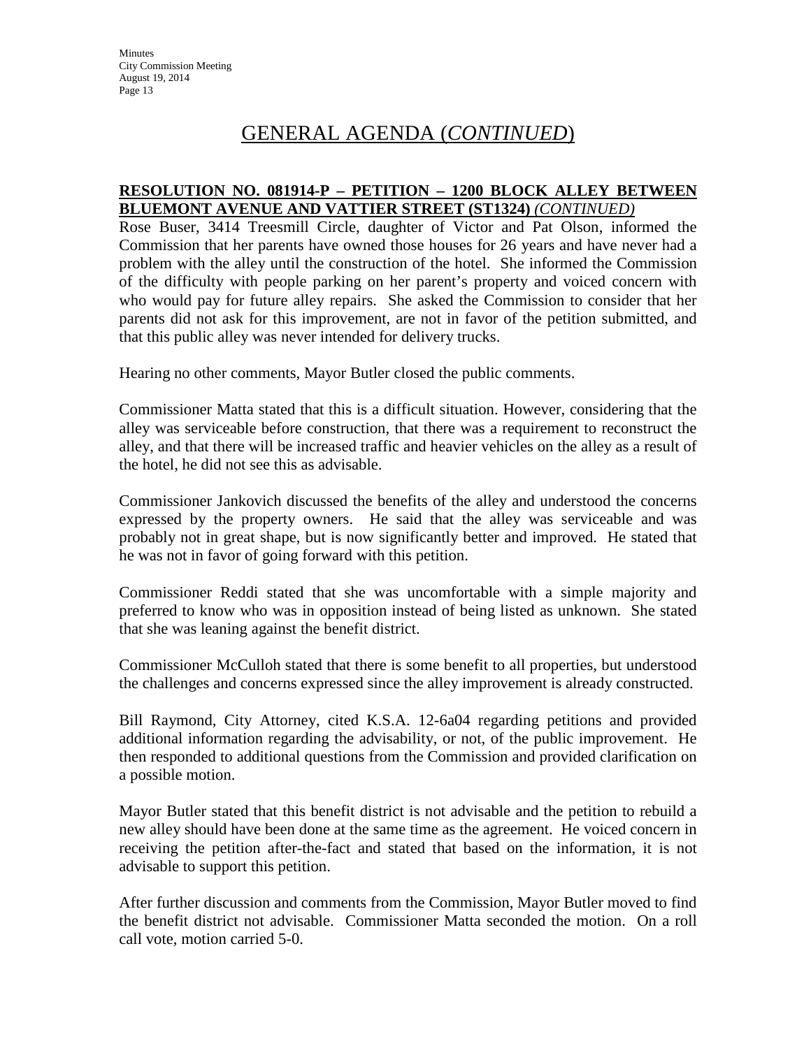## GENERAL AGENDA (*CONTINUED*)

**RESOLUTION NO. 081914-P – PETITION – 1200 BLOCK ALLEY BETWEEN BLUEMONT AVENUE AND VATTIER STREET (ST1324)** ***(CONTINUED)***

Rose Buser, 3414 Treesmill Circle, daughter of Victor and Pat Olson, informed the Commission that her parents have owned those houses for 26 years and have never had a problem with the alley until the construction of the hotel. She informed the Commission of the difficulty with people parking on her parent's property and voiced concern with who would pay for future alley repairs. She asked the Commission to consider that her parents did not ask for this improvement, are not in favor of the petition submitted, and that this public alley was never intended for delivery trucks.

Hearing no other comments, Mayor Butler closed the public comments.

Commissioner Matta stated that this is a difficult situation. However, considering that the alley was serviceable before construction, that there was a requirement to reconstruct the alley, and that there will be increased traffic and heavier vehicles on the alley as a result of the hotel, he did not see this as advisable.

Commissioner Jankovich discussed the benefits of the alley and understood the concerns expressed by the property owners. He said that the alley was serviceable and was probably not in great shape, but is now significantly better and improved. He stated that he was not in favor of going forward with this petition.

Commissioner Reddi stated that she was uncomfortable with a simple majority and preferred to know who was in opposition instead of being listed as unknown. She stated that she was leaning against the benefit district.

Commissioner McCulloh stated that there is some benefit to all properties, but understood the challenges and concerns expressed since the alley improvement is already constructed.

Bill Raymond, City Attorney, cited K.S.A. 12-6a04 regarding petitions and provided additional information regarding the advisability, or not, of the public improvement. He then responded to additional questions from the Commission and provided clarification on a possible motion.

Mayor Butler stated that this benefit district is not advisable and the petition to rebuild a new alley should have been done at the same time as the agreement. He voiced concern in receiving the petition after-the-fact and stated that based on the information, it is not advisable to support this petition.

After further discussion and comments from the Commission, Mayor Butler moved to find the benefit district not advisable. Commissioner Matta seconded the motion. On a roll call vote, motion carried 5-0.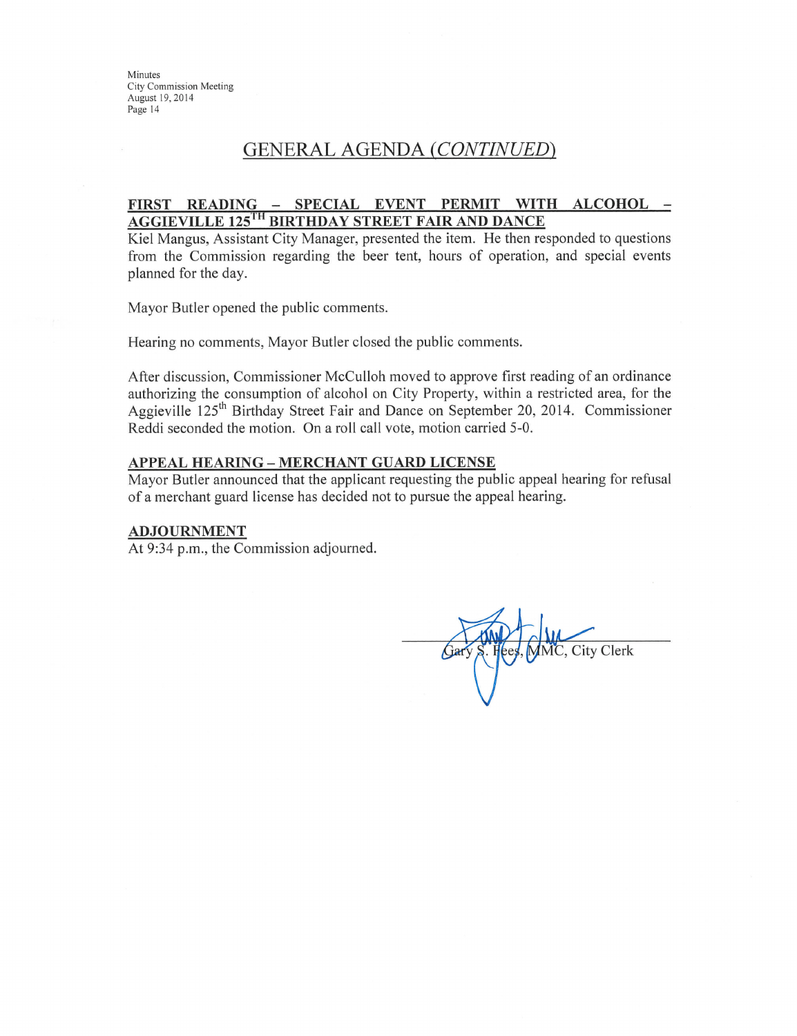## GENERAL AGENDA *(CONTINUED)*

**FIRST READING – SPECIAL EVENT PERMIT WITH ALCOHOL – AGGIEVILLE 125TH BIRTHDAY STREET FAIR AND DANCE**

Kiel Mangus, Assistant City Manager, presented the item. He then responded to questions from the Commission regarding the beer tent, hours of operation, and special events planned for the day.

Mayor Butler opened the public comments.

Hearing no comments, Mayor Butler closed the public comments.

After discussion, Commissioner McCulloh moved to approve first reading of an ordinance authorizing the consumption of alcohol on City Property, within a restricted area, for the Aggieville 125th Birthday Street Fair and Dance on September 20, 2014. Commissioner Reddi seconded the motion. On a roll call vote, motion carried 5-0.

**APPEAL HEARING – MERCHANT GUARD LICENSE**

Mayor Butler announced that the applicant requesting the public appeal hearing for refusal of a merchant guard license has decided not to pursue the appeal hearing.

**ADJOURNMENT**

At 9:34 p.m., the Commission adjourned.

Gary S. Fees, MMC, City Clerk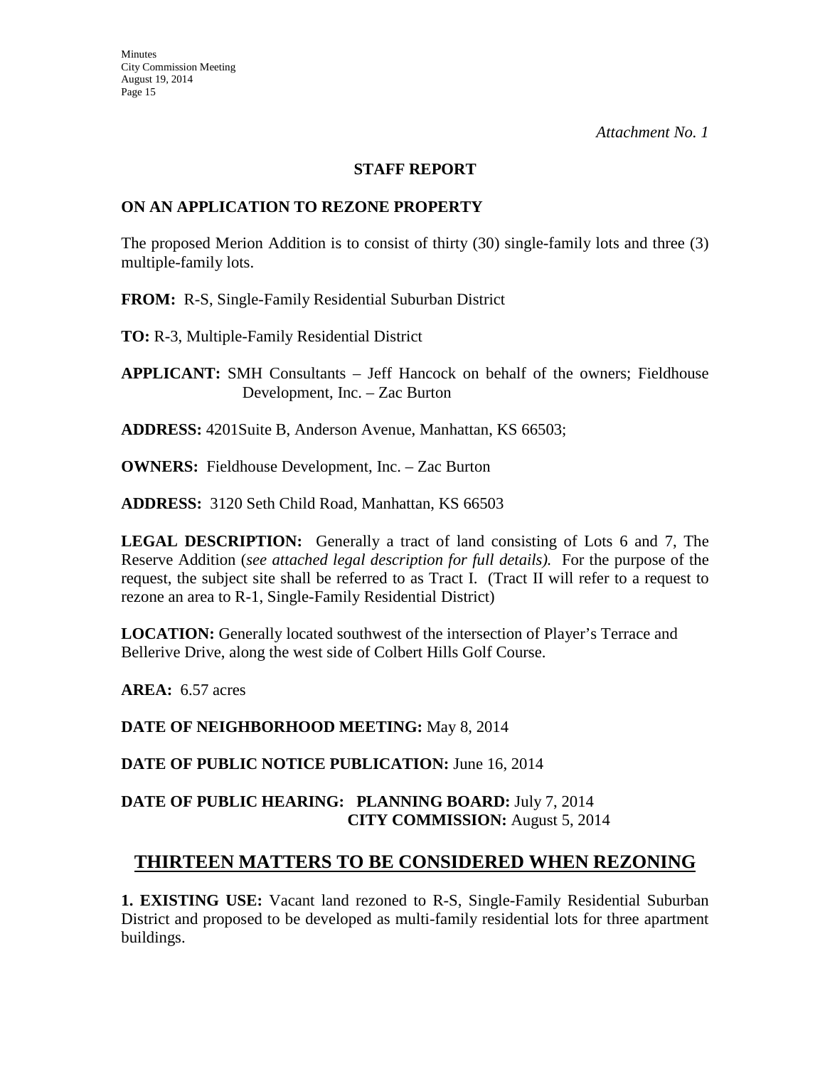*Attachment No. 1*

**STAFF REPORT**

**ON AN APPLICATION TO REZONE PROPERTY**

The proposed Merion Addition is to consist of thirty (30) single-family lots and three (3) multiple-family lots.

**FROM:** R-S, Single-Family Residential Suburban District

**TO:** R-3, Multiple-Family Residential District

**APPLICANT:** SMH Consultants – Jeff Hancock on behalf of the owners; Fieldhouse Development, Inc. – Zac Burton

**ADDRESS:** 4201Suite B, Anderson Avenue, Manhattan, KS 66503;

**OWNERS:** Fieldhouse Development, Inc. – Zac Burton

**ADDRESS:** 3120 Seth Child Road, Manhattan, KS 66503

**LEGAL DESCRIPTION:** Generally a tract of land consisting of Lots 6 and 7, The Reserve Addition (*see attached legal description for full details).* For the purpose of the request, the subject site shall be referred to as Tract I. (Tract II will refer to a request to rezone an area to R-1, Single-Family Residential District)

**LOCATION:** Generally located southwest of the intersection of Player's Terrace and Bellerive Drive, along the west side of Colbert Hills Golf Course.

**AREA:** 6.57 acres

**DATE OF NEIGHBORHOOD MEETING:** May 8, 2014

**DATE OF PUBLIC NOTICE PUBLICATION:** June 16, 2014

**DATE OF PUBLIC HEARING: PLANNING BOARD:** July 7, 2014
**CITY COMMISSION:** August 5, 2014

## THIRTEEN MATTERS TO BE CONSIDERED WHEN REZONING

**1. EXISTING USE:** Vacant land rezoned to R-S, Single-Family Residential Suburban District and proposed to be developed as multi-family residential lots for three apartment buildings.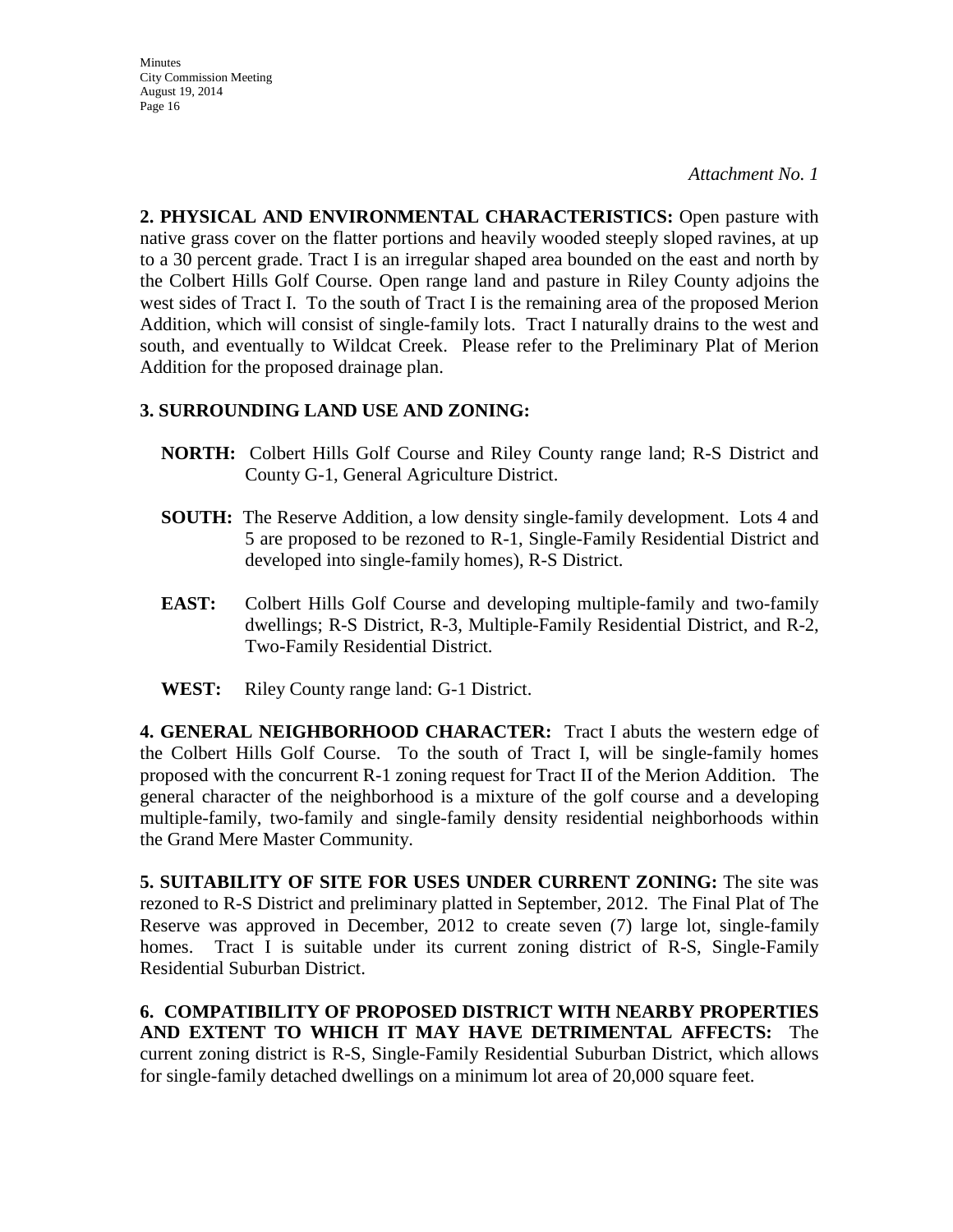*Attachment No. 1*

**2. PHYSICAL AND ENVIRONMENTAL CHARACTERISTICS:** Open pasture with native grass cover on the flatter portions and heavily wooded steeply sloped ravines, at up to a 30 percent grade. Tract I is an irregular shaped area bounded on the east and north by the Colbert Hills Golf Course. Open range land and pasture in Riley County adjoins the west sides of Tract I. To the south of Tract I is the remaining area of the proposed Merion Addition, which will consist of single-family lots. Tract I naturally drains to the west and south, and eventually to Wildcat Creek. Please refer to the Preliminary Plat of Merion Addition for the proposed drainage plan.

**3. SURROUNDING LAND USE AND ZONING:**

**NORTH:** Colbert Hills Golf Course and Riley County range land; R-S District and County G-1, General Agriculture District.

**SOUTH:** The Reserve Addition, a low density single-family development. Lots 4 and 5 are proposed to be rezoned to R-1, Single-Family Residential District and developed into single-family homes), R-S District.

**EAST:** Colbert Hills Golf Course and developing multiple-family and two-family dwellings; R-S District, R-3, Multiple-Family Residential District, and R-2, Two-Family Residential District.

**WEST:** Riley County range land: G-1 District.

**4. GENERAL NEIGHBORHOOD CHARACTER:** Tract I abuts the western edge of the Colbert Hills Golf Course. To the south of Tract I, will be single-family homes proposed with the concurrent R-1 zoning request for Tract II of the Merion Addition. The general character of the neighborhood is a mixture of the golf course and a developing multiple-family, two-family and single-family density residential neighborhoods within the Grand Mere Master Community.

**5. SUITABILITY OF SITE FOR USES UNDER CURRENT ZONING:** The site was rezoned to R-S District and preliminary platted in September, 2012. The Final Plat of The Reserve was approved in December, 2012 to create seven (7) large lot, single-family homes. Tract I is suitable under its current zoning district of R-S, Single-Family Residential Suburban District.

**6. COMPATIBILITY OF PROPOSED DISTRICT WITH NEARBY PROPERTIES AND EXTENT TO WHICH IT MAY HAVE DETRIMENTAL AFFECTS:** The current zoning district is R-S, Single-Family Residential Suburban District, which allows for single-family detached dwellings on a minimum lot area of 20,000 square feet.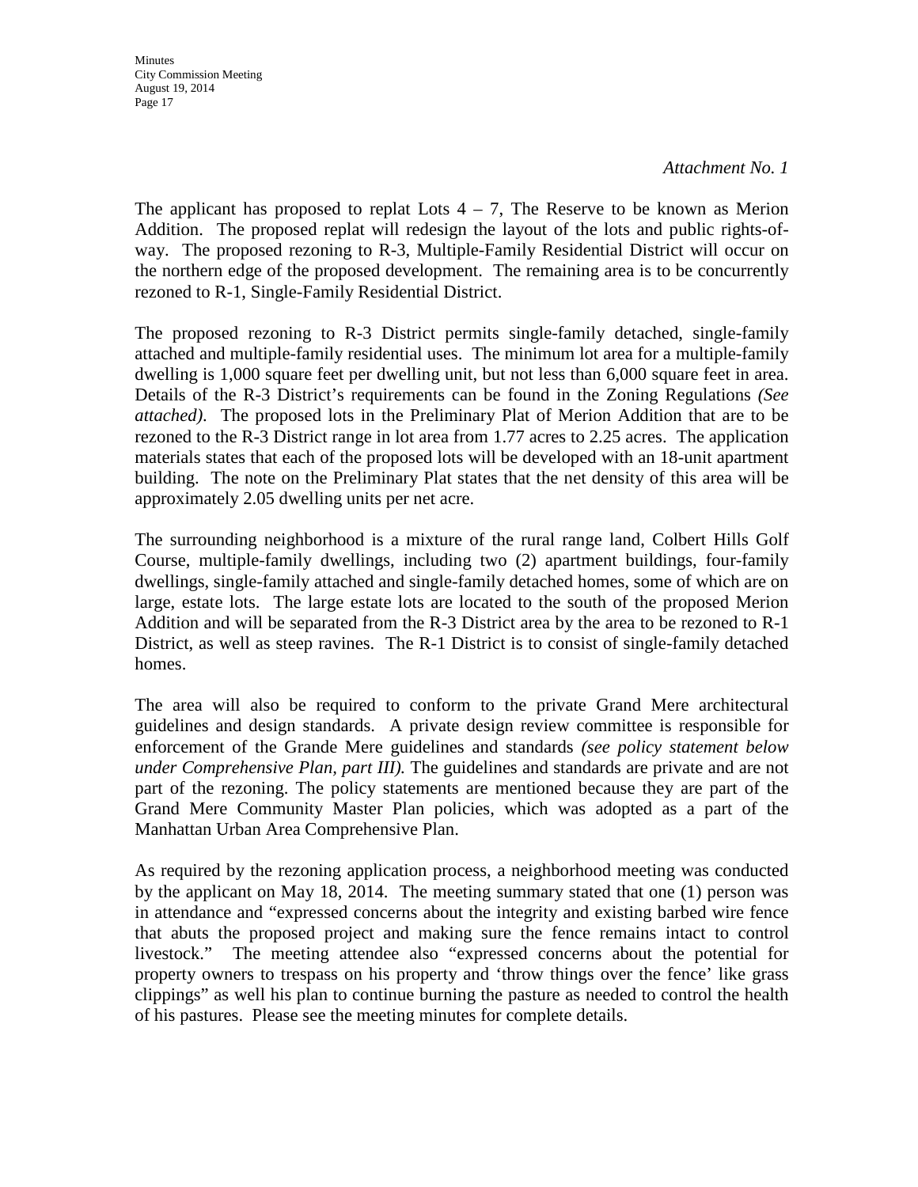*Attachment No. 1*

The applicant has proposed to replat Lots 4 – 7, The Reserve to be known as Merion Addition. The proposed replat will redesign the layout of the lots and public rights-of-way. The proposed rezoning to R-3, Multiple-Family Residential District will occur on the northern edge of the proposed development. The remaining area is to be concurrently rezoned to R-1, Single-Family Residential District.

The proposed rezoning to R-3 District permits single-family detached, single-family attached and multiple-family residential uses. The minimum lot area for a multiple-family dwelling is 1,000 square feet per dwelling unit, but not less than 6,000 square feet in area. Details of the R-3 District's requirements can be found in the Zoning Regulations *(See attached)*. The proposed lots in the Preliminary Plat of Merion Addition that are to be rezoned to the R-3 District range in lot area from 1.77 acres to 2.25 acres. The application materials states that each of the proposed lots will be developed with an 18-unit apartment building. The note on the Preliminary Plat states that the net density of this area will be approximately 2.05 dwelling units per net acre.

The surrounding neighborhood is a mixture of the rural range land, Colbert Hills Golf Course, multiple-family dwellings, including two (2) apartment buildings, four-family dwellings, single-family attached and single-family detached homes, some of which are on large, estate lots. The large estate lots are located to the south of the proposed Merion Addition and will be separated from the R-3 District area by the area to be rezoned to R-1 District, as well as steep ravines. The R-1 District is to consist of single-family detached homes.

The area will also be required to conform to the private Grand Mere architectural guidelines and design standards. A private design review committee is responsible for enforcement of the Grande Mere guidelines and standards *(see policy statement below under Comprehensive Plan, part III).* The guidelines and standards are private and are not part of the rezoning. The policy statements are mentioned because they are part of the Grand Mere Community Master Plan policies, which was adopted as a part of the Manhattan Urban Area Comprehensive Plan.

As required by the rezoning application process, a neighborhood meeting was conducted by the applicant on May 18, 2014. The meeting summary stated that one (1) person was in attendance and "expressed concerns about the integrity and existing barbed wire fence that abuts the proposed project and making sure the fence remains intact to control livestock." The meeting attendee also "expressed concerns about the potential for property owners to trespass on his property and 'throw things over the fence' like grass clippings" as well his plan to continue burning the pasture as needed to control the health of his pastures. Please see the meeting minutes for complete details.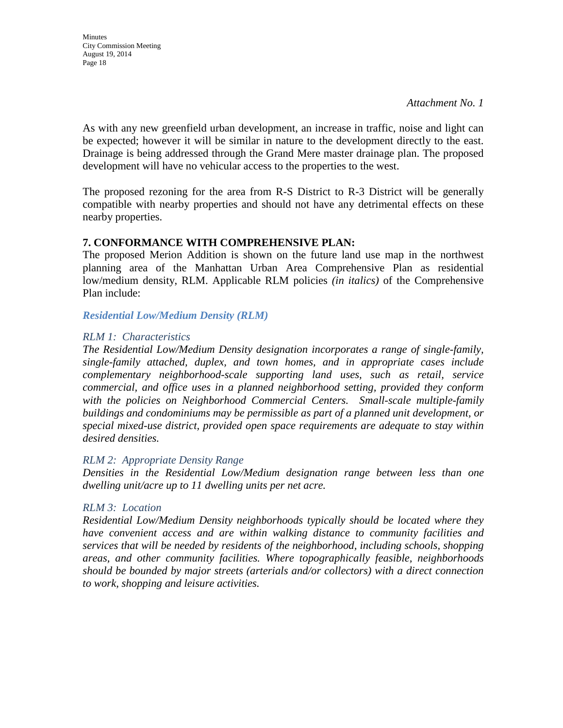*Attachment No. 1*

As with any new greenfield urban development, an increase in traffic, noise and light can be expected; however it will be similar in nature to the development directly to the east. Drainage is being addressed through the Grand Mere master drainage plan. The proposed development will have no vehicular access to the properties to the west.

The proposed rezoning for the area from R-S District to R-3 District will be generally compatible with nearby properties and should not have any detrimental effects on these nearby properties.

**7. CONFORMANCE WITH COMPREHENSIVE PLAN:**

The proposed Merion Addition is shown on the future land use map in the northwest planning area of the Manhattan Urban Area Comprehensive Plan as residential low/medium density, RLM. Applicable RLM policies *(in italics)* of the Comprehensive Plan include:

***Residential Low/Medium Density (RLM)***

*RLM 1: Characteristics*

*The Residential Low/Medium Density designation incorporates a range of single-family, single-family attached, duplex, and town homes, and in appropriate cases include complementary neighborhood-scale supporting land uses, such as retail, service commercial, and office uses in a planned neighborhood setting, provided they conform with the policies on Neighborhood Commercial Centers. Small-scale multiple-family buildings and condominiums may be permissible as part of a planned unit development, or special mixed-use district, provided open space requirements are adequate to stay within desired densities.*

*RLM 2: Appropriate Density Range*

*Densities in the Residential Low/Medium designation range between less than one dwelling unit/acre up to 11 dwelling units per net acre.*

*RLM 3: Location*

*Residential Low/Medium Density neighborhoods typically should be located where they have convenient access and are within walking distance to community facilities and services that will be needed by residents of the neighborhood, including schools, shopping areas, and other community facilities. Where topographically feasible, neighborhoods should be bounded by major streets (arterials and/or collectors) with a direct connection to work, shopping and leisure activities.*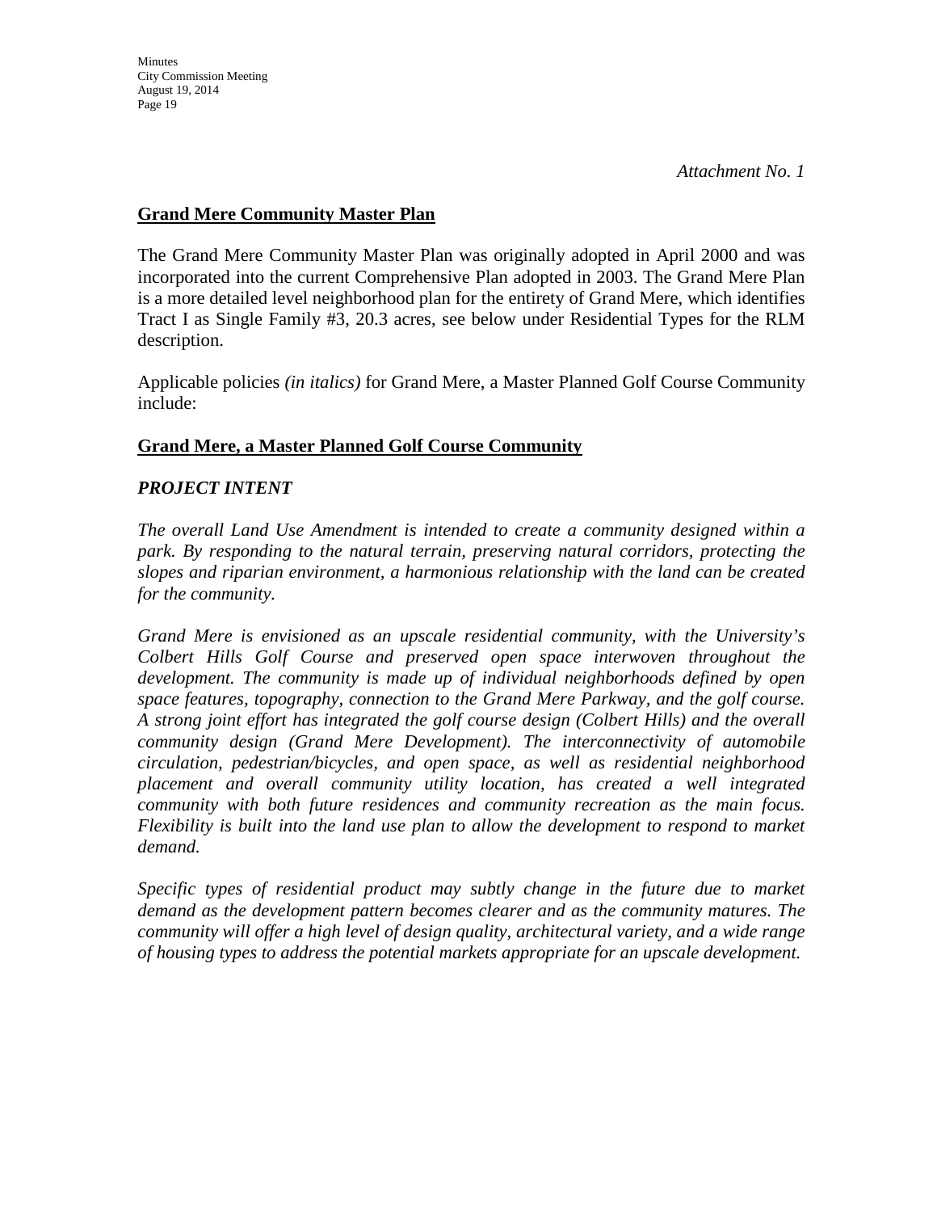*Attachment No. 1*

## Grand Mere Community Master Plan

The Grand Mere Community Master Plan was originally adopted in April 2000 and was incorporated into the current Comprehensive Plan adopted in 2003. The Grand Mere Plan is a more detailed level neighborhood plan for the entirety of Grand Mere, which identifies Tract I as Single Family #3, 20.3 acres, see below under Residential Types for the RLM description.

Applicable policies *(in italics)* for Grand Mere, a Master Planned Golf Course Community include:

## Grand Mere, a Master Planned Golf Course Community

### *PROJECT INTENT*

*The overall Land Use Amendment is intended to create a community designed within a park. By responding to the natural terrain, preserving natural corridors, protecting the slopes and riparian environment, a harmonious relationship with the land can be created for the community.*

*Grand Mere is envisioned as an upscale residential community, with the University's Colbert Hills Golf Course and preserved open space interwoven throughout the development. The community is made up of individual neighborhoods defined by open space features, topography, connection to the Grand Mere Parkway, and the golf course. A strong joint effort has integrated the golf course design (Colbert Hills) and the overall community design (Grand Mere Development). The interconnectivity of automobile circulation, pedestrian/bicycles, and open space, as well as residential neighborhood placement and overall community utility location, has created a well integrated community with both future residences and community recreation as the main focus. Flexibility is built into the land use plan to allow the development to respond to market demand.*

*Specific types of residential product may subtly change in the future due to market demand as the development pattern becomes clearer and as the community matures. The community will offer a high level of design quality, architectural variety, and a wide range of housing types to address the potential markets appropriate for an upscale development.*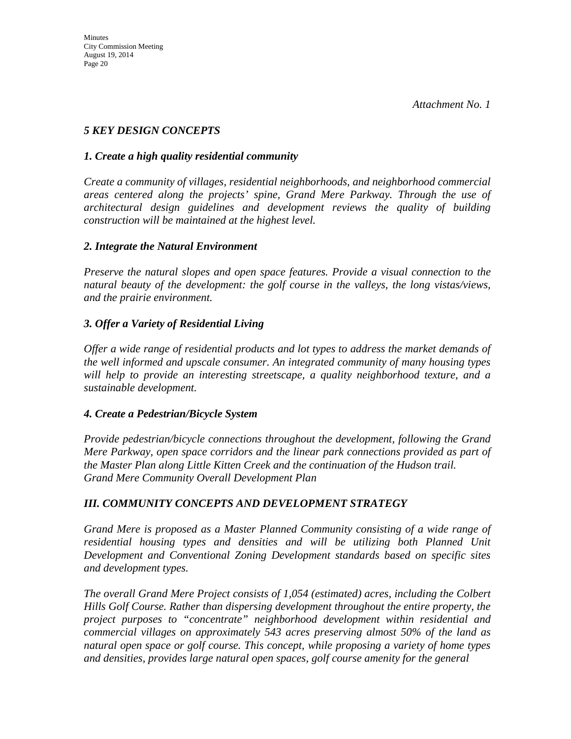*Attachment No. 1*

## *5 KEY DESIGN CONCEPTS*

### *1. Create a high quality residential community*

*Create a community of villages, residential neighborhoods, and neighborhood commercial areas centered along the projects' spine, Grand Mere Parkway. Through the use of architectural design guidelines and development reviews the quality of building construction will be maintained at the highest level.*

### *2. Integrate the Natural Environment*

*Preserve the natural slopes and open space features. Provide a visual connection to the natural beauty of the development: the golf course in the valleys, the long vistas/views, and the prairie environment.*

### *3. Offer a Variety of Residential Living*

*Offer a wide range of residential products and lot types to address the market demands of the well informed and upscale consumer. An integrated community of many housing types will help to provide an interesting streetscape, a quality neighborhood texture, and a sustainable development.*

### *4. Create a Pedestrian/Bicycle System*

*Provide pedestrian/bicycle connections throughout the development, following the Grand Mere Parkway, open space corridors and the linear park connections provided as part of the Master Plan along Little Kitten Creek and the continuation of the Hudson trail.*
*Grand Mere Community Overall Development Plan*

## *III. COMMUNITY CONCEPTS AND DEVELOPMENT STRATEGY*

*Grand Mere is proposed as a Master Planned Community consisting of a wide range of residential housing types and densities and will be utilizing both Planned Unit Development and Conventional Zoning Development standards based on specific sites and development types.*

*The overall Grand Mere Project consists of 1,054 (estimated) acres, including the Colbert Hills Golf Course. Rather than dispersing development throughout the entire property, the project purposes to "concentrate" neighborhood development within residential and commercial villages on approximately 543 acres preserving almost 50% of the land as natural open space or golf course. This concept, while proposing a variety of home types and densities, provides large natural open spaces, golf course amenity for the general*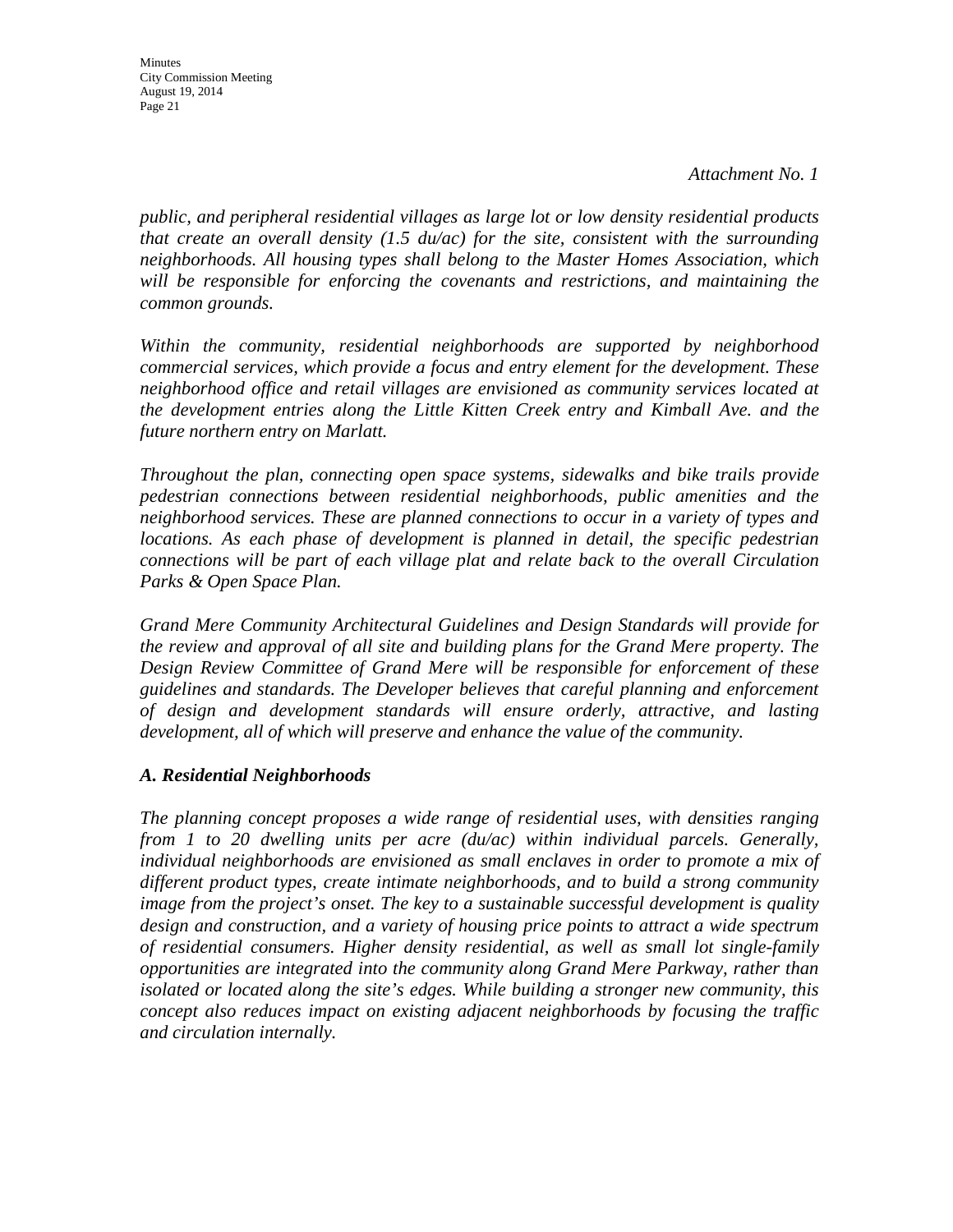*Attachment No. 1*

*public, and peripheral residential villages as large lot or low density residential products that create an overall density (1.5 du/ac) for the site, consistent with the surrounding neighborhoods. All housing types shall belong to the Master Homes Association, which will be responsible for enforcing the covenants and restrictions, and maintaining the common grounds.*

*Within the community, residential neighborhoods are supported by neighborhood commercial services, which provide a focus and entry element for the development. These neighborhood office and retail villages are envisioned as community services located at the development entries along the Little Kitten Creek entry and Kimball Ave. and the future northern entry on Marlatt.*

*Throughout the plan, connecting open space systems, sidewalks and bike trails provide pedestrian connections between residential neighborhoods, public amenities and the neighborhood services. These are planned connections to occur in a variety of types and locations. As each phase of development is planned in detail, the specific pedestrian connections will be part of each village plat and relate back to the overall Circulation Parks & Open Space Plan.*

*Grand Mere Community Architectural Guidelines and Design Standards will provide for the review and approval of all site and building plans for the Grand Mere property. The Design Review Committee of Grand Mere will be responsible for enforcement of these guidelines and standards. The Developer believes that careful planning and enforcement of design and development standards will ensure orderly, attractive, and lasting development, all of which will preserve and enhance the value of the community.*

### *A. Residential Neighborhoods*

*The planning concept proposes a wide range of residential uses, with densities ranging from 1 to 20 dwelling units per acre (du/ac) within individual parcels. Generally, individual neighborhoods are envisioned as small enclaves in order to promote a mix of different product types, create intimate neighborhoods, and to build a strong community image from the project's onset. The key to a sustainable successful development is quality design and construction, and a variety of housing price points to attract a wide spectrum of residential consumers. Higher density residential, as well as small lot single-family opportunities are integrated into the community along Grand Mere Parkway, rather than isolated or located along the site's edges. While building a stronger new community, this concept also reduces impact on existing adjacent neighborhoods by focusing the traffic and circulation internally.*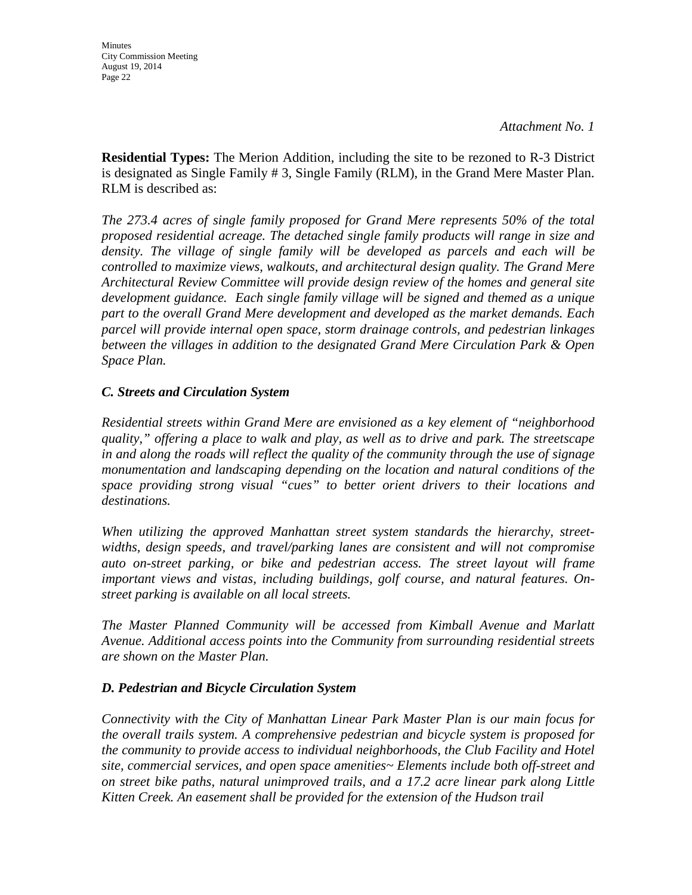*Attachment No. 1*

**Residential Types:** The Merion Addition, including the site to be rezoned to R-3 District is designated as Single Family # 3, Single Family (RLM), in the Grand Mere Master Plan. RLM is described as:

*The 273.4 acres of single family proposed for Grand Mere represents 50% of the total proposed residential acreage. The detached single family products will range in size and density. The village of single family will be developed as parcels and each will be controlled to maximize views, walkouts, and architectural design quality. The Grand Mere Architectural Review Committee will provide design review of the homes and general site development guidance. Each single family village will be signed and themed as a unique part to the overall Grand Mere development and developed as the market demands. Each parcel will provide internal open space, storm drainage controls, and pedestrian linkages between the villages in addition to the designated Grand Mere Circulation Park & Open Space Plan.*

### *C. Streets and Circulation System*

*Residential streets within Grand Mere are envisioned as a key element of "neighborhood quality," offering a place to walk and play, as well as to drive and park. The streetscape in and along the roads will reflect the quality of the community through the use of signage monumentation and landscaping depending on the location and natural conditions of the space providing strong visual "cues" to better orient drivers to their locations and destinations.*

*When utilizing the approved Manhattan street system standards the hierarchy, street-widths, design speeds, and travel/parking lanes are consistent and will not compromise auto on-street parking, or bike and pedestrian access. The street layout will frame important views and vistas, including buildings, golf course, and natural features. On-street parking is available on all local streets.*

*The Master Planned Community will be accessed from Kimball Avenue and Marlatt Avenue. Additional access points into the Community from surrounding residential streets are shown on the Master Plan.*

### *D. Pedestrian and Bicycle Circulation System*

*Connectivity with the City of Manhattan Linear Park Master Plan is our main focus for the overall trails system. A comprehensive pedestrian and bicycle system is proposed for the community to provide access to individual neighborhoods, the Club Facility and Hotel site, commercial services, and open space amenities~ Elements include both off-street and on street bike paths, natural unimproved trails, and a 17.2 acre linear park along Little Kitten Creek. An easement shall be provided for the extension of the Hudson trail*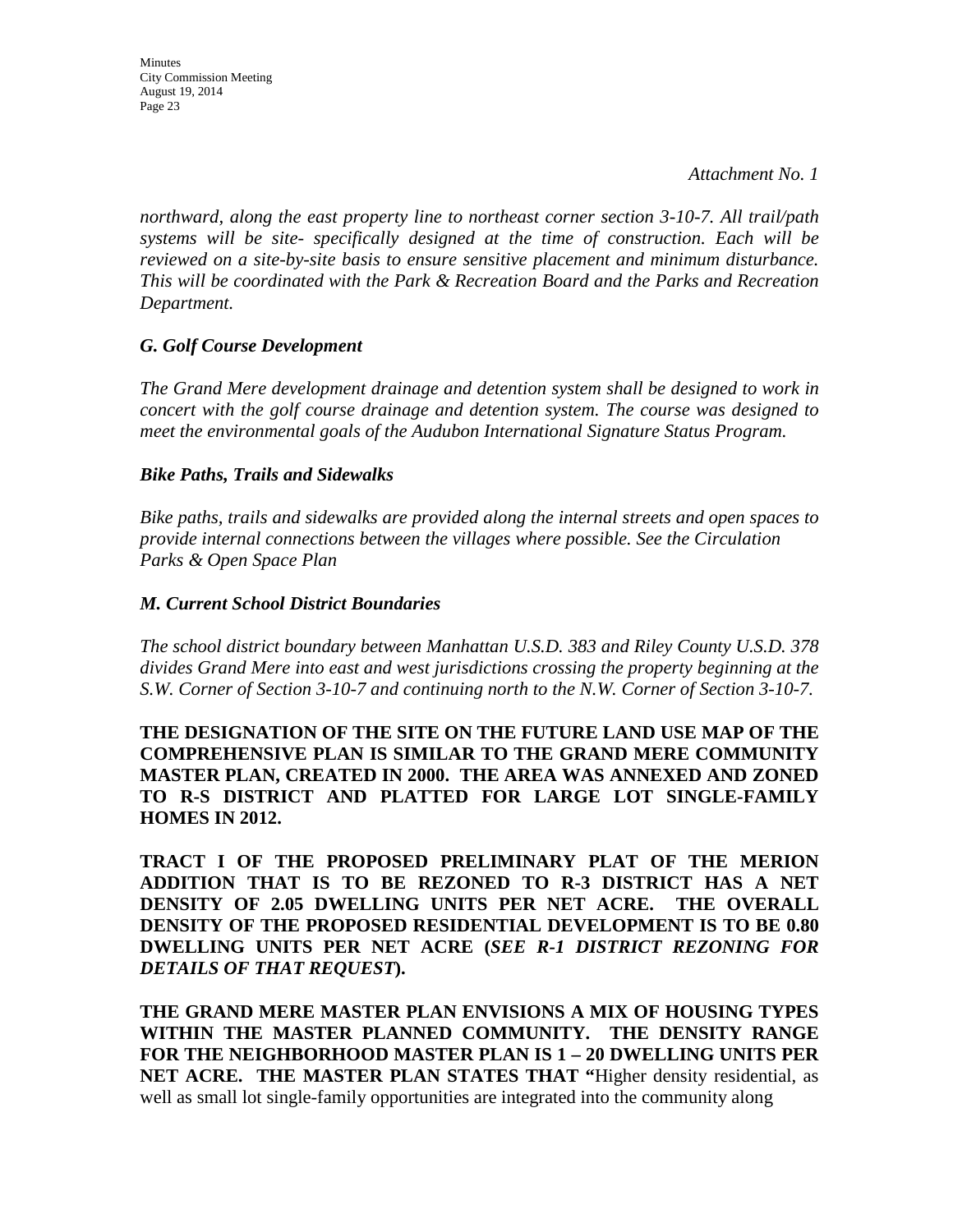*Attachment No. 1*

*northward, along the east property line to northeast corner section 3-10-7. All trail/path systems will be site- specifically designed at the time of construction. Each will be reviewed on a site-by-site basis to ensure sensitive placement and minimum disturbance. This will be coordinated with the Park & Recreation Board and the Parks and Recreation Department.*

***G. Golf Course Development***

*The Grand Mere development drainage and detention system shall be designed to work in concert with the golf course drainage and detention system. The course was designed to meet the environmental goals of the Audubon International Signature Status Program.*

***Bike Paths, Trails and Sidewalks***

*Bike paths, trails and sidewalks are provided along the internal streets and open spaces to provide internal connections between the villages where possible. See the Circulation Parks & Open Space Plan*

***M. Current School District Boundaries***

*The school district boundary between Manhattan U.S.D. 383 and Riley County U.S.D. 378 divides Grand Mere into east and west jurisdictions crossing the property beginning at the S.W. Corner of Section 3-10-7 and continuing north to the N.W. Corner of Section 3-10-7.*

**THE DESIGNATION OF THE SITE ON THE FUTURE LAND USE MAP OF THE COMPREHENSIVE PLAN IS SIMILAR TO THE GRAND MERE COMMUNITY MASTER PLAN, CREATED IN 2000. THE AREA WAS ANNEXED AND ZONED TO R-S DISTRICT AND PLATTED FOR LARGE LOT SINGLE-FAMILY HOMES IN 2012.**

**TRACT I OF THE PROPOSED PRELIMINARY PLAT OF THE MERION ADDITION THAT IS TO BE REZONED TO R-3 DISTRICT HAS A NET DENSITY OF 2.05 DWELLING UNITS PER NET ACRE. THE OVERALL DENSITY OF THE PROPOSED RESIDENTIAL DEVELOPMENT IS TO BE 0.80 DWELLING UNITS PER NET ACRE (*SEE R-1 DISTRICT REZONING FOR DETAILS OF THAT REQUEST*).**

**THE GRAND MERE MASTER PLAN ENVISIONS A MIX OF HOUSING TYPES WITHIN THE MASTER PLANNED COMMUNITY. THE DENSITY RANGE FOR THE NEIGHBORHOOD MASTER PLAN IS 1 – 20 DWELLING UNITS PER NET ACRE. THE MASTER PLAN STATES THAT "**Higher density residential, as well as small lot single-family opportunities are integrated into the community along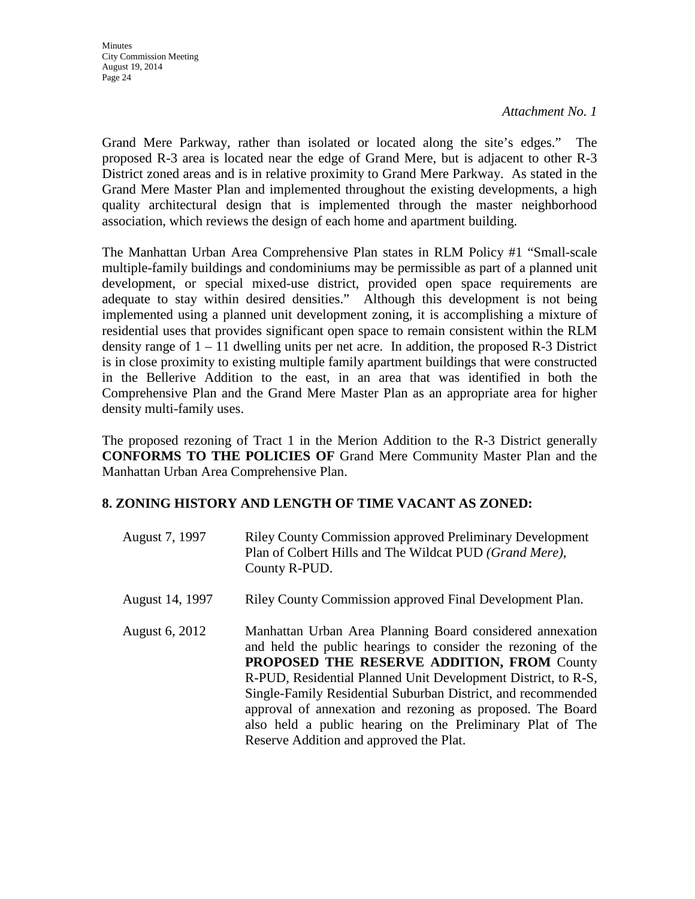*Attachment No. 1*

Grand Mere Parkway, rather than isolated or located along the site's edges." The proposed R-3 area is located near the edge of Grand Mere, but is adjacent to other R-3 District zoned areas and is in relative proximity to Grand Mere Parkway. As stated in the Grand Mere Master Plan and implemented throughout the existing developments, a high quality architectural design that is implemented through the master neighborhood association, which reviews the design of each home and apartment building.

The Manhattan Urban Area Comprehensive Plan states in RLM Policy #1 "Small-scale multiple-family buildings and condominiums may be permissible as part of a planned unit development, or special mixed-use district, provided open space requirements are adequate to stay within desired densities." Although this development is not being implemented using a planned unit development zoning, it is accomplishing a mixture of residential uses that provides significant open space to remain consistent within the RLM density range of 1 – 11 dwelling units per net acre. In addition, the proposed R-3 District is in close proximity to existing multiple family apartment buildings that were constructed in the Bellerive Addition to the east, in an area that was identified in both the Comprehensive Plan and the Grand Mere Master Plan as an appropriate area for higher density multi-family uses.

The proposed rezoning of Tract 1 in the Merion Addition to the R-3 District generally **CONFORMS TO THE POLICIES OF** Grand Mere Community Master Plan and the Manhattan Urban Area Comprehensive Plan.

## 8. ZONING HISTORY AND LENGTH OF TIME VACANT AS ZONED:

August 7, 1997 — Riley County Commission approved Preliminary Development Plan of Colbert Hills and The Wildcat PUD *(Grand Mere)*, County R-PUD.

August 14, 1997 — Riley County Commission approved Final Development Plan.

August 6, 2012 — Manhattan Urban Area Planning Board considered annexation and held the public hearings to consider the rezoning of the **PROPOSED THE RESERVE ADDITION, FROM** County R-PUD, Residential Planned Unit Development District, to R-S, Single-Family Residential Suburban District, and recommended approval of annexation and rezoning as proposed. The Board also held a public hearing on the Preliminary Plat of The Reserve Addition and approved the Plat.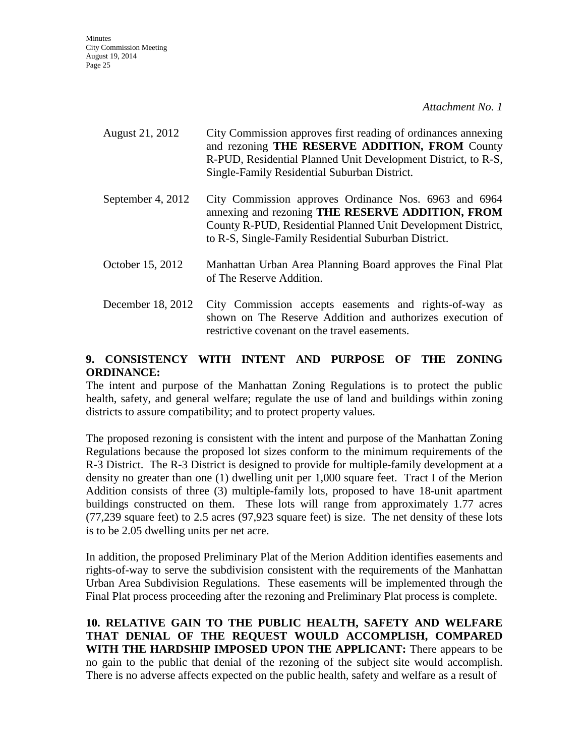*Attachment No. 1*

| | |
|---|---|
| August 21, 2012 | City Commission approves first reading of ordinances annexing and rezoning **THE RESERVE ADDITION, FROM** County R-PUD, Residential Planned Unit Development District, to R-S, Single-Family Residential Suburban District. |
| September 4, 2012 | City Commission approves Ordinance Nos. 6963 and 6964 annexing and rezoning **THE RESERVE ADDITION, FROM** County R-PUD, Residential Planned Unit Development District, to R-S, Single-Family Residential Suburban District. |
| October 15, 2012 | Manhattan Urban Area Planning Board approves the Final Plat of The Reserve Addition. |
| December 18, 2012 | City Commission accepts easements and rights-of-way as shown on The Reserve Addition and authorizes execution of restrictive covenant on the travel easements. |

**9. CONSISTENCY WITH INTENT AND PURPOSE OF THE ZONING ORDINANCE:**

The intent and purpose of the Manhattan Zoning Regulations is to protect the public health, safety, and general welfare; regulate the use of land and buildings within zoning districts to assure compatibility; and to protect property values.

The proposed rezoning is consistent with the intent and purpose of the Manhattan Zoning Regulations because the proposed lot sizes conform to the minimum requirements of the R-3 District. The R-3 District is designed to provide for multiple-family development at a density no greater than one (1) dwelling unit per 1,000 square feet. Tract I of the Merion Addition consists of three (3) multiple-family lots, proposed to have 18-unit apartment buildings constructed on them. These lots will range from approximately 1.77 acres (77,239 square feet) to 2.5 acres (97,923 square feet) is size. The net density of these lots is to be 2.05 dwelling units per net acre.

In addition, the proposed Preliminary Plat of the Merion Addition identifies easements and rights-of-way to serve the subdivision consistent with the requirements of the Manhattan Urban Area Subdivision Regulations. These easements will be implemented through the Final Plat process proceeding after the rezoning and Preliminary Plat process is complete.

**10. RELATIVE GAIN TO THE PUBLIC HEALTH, SAFETY AND WELFARE THAT DENIAL OF THE REQUEST WOULD ACCOMPLISH, COMPARED WITH THE HARDSHIP IMPOSED UPON THE APPLICANT:** There appears to be no gain to the public that denial of the rezoning of the subject site would accomplish. There is no adverse affects expected on the public health, safety and welfare as a result of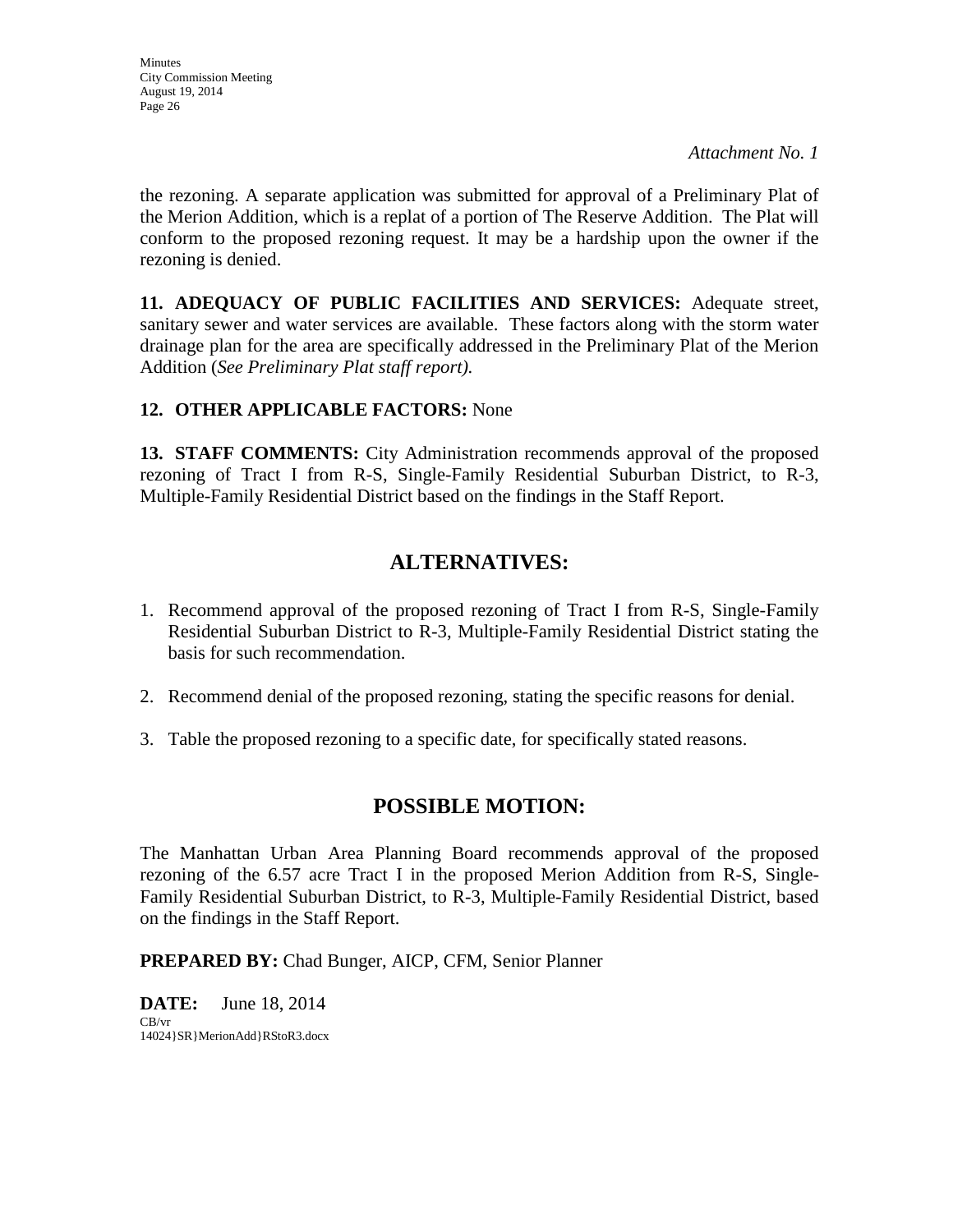*Attachment No. 1*

the rezoning. A separate application was submitted for approval of a Preliminary Plat of the Merion Addition, which is a replat of a portion of The Reserve Addition. The Plat will conform to the proposed rezoning request. It may be a hardship upon the owner if the rezoning is denied.

**11. ADEQUACY OF PUBLIC FACILITIES AND SERVICES:** Adequate street, sanitary sewer and water services are available. These factors along with the storm water drainage plan for the area are specifically addressed in the Preliminary Plat of the Merion Addition (*See Preliminary Plat staff report).*

**12. OTHER APPLICABLE FACTORS:** None

**13. STAFF COMMENTS:** City Administration recommends approval of the proposed rezoning of Tract I from R-S, Single-Family Residential Suburban District, to R-3, Multiple-Family Residential District based on the findings in the Staff Report.

## ALTERNATIVES:

1. Recommend approval of the proposed rezoning of Tract I from R-S, Single-Family Residential Suburban District to R-3, Multiple-Family Residential District stating the basis for such recommendation.

2. Recommend denial of the proposed rezoning, stating the specific reasons for denial.

3. Table the proposed rezoning to a specific date, for specifically stated reasons.

## POSSIBLE MOTION:

The Manhattan Urban Area Planning Board recommends approval of the proposed rezoning of the 6.57 acre Tract I in the proposed Merion Addition from R-S, Single-Family Residential Suburban District, to R-3, Multiple-Family Residential District, based on the findings in the Staff Report.

**PREPARED BY:** Chad Bunger, AICP, CFM, Senior Planner

**DATE:** June 18, 2014

CB/vr
14024}SR}MerionAdd}RStoR3.docx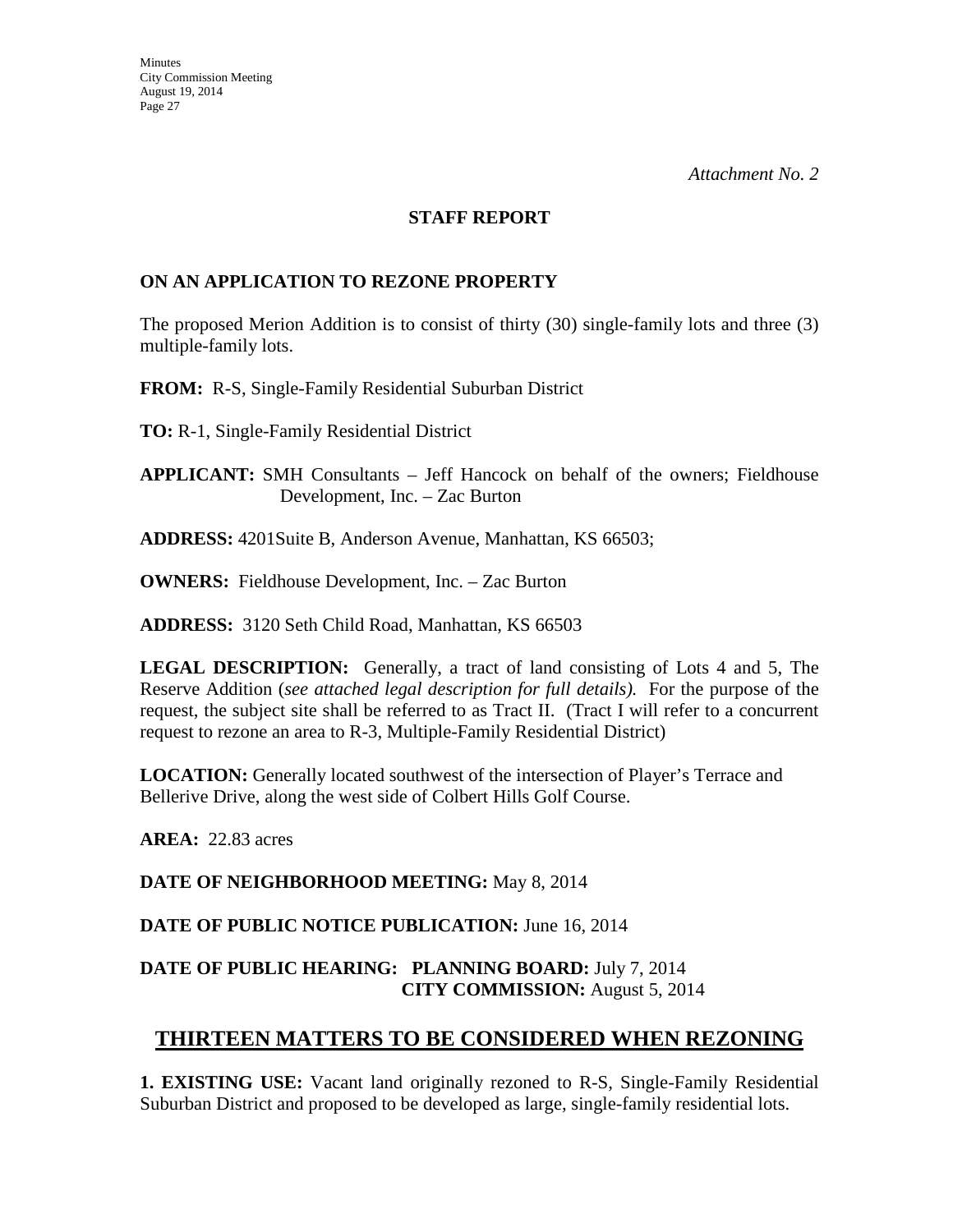*Attachment No. 2*

**STAFF REPORT**

**ON AN APPLICATION TO REZONE PROPERTY**

The proposed Merion Addition is to consist of thirty (30) single-family lots and three (3) multiple-family lots.

**FROM:** R-S, Single-Family Residential Suburban District

**TO:** R-1, Single-Family Residential District

**APPLICANT:** SMH Consultants – Jeff Hancock on behalf of the owners; Fieldhouse Development, Inc. – Zac Burton

**ADDRESS:** 4201Suite B, Anderson Avenue, Manhattan, KS 66503;

**OWNERS:** Fieldhouse Development, Inc. – Zac Burton

**ADDRESS:** 3120 Seth Child Road, Manhattan, KS 66503

**LEGAL DESCRIPTION:** Generally, a tract of land consisting of Lots 4 and 5, The Reserve Addition (*see attached legal description for full details).* For the purpose of the request, the subject site shall be referred to as Tract II. (Tract I will refer to a concurrent request to rezone an area to R-3, Multiple-Family Residential District)

**LOCATION:** Generally located southwest of the intersection of Player's Terrace and Bellerive Drive, along the west side of Colbert Hills Golf Course.

**AREA:** 22.83 acres

**DATE OF NEIGHBORHOOD MEETING:** May 8, 2014

**DATE OF PUBLIC NOTICE PUBLICATION:** June 16, 2014

**DATE OF PUBLIC HEARING: PLANNING BOARD:** July 7, 2014
**CITY COMMISSION:** August 5, 2014

## THIRTEEN MATTERS TO BE CONSIDERED WHEN REZONING

**1. EXISTING USE:** Vacant land originally rezoned to R-S, Single-Family Residential Suburban District and proposed to be developed as large, single-family residential lots.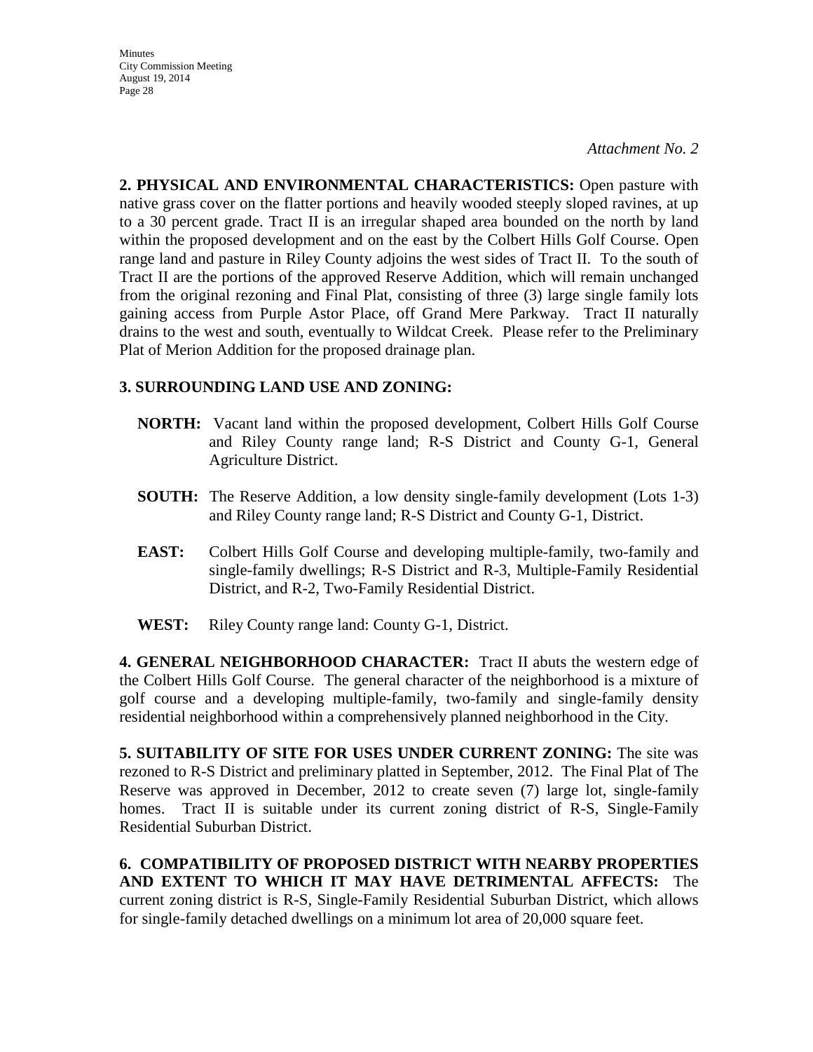*Attachment No. 2*

**2. PHYSICAL AND ENVIRONMENTAL CHARACTERISTICS:** Open pasture with native grass cover on the flatter portions and heavily wooded steeply sloped ravines, at up to a 30 percent grade. Tract II is an irregular shaped area bounded on the north by land within the proposed development and on the east by the Colbert Hills Golf Course. Open range land and pasture in Riley County adjoins the west sides of Tract II. To the south of Tract II are the portions of the approved Reserve Addition, which will remain unchanged from the original rezoning and Final Plat, consisting of three (3) large single family lots gaining access from Purple Astor Place, off Grand Mere Parkway. Tract II naturally drains to the west and south, eventually to Wildcat Creek. Please refer to the Preliminary Plat of Merion Addition for the proposed drainage plan.

**3. SURROUNDING LAND USE AND ZONING:**

**NORTH:** Vacant land within the proposed development, Colbert Hills Golf Course and Riley County range land; R-S District and County G-1, General Agriculture District.

**SOUTH:** The Reserve Addition, a low density single-family development (Lots 1-3) and Riley County range land; R-S District and County G-1, District.

**EAST:** Colbert Hills Golf Course and developing multiple-family, two-family and single-family dwellings; R-S District and R-3, Multiple-Family Residential District, and R-2, Two-Family Residential District.

**WEST:** Riley County range land: County G-1, District.

**4. GENERAL NEIGHBORHOOD CHARACTER:** Tract II abuts the western edge of the Colbert Hills Golf Course. The general character of the neighborhood is a mixture of golf course and a developing multiple-family, two-family and single-family density residential neighborhood within a comprehensively planned neighborhood in the City.

**5. SUITABILITY OF SITE FOR USES UNDER CURRENT ZONING:** The site was rezoned to R-S District and preliminary platted in September, 2012. The Final Plat of The Reserve was approved in December, 2012 to create seven (7) large lot, single-family homes. Tract II is suitable under its current zoning district of R-S, Single-Family Residential Suburban District.

**6. COMPATIBILITY OF PROPOSED DISTRICT WITH NEARBY PROPERTIES AND EXTENT TO WHICH IT MAY HAVE DETRIMENTAL AFFECTS:** The current zoning district is R-S, Single-Family Residential Suburban District, which allows for single-family detached dwellings on a minimum lot area of 20,000 square feet.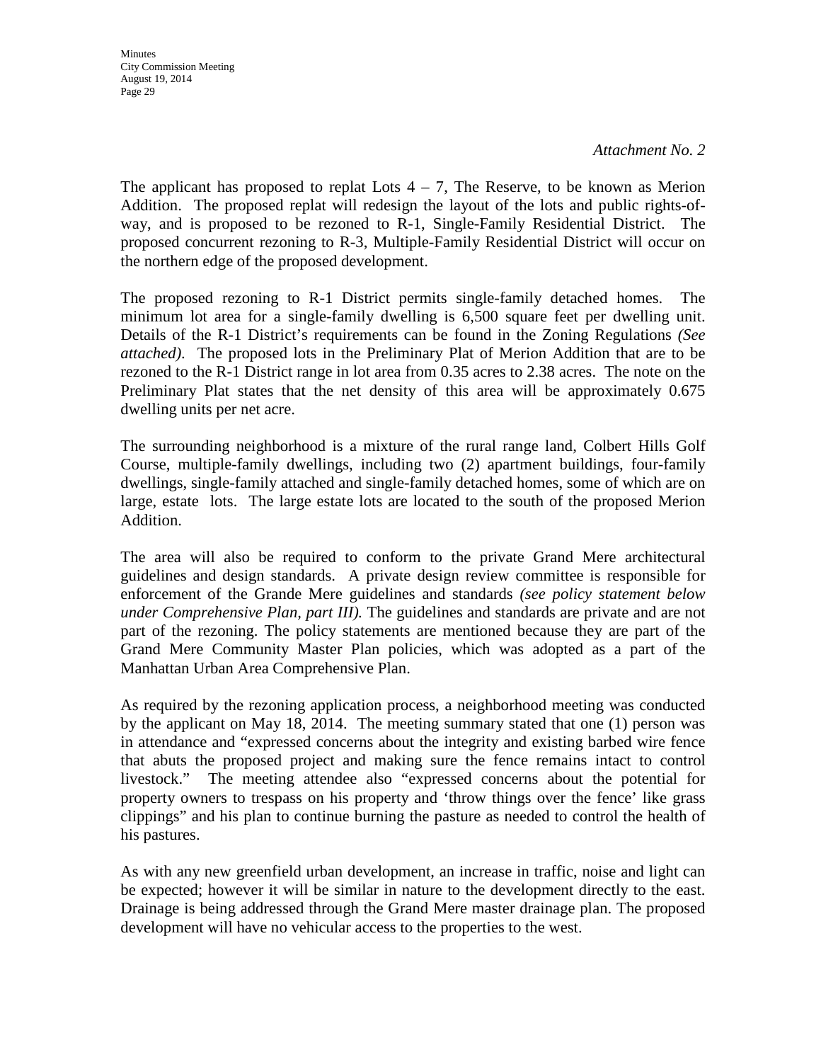*Attachment No. 2*

The applicant has proposed to replat Lots 4 – 7, The Reserve, to be known as Merion Addition. The proposed replat will redesign the layout of the lots and public rights-of-way, and is proposed to be rezoned to R-1, Single-Family Residential District. The proposed concurrent rezoning to R-3, Multiple-Family Residential District will occur on the northern edge of the proposed development.

The proposed rezoning to R-1 District permits single-family detached homes. The minimum lot area for a single-family dwelling is 6,500 square feet per dwelling unit. Details of the R-1 District's requirements can be found in the Zoning Regulations *(See attached)*. The proposed lots in the Preliminary Plat of Merion Addition that are to be rezoned to the R-1 District range in lot area from 0.35 acres to 2.38 acres. The note on the Preliminary Plat states that the net density of this area will be approximately 0.675 dwelling units per net acre.

The surrounding neighborhood is a mixture of the rural range land, Colbert Hills Golf Course, multiple-family dwellings, including two (2) apartment buildings, four-family dwellings, single-family attached and single-family detached homes, some of which are on large, estate lots. The large estate lots are located to the south of the proposed Merion Addition.

The area will also be required to conform to the private Grand Mere architectural guidelines and design standards. A private design review committee is responsible for enforcement of the Grande Mere guidelines and standards *(see policy statement below under Comprehensive Plan, part III).* The guidelines and standards are private and are not part of the rezoning. The policy statements are mentioned because they are part of the Grand Mere Community Master Plan policies, which was adopted as a part of the Manhattan Urban Area Comprehensive Plan.

As required by the rezoning application process, a neighborhood meeting was conducted by the applicant on May 18, 2014. The meeting summary stated that one (1) person was in attendance and "expressed concerns about the integrity and existing barbed wire fence that abuts the proposed project and making sure the fence remains intact to control livestock." The meeting attendee also "expressed concerns about the potential for property owners to trespass on his property and 'throw things over the fence' like grass clippings" and his plan to continue burning the pasture as needed to control the health of his pastures.

As with any new greenfield urban development, an increase in traffic, noise and light can be expected; however it will be similar in nature to the development directly to the east. Drainage is being addressed through the Grand Mere master drainage plan. The proposed development will have no vehicular access to the properties to the west.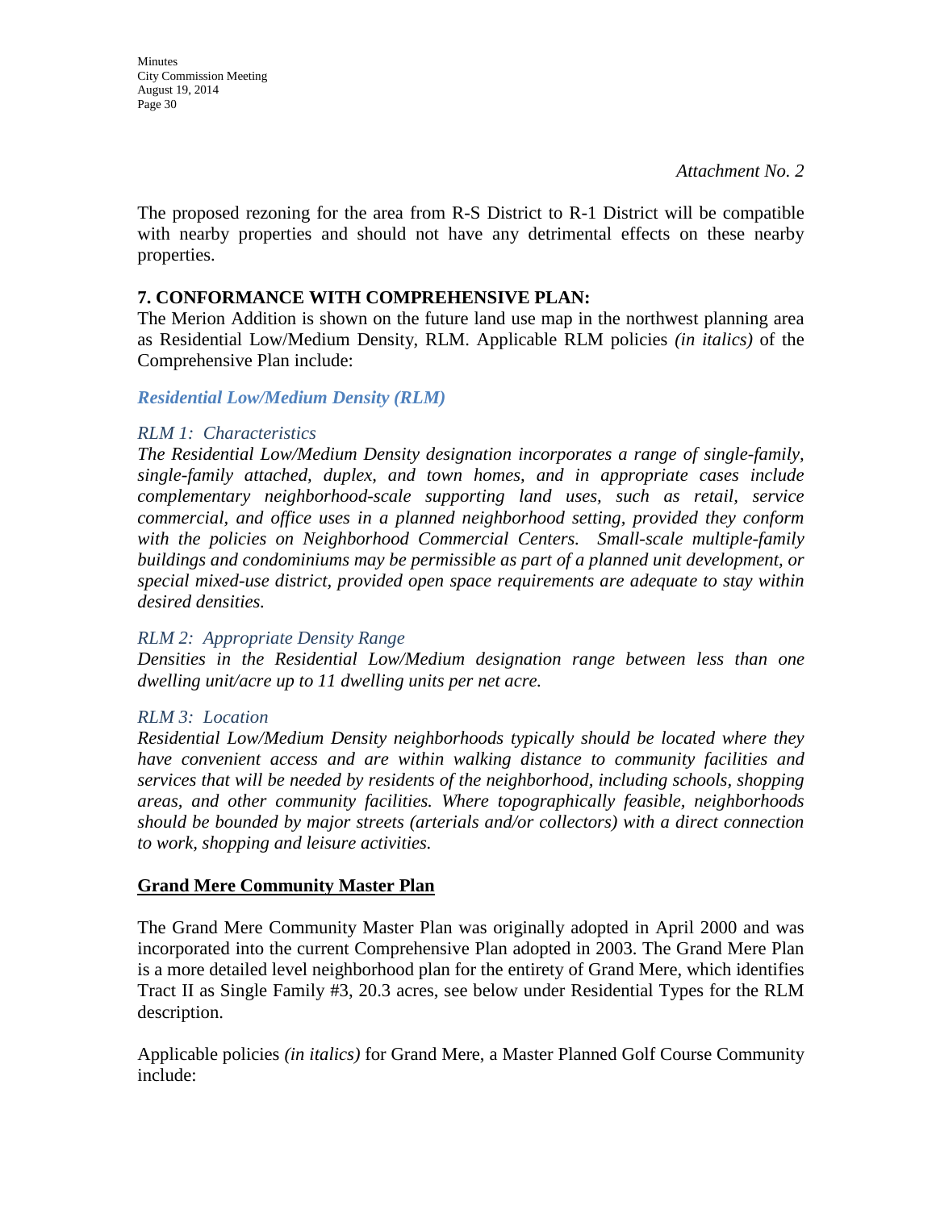*Attachment No. 2*

The proposed rezoning for the area from R-S District to R-1 District will be compatible with nearby properties and should not have any detrimental effects on these nearby properties.

**7. CONFORMANCE WITH COMPREHENSIVE PLAN:**

The Merion Addition is shown on the future land use map in the northwest planning area as Residential Low/Medium Density, RLM. Applicable RLM policies *(in italics)* of the Comprehensive Plan include:

***Residential Low/Medium Density (RLM)***

*RLM 1: Characteristics*

*The Residential Low/Medium Density designation incorporates a range of single-family, single-family attached, duplex, and town homes, and in appropriate cases include complementary neighborhood-scale supporting land uses, such as retail, service commercial, and office uses in a planned neighborhood setting, provided they conform with the policies on Neighborhood Commercial Centers. Small-scale multiple-family buildings and condominiums may be permissible as part of a planned unit development, or special mixed-use district, provided open space requirements are adequate to stay within desired densities.*

*RLM 2: Appropriate Density Range*

*Densities in the Residential Low/Medium designation range between less than one dwelling unit/acre up to 11 dwelling units per net acre.*

*RLM 3: Location*

*Residential Low/Medium Density neighborhoods typically should be located where they have convenient access and are within walking distance to community facilities and services that will be needed by residents of the neighborhood, including schools, shopping areas, and other community facilities. Where topographically feasible, neighborhoods should be bounded by major streets (arterials and/or collectors) with a direct connection to work, shopping and leisure activities.*

**Grand Mere Community Master Plan**

The Grand Mere Community Master Plan was originally adopted in April 2000 and was incorporated into the current Comprehensive Plan adopted in 2003. The Grand Mere Plan is a more detailed level neighborhood plan for the entirety of Grand Mere, which identifies Tract II as Single Family #3, 20.3 acres, see below under Residential Types for the RLM description.

Applicable policies *(in italics)* for Grand Mere, a Master Planned Golf Course Community include: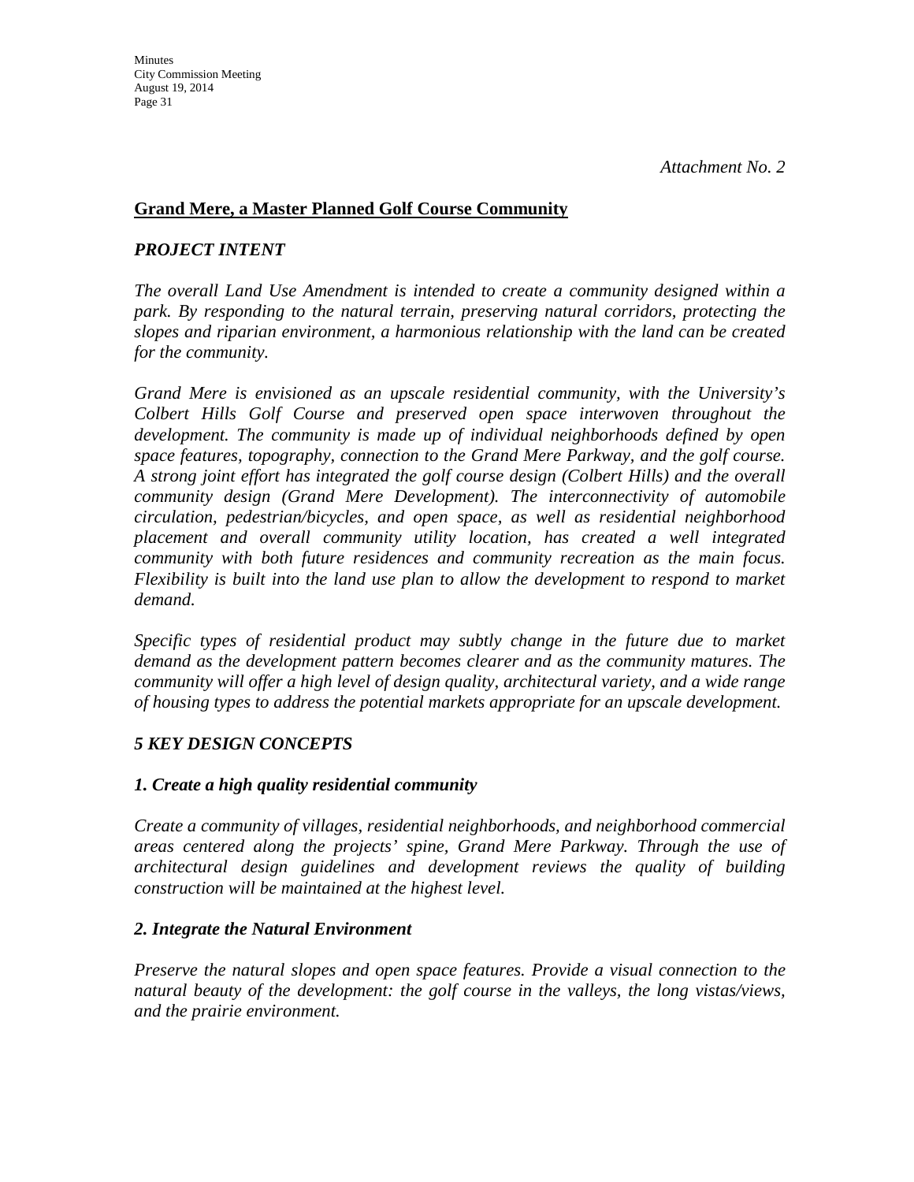*Attachment No. 2*

## Grand Mere, a Master Planned Golf Course Community

### *PROJECT INTENT*

*The overall Land Use Amendment is intended to create a community designed within a park. By responding to the natural terrain, preserving natural corridors, protecting the slopes and riparian environment, a harmonious relationship with the land can be created for the community.*

*Grand Mere is envisioned as an upscale residential community, with the University's Colbert Hills Golf Course and preserved open space interwoven throughout the development. The community is made up of individual neighborhoods defined by open space features, topography, connection to the Grand Mere Parkway, and the golf course. A strong joint effort has integrated the golf course design (Colbert Hills) and the overall community design (Grand Mere Development). The interconnectivity of automobile circulation, pedestrian/bicycles, and open space, as well as residential neighborhood placement and overall community utility location, has created a well integrated community with both future residences and community recreation as the main focus. Flexibility is built into the land use plan to allow the development to respond to market demand.*

*Specific types of residential product may subtly change in the future due to market demand as the development pattern becomes clearer and as the community matures. The community will offer a high level of design quality, architectural variety, and a wide range of housing types to address the potential markets appropriate for an upscale development.*

### *5 KEY DESIGN CONCEPTS*

#### *1. Create a high quality residential community*

*Create a community of villages, residential neighborhoods, and neighborhood commercial areas centered along the projects' spine, Grand Mere Parkway. Through the use of architectural design guidelines and development reviews the quality of building construction will be maintained at the highest level.*

#### *2. Integrate the Natural Environment*

*Preserve the natural slopes and open space features. Provide a visual connection to the natural beauty of the development: the golf course in the valleys, the long vistas/views, and the prairie environment.*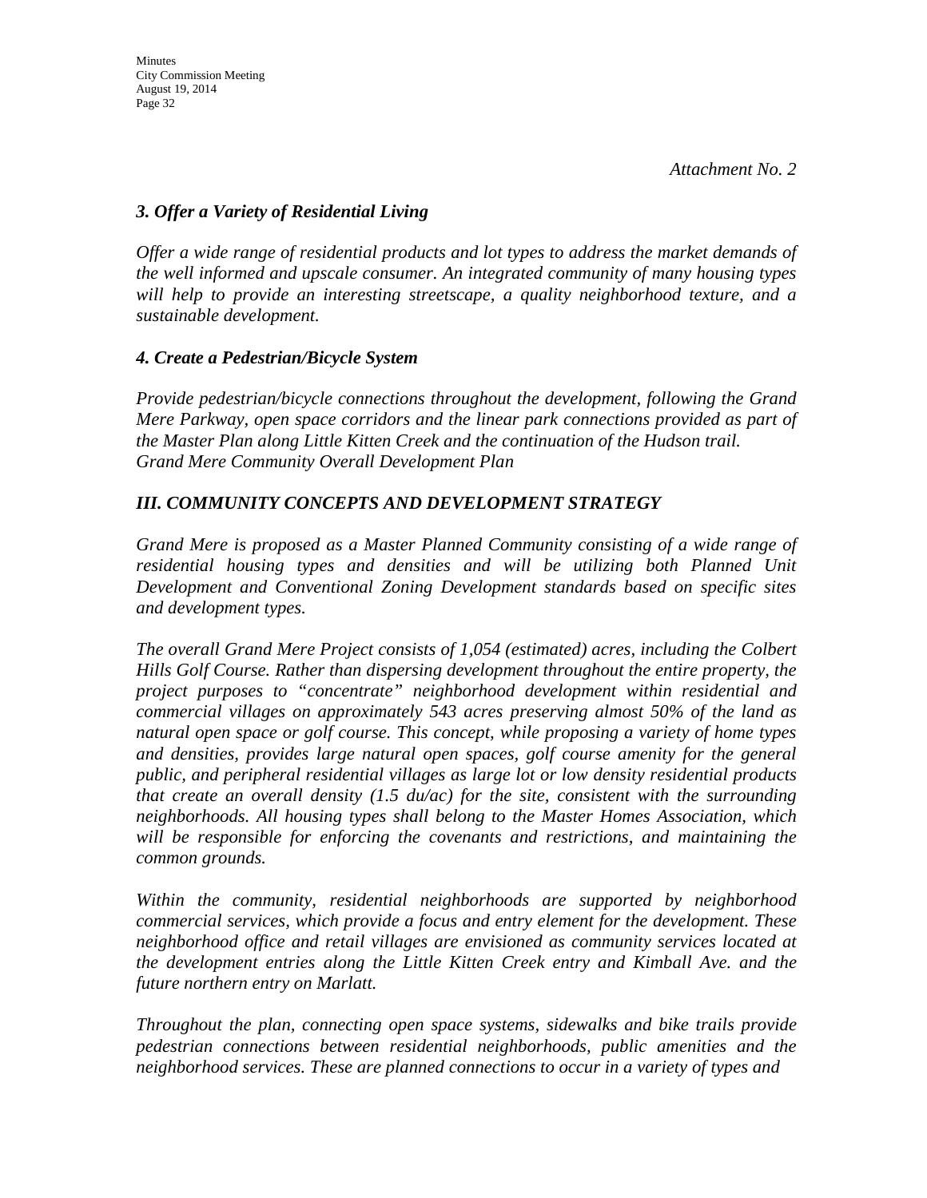*Attachment No. 2*

### *3. Offer a Variety of Residential Living*

*Offer a wide range of residential products and lot types to address the market demands of the well informed and upscale consumer. An integrated community of many housing types will help to provide an interesting streetscape, a quality neighborhood texture, and a sustainable development.*

### *4. Create a Pedestrian/Bicycle System*

*Provide pedestrian/bicycle connections throughout the development, following the Grand Mere Parkway, open space corridors and the linear park connections provided as part of the Master Plan along Little Kitten Creek and the continuation of the Hudson trail.*
*Grand Mere Community Overall Development Plan*

### *III. COMMUNITY CONCEPTS AND DEVELOPMENT STRATEGY*

*Grand Mere is proposed as a Master Planned Community consisting of a wide range of residential housing types and densities and will be utilizing both Planned Unit Development and Conventional Zoning Development standards based on specific sites and development types.*

*The overall Grand Mere Project consists of 1,054 (estimated) acres, including the Colbert Hills Golf Course. Rather than dispersing development throughout the entire property, the project purposes to "concentrate" neighborhood development within residential and commercial villages on approximately 543 acres preserving almost 50% of the land as natural open space or golf course. This concept, while proposing a variety of home types and densities, provides large natural open spaces, golf course amenity for the general public, and peripheral residential villages as large lot or low density residential products that create an overall density (1.5 du/ac) for the site, consistent with the surrounding neighborhoods. All housing types shall belong to the Master Homes Association, which will be responsible for enforcing the covenants and restrictions, and maintaining the common grounds.*

*Within the community, residential neighborhoods are supported by neighborhood commercial services, which provide a focus and entry element for the development. These neighborhood office and retail villages are envisioned as community services located at the development entries along the Little Kitten Creek entry and Kimball Ave. and the future northern entry on Marlatt.*

*Throughout the plan, connecting open space systems, sidewalks and bike trails provide pedestrian connections between residential neighborhoods, public amenities and the neighborhood services. These are planned connections to occur in a variety of types and*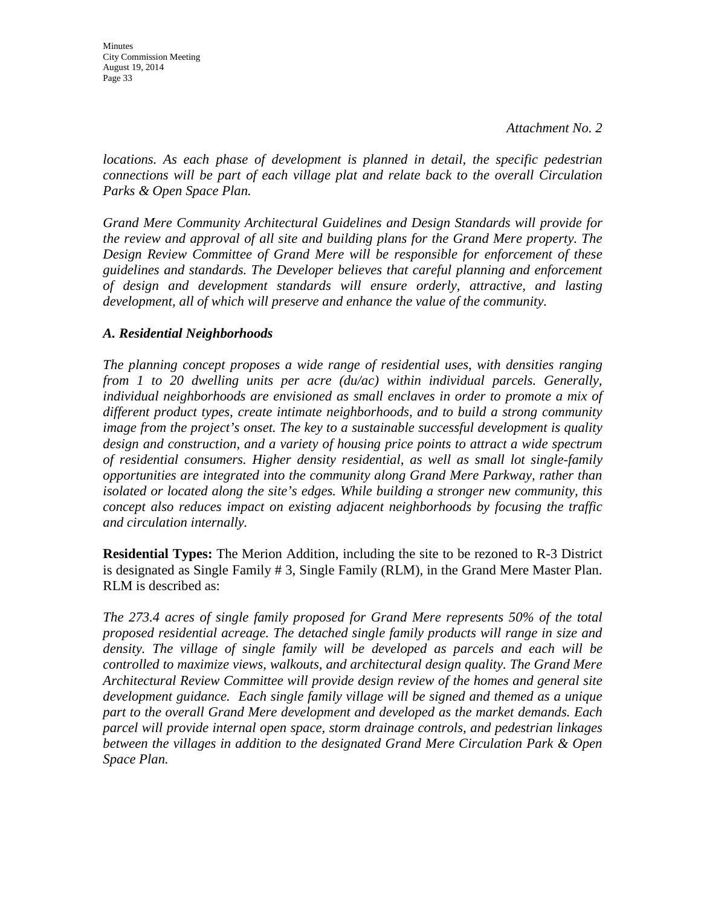*Attachment No. 2*

*locations. As each phase of development is planned in detail, the specific pedestrian connections will be part of each village plat and relate back to the overall Circulation Parks & Open Space Plan.*

*Grand Mere Community Architectural Guidelines and Design Standards will provide for the review and approval of all site and building plans for the Grand Mere property. The Design Review Committee of Grand Mere will be responsible for enforcement of these guidelines and standards. The Developer believes that careful planning and enforcement of design and development standards will ensure orderly, attractive, and lasting development, all of which will preserve and enhance the value of the community.*

***A. Residential Neighborhoods***

*The planning concept proposes a wide range of residential uses, with densities ranging from 1 to 20 dwelling units per acre (du/ac) within individual parcels. Generally, individual neighborhoods are envisioned as small enclaves in order to promote a mix of different product types, create intimate neighborhoods, and to build a strong community image from the project's onset. The key to a sustainable successful development is quality design and construction, and a variety of housing price points to attract a wide spectrum of residential consumers. Higher density residential, as well as small lot single-family opportunities are integrated into the community along Grand Mere Parkway, rather than isolated or located along the site's edges. While building a stronger new community, this concept also reduces impact on existing adjacent neighborhoods by focusing the traffic and circulation internally.*

**Residential Types:** The Merion Addition, including the site to be rezoned to R-3 District is designated as Single Family # 3, Single Family (RLM), in the Grand Mere Master Plan. RLM is described as:

*The 273.4 acres of single family proposed for Grand Mere represents 50% of the total proposed residential acreage. The detached single family products will range in size and density. The village of single family will be developed as parcels and each will be controlled to maximize views, walkouts, and architectural design quality. The Grand Mere Architectural Review Committee will provide design review of the homes and general site development guidance. Each single family village will be signed and themed as a unique part to the overall Grand Mere development and developed as the market demands. Each parcel will provide internal open space, storm drainage controls, and pedestrian linkages between the villages in addition to the designated Grand Mere Circulation Park & Open Space Plan.*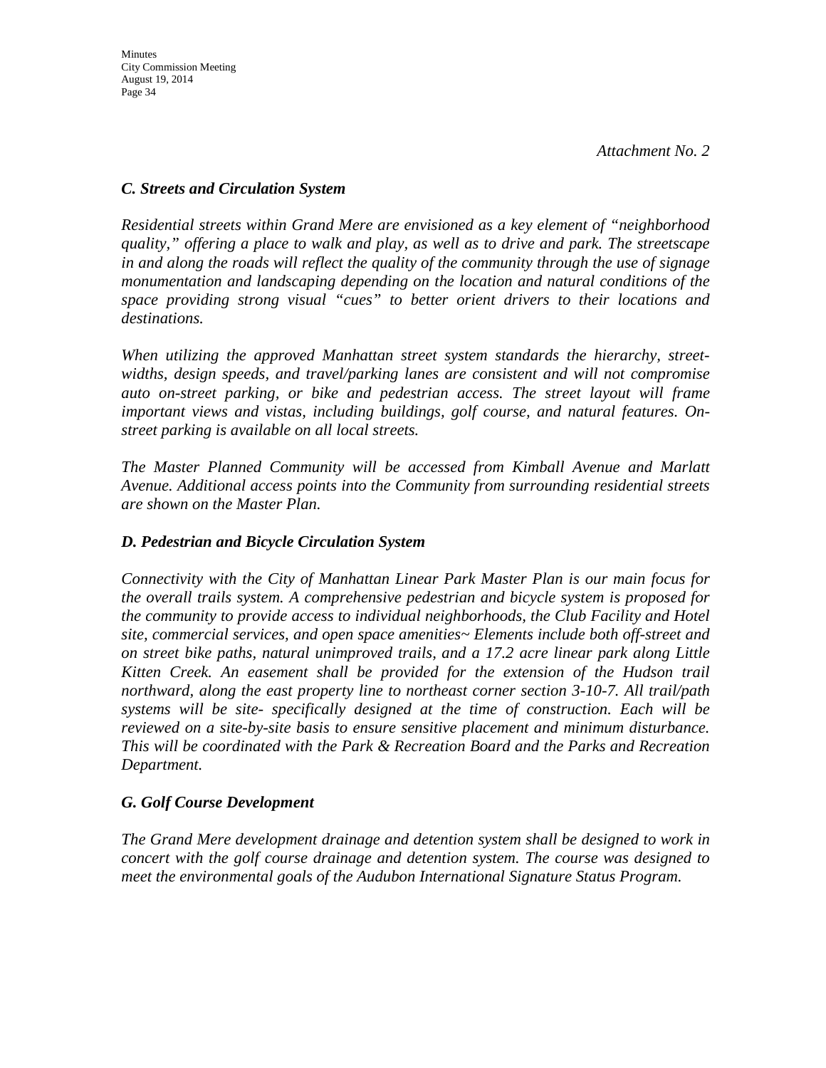*Attachment No. 2*

## *C. Streets and Circulation System*

*Residential streets within Grand Mere are envisioned as a key element of "neighborhood quality," offering a place to walk and play, as well as to drive and park. The streetscape in and along the roads will reflect the quality of the community through the use of signage monumentation and landscaping depending on the location and natural conditions of the space providing strong visual "cues" to better orient drivers to their locations and destinations.*

*When utilizing the approved Manhattan street system standards the hierarchy, street-widths, design speeds, and travel/parking lanes are consistent and will not compromise auto on-street parking, or bike and pedestrian access. The street layout will frame important views and vistas, including buildings, golf course, and natural features. On-street parking is available on all local streets.*

*The Master Planned Community will be accessed from Kimball Avenue and Marlatt Avenue. Additional access points into the Community from surrounding residential streets are shown on the Master Plan.*

## *D. Pedestrian and Bicycle Circulation System*

*Connectivity with the City of Manhattan Linear Park Master Plan is our main focus for the overall trails system. A comprehensive pedestrian and bicycle system is proposed for the community to provide access to individual neighborhoods, the Club Facility and Hotel site, commercial services, and open space amenities~ Elements include both off-street and on street bike paths, natural unimproved trails, and a 17.2 acre linear park along Little Kitten Creek. An easement shall be provided for the extension of the Hudson trail northward, along the east property line to northeast corner section 3-10-7. All trail/path systems will be site- specifically designed at the time of construction. Each will be reviewed on a site-by-site basis to ensure sensitive placement and minimum disturbance. This will be coordinated with the Park & Recreation Board and the Parks and Recreation Department.*

## *G. Golf Course Development*

*The Grand Mere development drainage and detention system shall be designed to work in concert with the golf course drainage and detention system. The course was designed to meet the environmental goals of the Audubon International Signature Status Program.*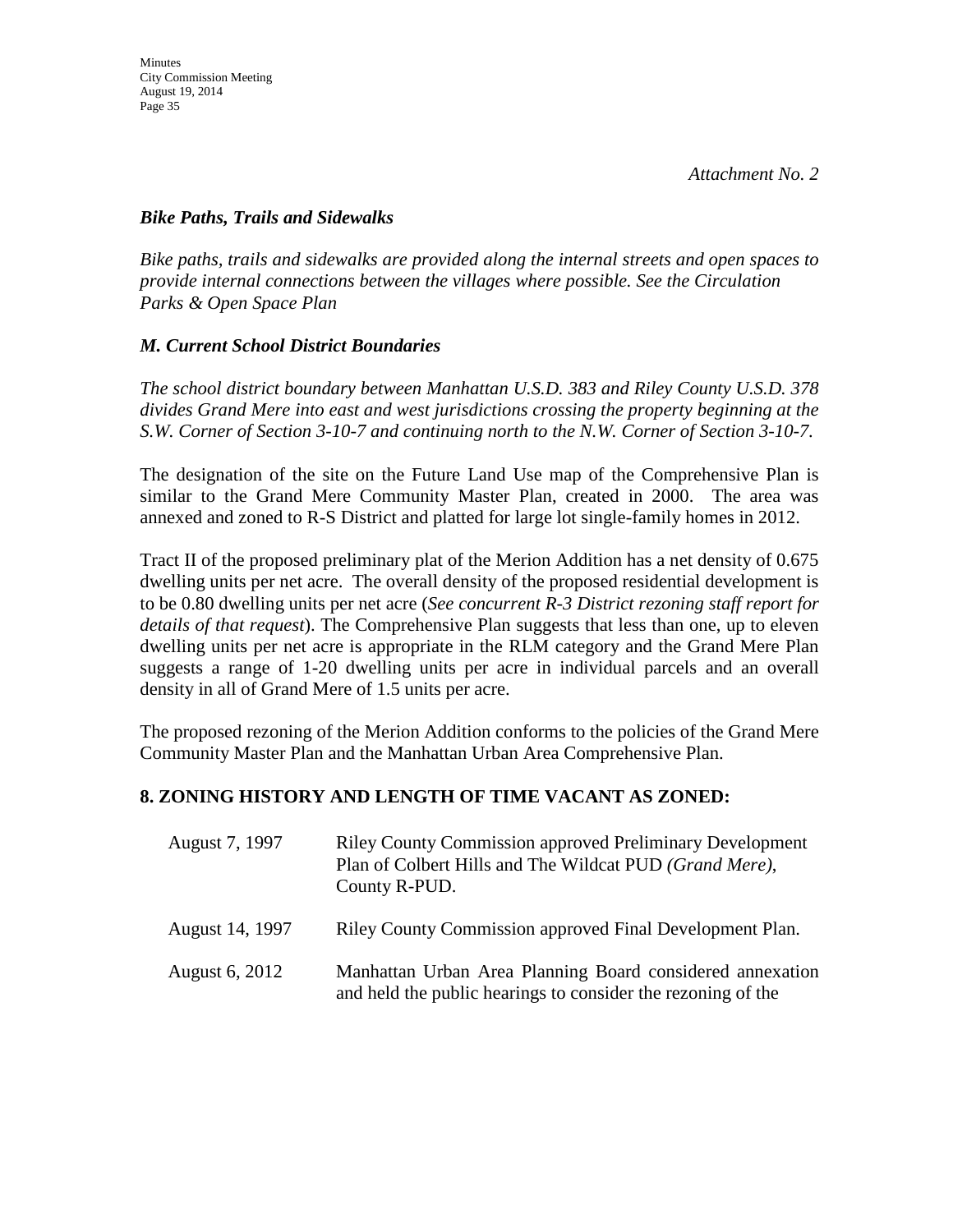*Attachment No. 2*

***Bike Paths, Trails and Sidewalks***

*Bike paths, trails and sidewalks are provided along the internal streets and open spaces to provide internal connections between the villages where possible. See the Circulation Parks & Open Space Plan*

***M. Current School District Boundaries***

*The school district boundary between Manhattan U.S.D. 383 and Riley County U.S.D. 378 divides Grand Mere into east and west jurisdictions crossing the property beginning at the S.W. Corner of Section 3-10-7 and continuing north to the N.W. Corner of Section 3-10-7.*

The designation of the site on the Future Land Use map of the Comprehensive Plan is similar to the Grand Mere Community Master Plan, created in 2000. The area was annexed and zoned to R-S District and platted for large lot single-family homes in 2012.

Tract II of the proposed preliminary plat of the Merion Addition has a net density of 0.675 dwelling units per net acre. The overall density of the proposed residential development is to be 0.80 dwelling units per net acre (*See concurrent R-3 District rezoning staff report for details of that request*). The Comprehensive Plan suggests that less than one, up to eleven dwelling units per net acre is appropriate in the RLM category and the Grand Mere Plan suggests a range of 1-20 dwelling units per acre in individual parcels and an overall density in all of Grand Mere of 1.5 units per acre.

The proposed rezoning of the Merion Addition conforms to the policies of the Grand Mere Community Master Plan and the Manhattan Urban Area Comprehensive Plan.

## 8. ZONING HISTORY AND LENGTH OF TIME VACANT AS ZONED:

| | |
|---|---|
| August 7, 1997 | Riley County Commission approved Preliminary Development Plan of Colbert Hills and The Wildcat PUD *(Grand Mere)*, County R-PUD. |
| August 14, 1997 | Riley County Commission approved Final Development Plan. |
| August 6, 2012 | Manhattan Urban Area Planning Board considered annexation and held the public hearings to consider the rezoning of the |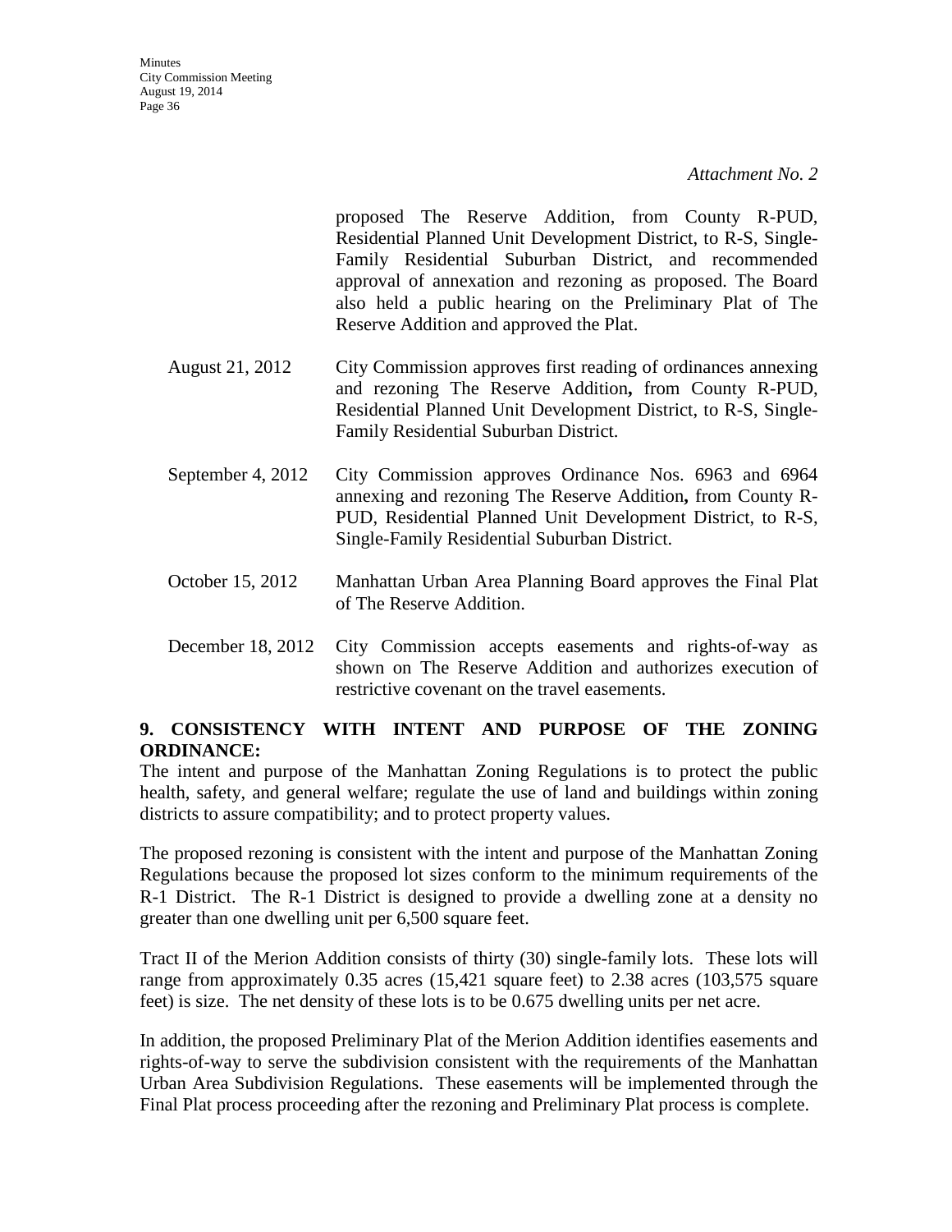*Attachment No. 2*

proposed The Reserve Addition, from County R-PUD, Residential Planned Unit Development District, to R-S, Single-Family Residential Suburban District, and recommended approval of annexation and rezoning as proposed. The Board also held a public hearing on the Preliminary Plat of The Reserve Addition and approved the Plat.

| | |
|---|---|
| August 21, 2012 | City Commission approves first reading of ordinances annexing and rezoning The Reserve Addition**,** from County R-PUD, Residential Planned Unit Development District, to R-S, Single-Family Residential Suburban District. |
| September 4, 2012 | City Commission approves Ordinance Nos. 6963 and 6964 annexing and rezoning The Reserve Addition**,** from County R-PUD, Residential Planned Unit Development District, to R-S, Single-Family Residential Suburban District. |
| October 15, 2012 | Manhattan Urban Area Planning Board approves the Final Plat of The Reserve Addition. |
| December 18, 2012 | City Commission accepts easements and rights-of-way as shown on The Reserve Addition and authorizes execution of restrictive covenant on the travel easements. |

**9. CONSISTENCY WITH INTENT AND PURPOSE OF THE ZONING ORDINANCE:**

The intent and purpose of the Manhattan Zoning Regulations is to protect the public health, safety, and general welfare; regulate the use of land and buildings within zoning districts to assure compatibility; and to protect property values.

The proposed rezoning is consistent with the intent and purpose of the Manhattan Zoning Regulations because the proposed lot sizes conform to the minimum requirements of the R-1 District. The R-1 District is designed to provide a dwelling zone at a density no greater than one dwelling unit per 6,500 square feet.

Tract II of the Merion Addition consists of thirty (30) single-family lots. These lots will range from approximately 0.35 acres (15,421 square feet) to 2.38 acres (103,575 square feet) is size. The net density of these lots is to be 0.675 dwelling units per net acre.

In addition, the proposed Preliminary Plat of the Merion Addition identifies easements and rights-of-way to serve the subdivision consistent with the requirements of the Manhattan Urban Area Subdivision Regulations. These easements will be implemented through the Final Plat process proceeding after the rezoning and Preliminary Plat process is complete.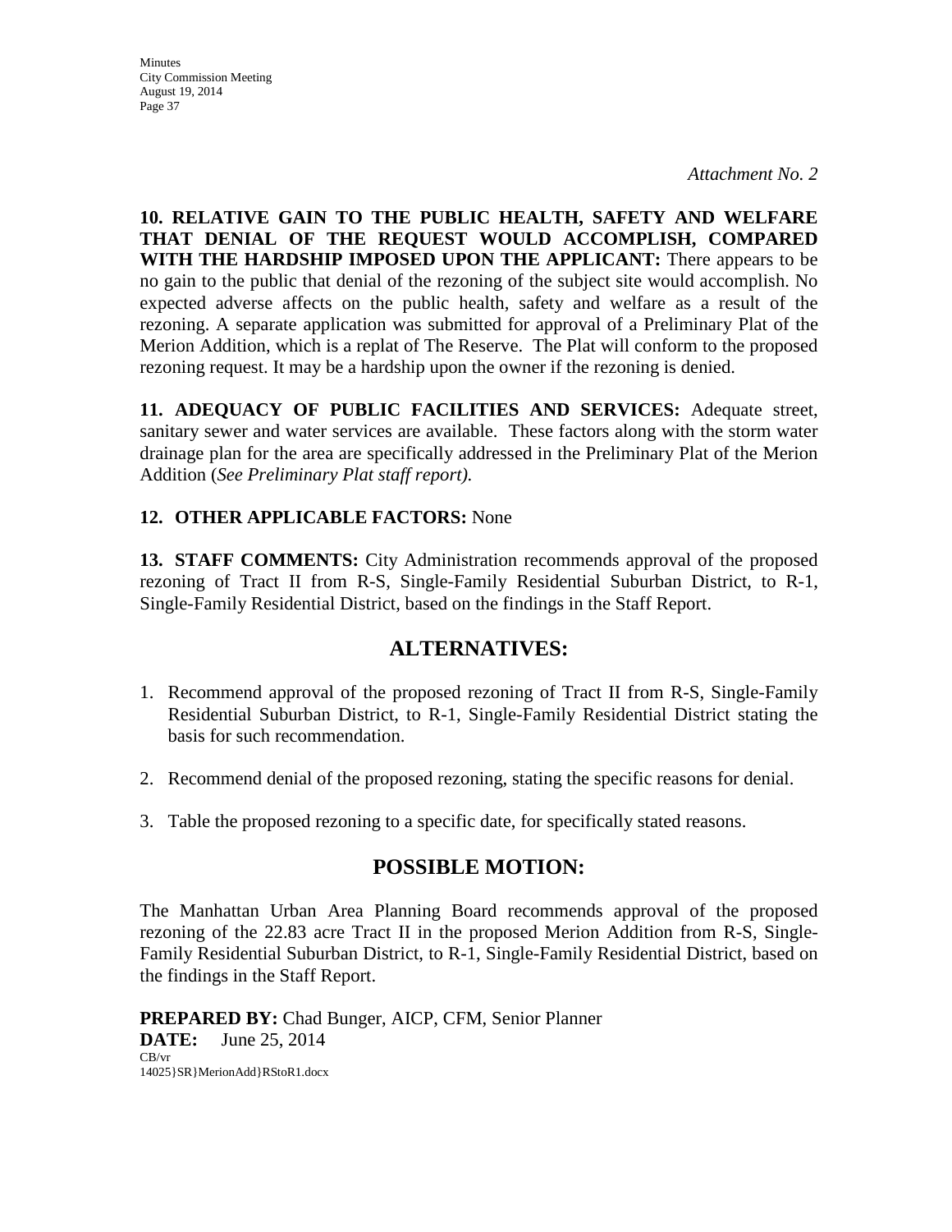*Attachment No. 2*

**10. RELATIVE GAIN TO THE PUBLIC HEALTH, SAFETY AND WELFARE THAT DENIAL OF THE REQUEST WOULD ACCOMPLISH, COMPARED WITH THE HARDSHIP IMPOSED UPON THE APPLICANT:** There appears to be no gain to the public that denial of the rezoning of the subject site would accomplish. No expected adverse affects on the public health, safety and welfare as a result of the rezoning. A separate application was submitted for approval of a Preliminary Plat of the Merion Addition, which is a replat of The Reserve. The Plat will conform to the proposed rezoning request. It may be a hardship upon the owner if the rezoning is denied.

**11. ADEQUACY OF PUBLIC FACILITIES AND SERVICES:** Adequate street, sanitary sewer and water services are available. These factors along with the storm water drainage plan for the area are specifically addressed in the Preliminary Plat of the Merion Addition (*See Preliminary Plat staff report).*

**12. OTHER APPLICABLE FACTORS:** None

**13. STAFF COMMENTS:** City Administration recommends approval of the proposed rezoning of Tract II from R-S, Single-Family Residential Suburban District, to R-1, Single-Family Residential District, based on the findings in the Staff Report.

## ALTERNATIVES:

1. Recommend approval of the proposed rezoning of Tract II from R-S, Single-Family Residential Suburban District, to R-1, Single-Family Residential District stating the basis for such recommendation.
2. Recommend denial of the proposed rezoning, stating the specific reasons for denial.
3. Table the proposed rezoning to a specific date, for specifically stated reasons.

## POSSIBLE MOTION:

The Manhattan Urban Area Planning Board recommends approval of the proposed rezoning of the 22.83 acre Tract II in the proposed Merion Addition from R-S, Single-Family Residential Suburban District, to R-1, Single-Family Residential District, based on the findings in the Staff Report.

**PREPARED BY:** Chad Bunger, AICP, CFM, Senior Planner
**DATE:** June 25, 2014
CB/vr
14025}SR}MerionAdd}RStoR1.docx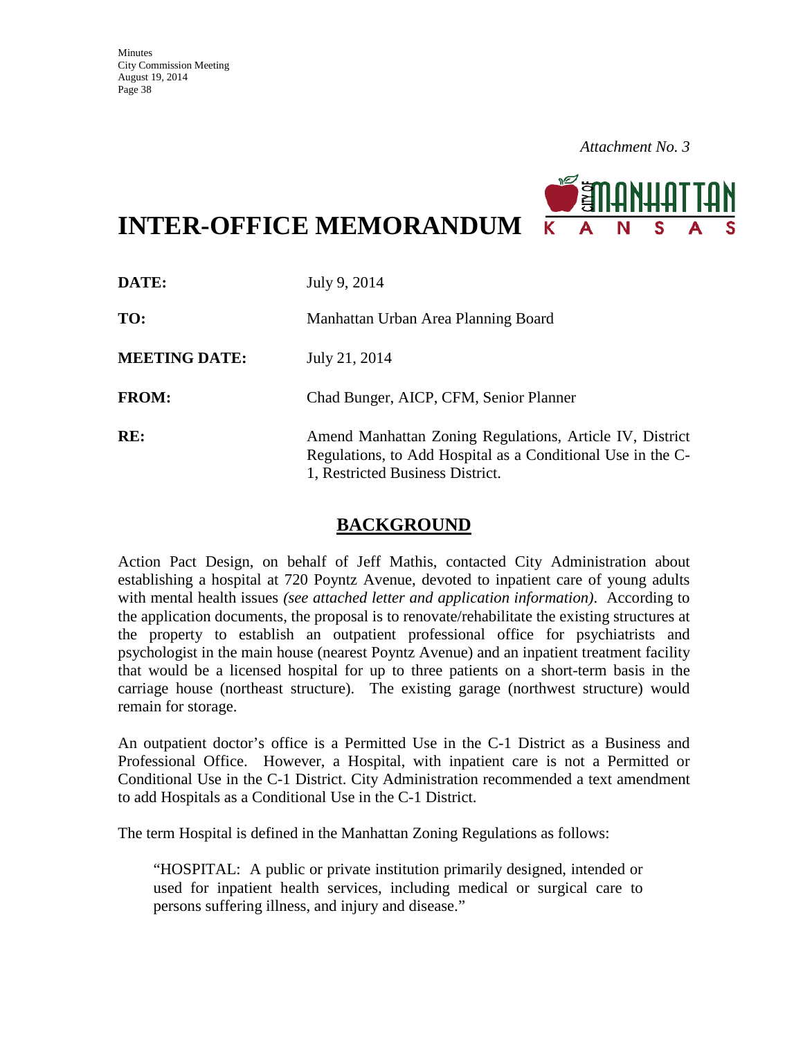*Attachment No. 3*

# INTER-OFFICE MEMORANDUM

| | |
|---|---|
| **DATE:** | July 9, 2014 |
| **TO:** | Manhattan Urban Area Planning Board |
| **MEETING DATE:** | July 21, 2014 |
| **FROM:** | Chad Bunger, AICP, CFM, Senior Planner |
| **RE:** | Amend Manhattan Zoning Regulations, Article IV, District Regulations, to Add Hospital as a Conditional Use in the C-1, Restricted Business District. |

## BACKGROUND

Action Pact Design, on behalf of Jeff Mathis, contacted City Administration about establishing a hospital at 720 Poyntz Avenue, devoted to inpatient care of young adults with mental health issues *(see attached letter and application information)*. According to the application documents, the proposal is to renovate/rehabilitate the existing structures at the property to establish an outpatient professional office for psychiatrists and psychologist in the main house (nearest Poyntz Avenue) and an inpatient treatment facility that would be a licensed hospital for up to three patients on a short-term basis in the carriage house (northeast structure). The existing garage (northwest structure) would remain for storage.

An outpatient doctor's office is a Permitted Use in the C-1 District as a Business and Professional Office. However, a Hospital, with inpatient care is not a Permitted or Conditional Use in the C-1 District. City Administration recommended a text amendment to add Hospitals as a Conditional Use in the C-1 District.

The term Hospital is defined in the Manhattan Zoning Regulations as follows:

> "HOSPITAL: A public or private institution primarily designed, intended or used for inpatient health services, including medical or surgical care to persons suffering illness, and injury and disease."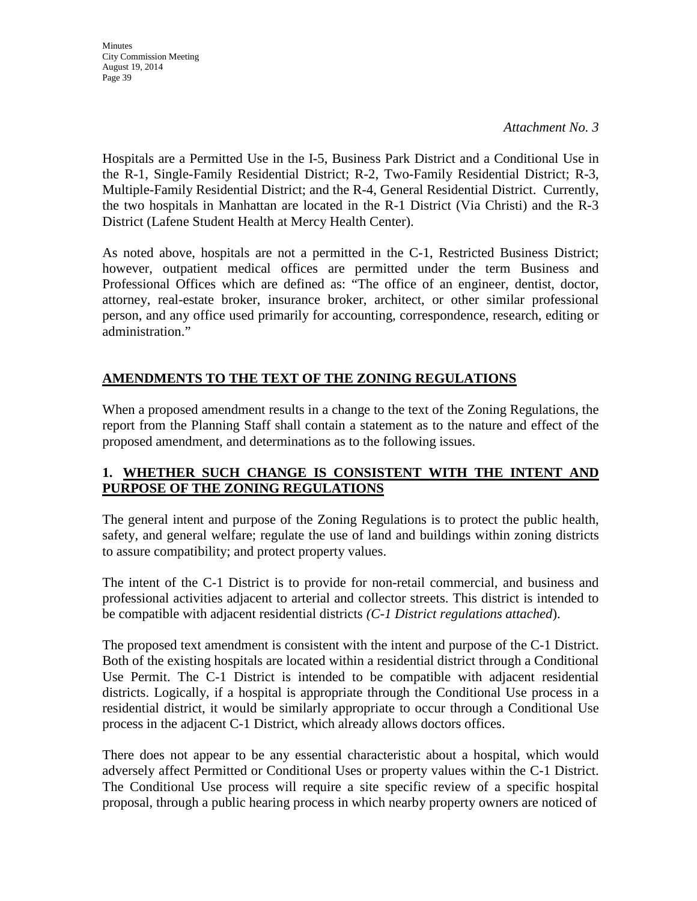*Attachment No. 3*

Hospitals are a Permitted Use in the I-5, Business Park District and a Conditional Use in the R-1, Single-Family Residential District; R-2, Two-Family Residential District; R-3, Multiple-Family Residential District; and the R-4, General Residential District. Currently, the two hospitals in Manhattan are located in the R-1 District (Via Christi) and the R-3 District (Lafene Student Health at Mercy Health Center).

As noted above, hospitals are not a permitted in the C-1, Restricted Business District; however, outpatient medical offices are permitted under the term Business and Professional Offices which are defined as: "The office of an engineer, dentist, doctor, attorney, real-estate broker, insurance broker, architect, or other similar professional person, and any office used primarily for accounting, correspondence, research, editing or administration."

## AMENDMENTS TO THE TEXT OF THE ZONING REGULATIONS

When a proposed amendment results in a change to the text of the Zoning Regulations, the report from the Planning Staff shall contain a statement as to the nature and effect of the proposed amendment, and determinations as to the following issues.

### 1. WHETHER SUCH CHANGE IS CONSISTENT WITH THE INTENT AND PURPOSE OF THE ZONING REGULATIONS

The general intent and purpose of the Zoning Regulations is to protect the public health, safety, and general welfare; regulate the use of land and buildings within zoning districts to assure compatibility; and protect property values.

The intent of the C-1 District is to provide for non-retail commercial, and business and professional activities adjacent to arterial and collector streets. This district is intended to be compatible with adjacent residential districts *(C-1 District regulations attached*).

The proposed text amendment is consistent with the intent and purpose of the C-1 District. Both of the existing hospitals are located within a residential district through a Conditional Use Permit. The C-1 District is intended to be compatible with adjacent residential districts. Logically, if a hospital is appropriate through the Conditional Use process in a residential district, it would be similarly appropriate to occur through a Conditional Use process in the adjacent C-1 District, which already allows doctors offices.

There does not appear to be any essential characteristic about a hospital, which would adversely affect Permitted or Conditional Uses or property values within the C-1 District. The Conditional Use process will require a site specific review of a specific hospital proposal, through a public hearing process in which nearby property owners are noticed of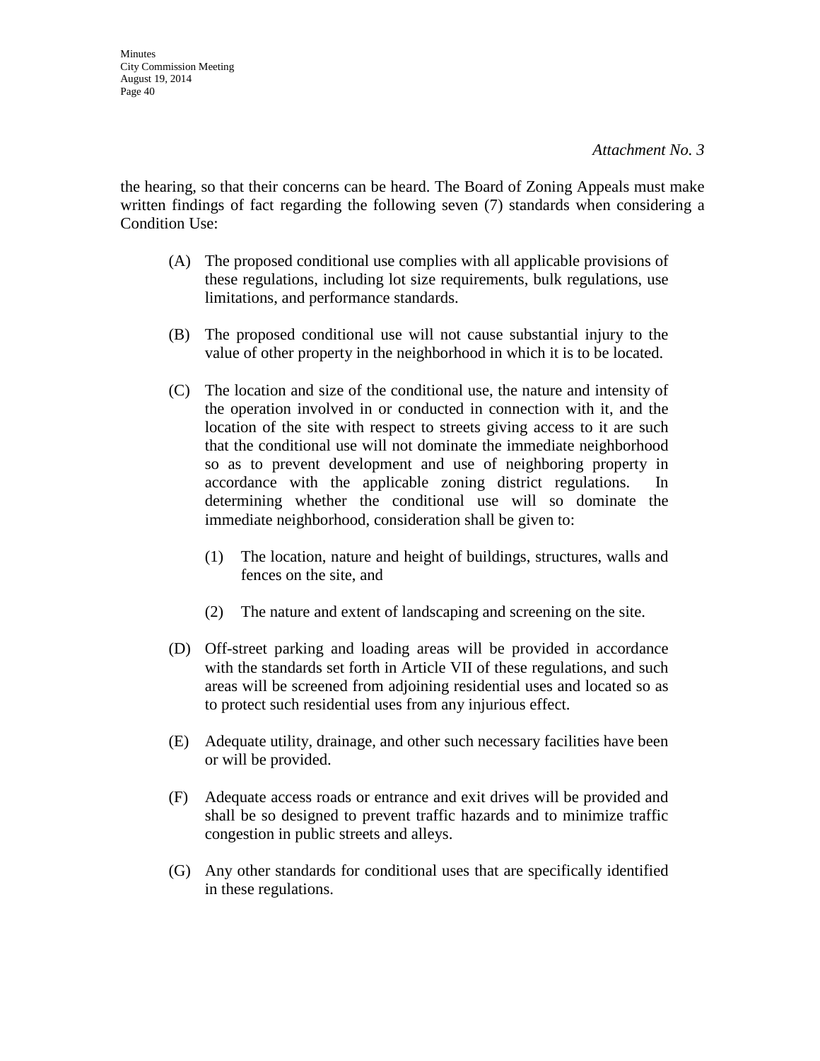*Attachment No. 3*

the hearing, so that their concerns can be heard. The Board of Zoning Appeals must make written findings of fact regarding the following seven (7) standards when considering a Condition Use:

(A) The proposed conditional use complies with all applicable provisions of these regulations, including lot size requirements, bulk regulations, use limitations, and performance standards.

(B) The proposed conditional use will not cause substantial injury to the value of other property in the neighborhood in which it is to be located.

(C) The location and size of the conditional use, the nature and intensity of the operation involved in or conducted in connection with it, and the location of the site with respect to streets giving access to it are such that the conditional use will not dominate the immediate neighborhood so as to prevent development and use of neighboring property in accordance with the applicable zoning district regulations. In determining whether the conditional use will so dominate the immediate neighborhood, consideration shall be given to:

   (1) The location, nature and height of buildings, structures, walls and fences on the site, and

   (2) The nature and extent of landscaping and screening on the site.

(D) Off-street parking and loading areas will be provided in accordance with the standards set forth in Article VII of these regulations, and such areas will be screened from adjoining residential uses and located so as to protect such residential uses from any injurious effect.

(E) Adequate utility, drainage, and other such necessary facilities have been or will be provided.

(F) Adequate access roads or entrance and exit drives will be provided and shall be so designed to prevent traffic hazards and to minimize traffic congestion in public streets and alleys.

(G) Any other standards for conditional uses that are specifically identified in these regulations.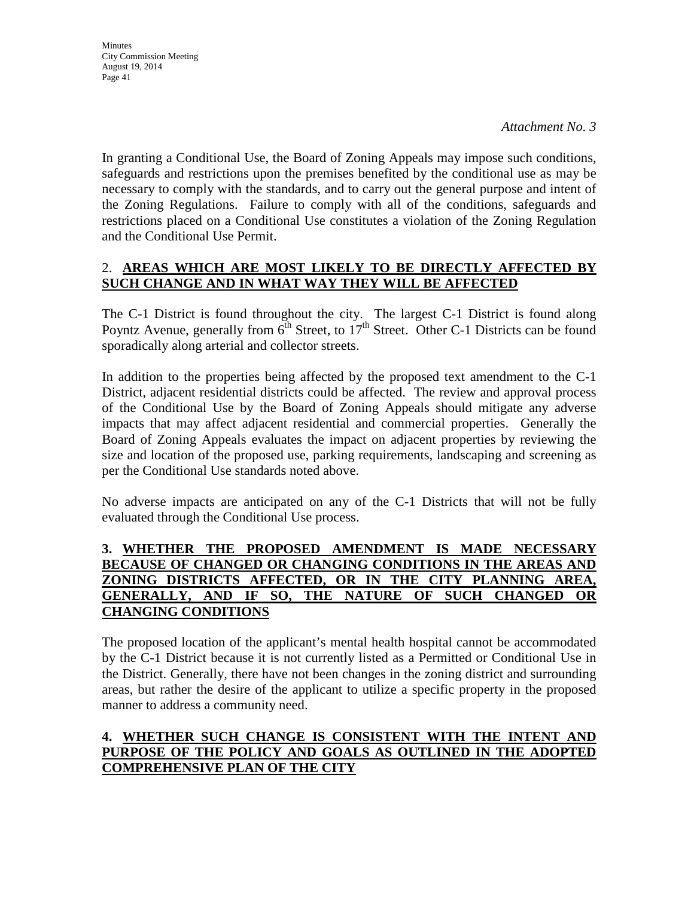*Attachment No. 3*

In granting a Conditional Use, the Board of Zoning Appeals may impose such conditions, safeguards and restrictions upon the premises benefited by the conditional use as may be necessary to comply with the standards, and to carry out the general purpose and intent of the Zoning Regulations. Failure to comply with all of the conditions, safeguards and restrictions placed on a Conditional Use constitutes a violation of the Zoning Regulation and the Conditional Use Permit.

## 2. **AREAS WHICH ARE MOST LIKELY TO BE DIRECTLY AFFECTED BY SUCH CHANGE AND IN WHAT WAY THEY WILL BE AFFECTED**

The C-1 District is found throughout the city. The largest C-1 District is found along Poyntz Avenue, generally from 6th Street, to 17th Street. Other C-1 Districts can be found sporadically along arterial and collector streets.

In addition to the properties being affected by the proposed text amendment to the C-1 District, adjacent residential districts could be affected. The review and approval process of the Conditional Use by the Board of Zoning Appeals should mitigate any adverse impacts that may affect adjacent residential and commercial properties. Generally the Board of Zoning Appeals evaluates the impact on adjacent properties by reviewing the size and location of the proposed use, parking requirements, landscaping and screening as per the Conditional Use standards noted above.

No adverse impacts are anticipated on any of the C-1 Districts that will not be fully evaluated through the Conditional Use process.

## **3. WHETHER THE PROPOSED AMENDMENT IS MADE NECESSARY BECAUSE OF CHANGED OR CHANGING CONDITIONS IN THE AREAS AND ZONING DISTRICTS AFFECTED, OR IN THE CITY PLANNING AREA, GENERALLY, AND IF SO, THE NATURE OF SUCH CHANGED OR CHANGING CONDITIONS**

The proposed location of the applicant's mental health hospital cannot be accommodated by the C-1 District because it is not currently listed as a Permitted or Conditional Use in the District. Generally, there have not been changes in the zoning district and surrounding areas, but rather the desire of the applicant to utilize a specific property in the proposed manner to address a community need.

## **4. WHETHER SUCH CHANGE IS CONSISTENT WITH THE INTENT AND PURPOSE OF THE POLICY AND GOALS AS OUTLINED IN THE ADOPTED COMPREHENSIVE PLAN OF THE CITY**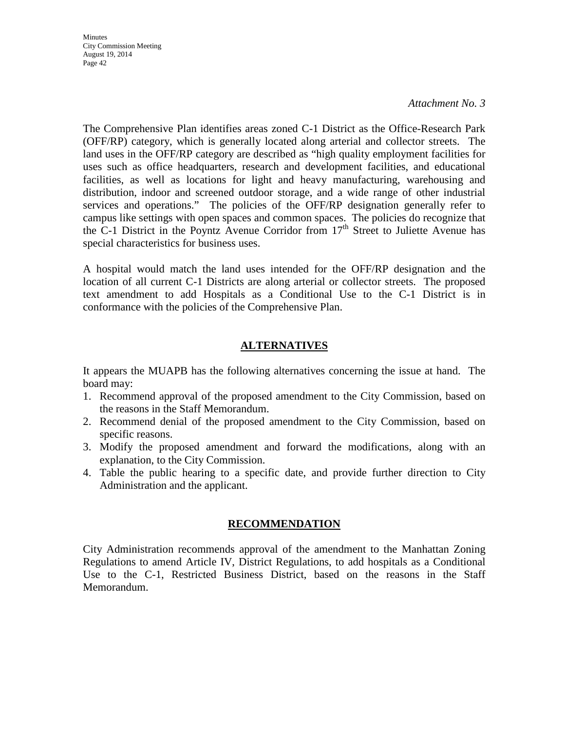*Attachment No. 3*

The Comprehensive Plan identifies areas zoned C-1 District as the Office-Research Park (OFF/RP) category, which is generally located along arterial and collector streets. The land uses in the OFF/RP category are described as "high quality employment facilities for uses such as office headquarters, research and development facilities, and educational facilities, as well as locations for light and heavy manufacturing, warehousing and distribution, indoor and screened outdoor storage, and a wide range of other industrial services and operations." The policies of the OFF/RP designation generally refer to campus like settings with open spaces and common spaces. The policies do recognize that the C-1 District in the Poyntz Avenue Corridor from 17th Street to Juliette Avenue has special characteristics for business uses.

A hospital would match the land uses intended for the OFF/RP designation and the location of all current C-1 Districts are along arterial or collector streets. The proposed text amendment to add Hospitals as a Conditional Use to the C-1 District is in conformance with the policies of the Comprehensive Plan.

## ALTERNATIVES

It appears the MUAPB has the following alternatives concerning the issue at hand. The board may:

1. Recommend approval of the proposed amendment to the City Commission, based on the reasons in the Staff Memorandum.
2. Recommend denial of the proposed amendment to the City Commission, based on specific reasons.
3. Modify the proposed amendment and forward the modifications, along with an explanation, to the City Commission.
4. Table the public hearing to a specific date, and provide further direction to City Administration and the applicant.

## RECOMMENDATION

City Administration recommends approval of the amendment to the Manhattan Zoning Regulations to amend Article IV, District Regulations, to add hospitals as a Conditional Use to the C-1, Restricted Business District, based on the reasons in the Staff Memorandum.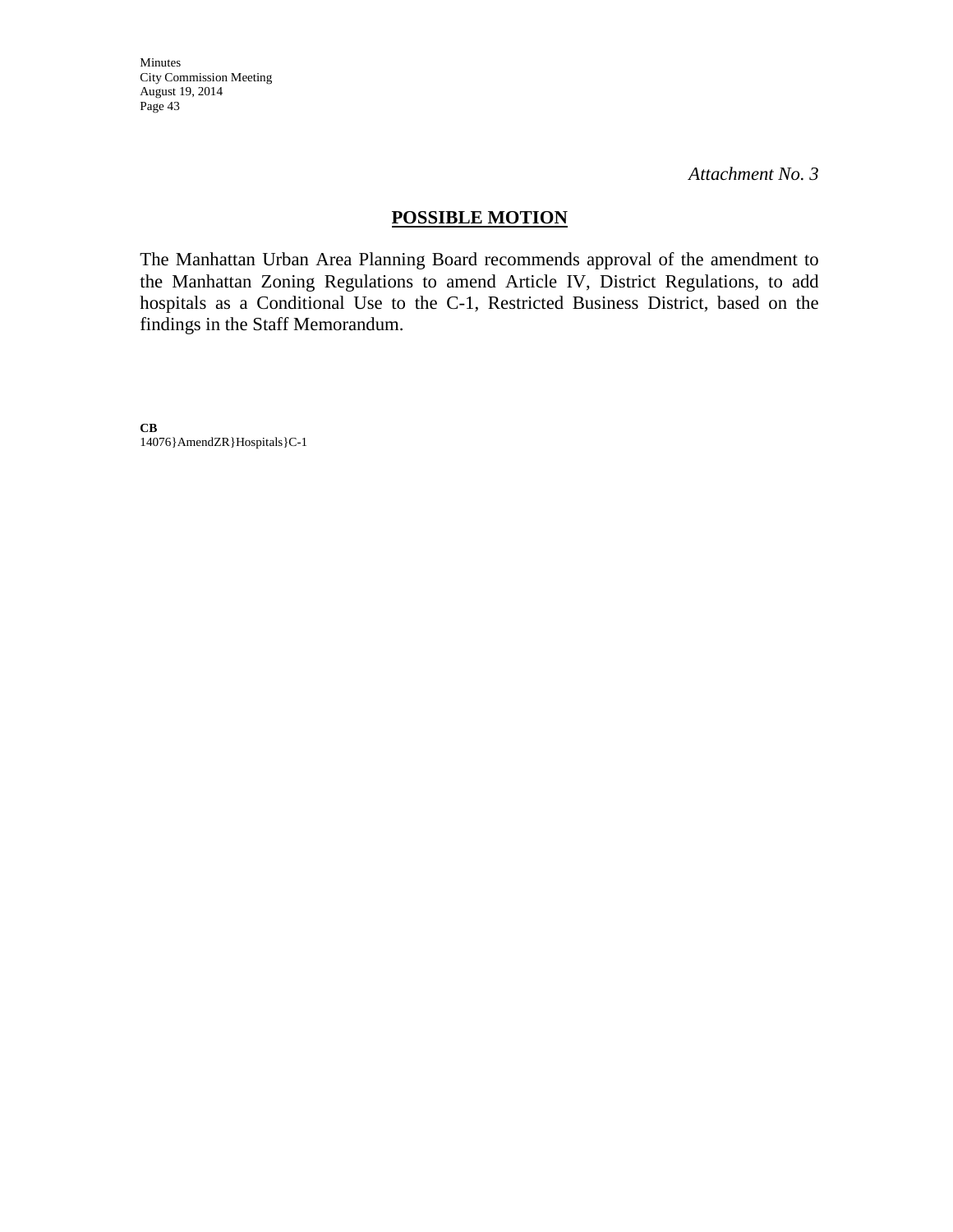*Attachment No. 3*

## POSSIBLE MOTION

The Manhattan Urban Area Planning Board recommends approval of the amendment to the Manhattan Zoning Regulations to amend Article IV, District Regulations, to add hospitals as a Conditional Use to the C-1, Restricted Business District, based on the findings in the Staff Memorandum.

**CB**
14076}AmendZR}Hospitals}C-1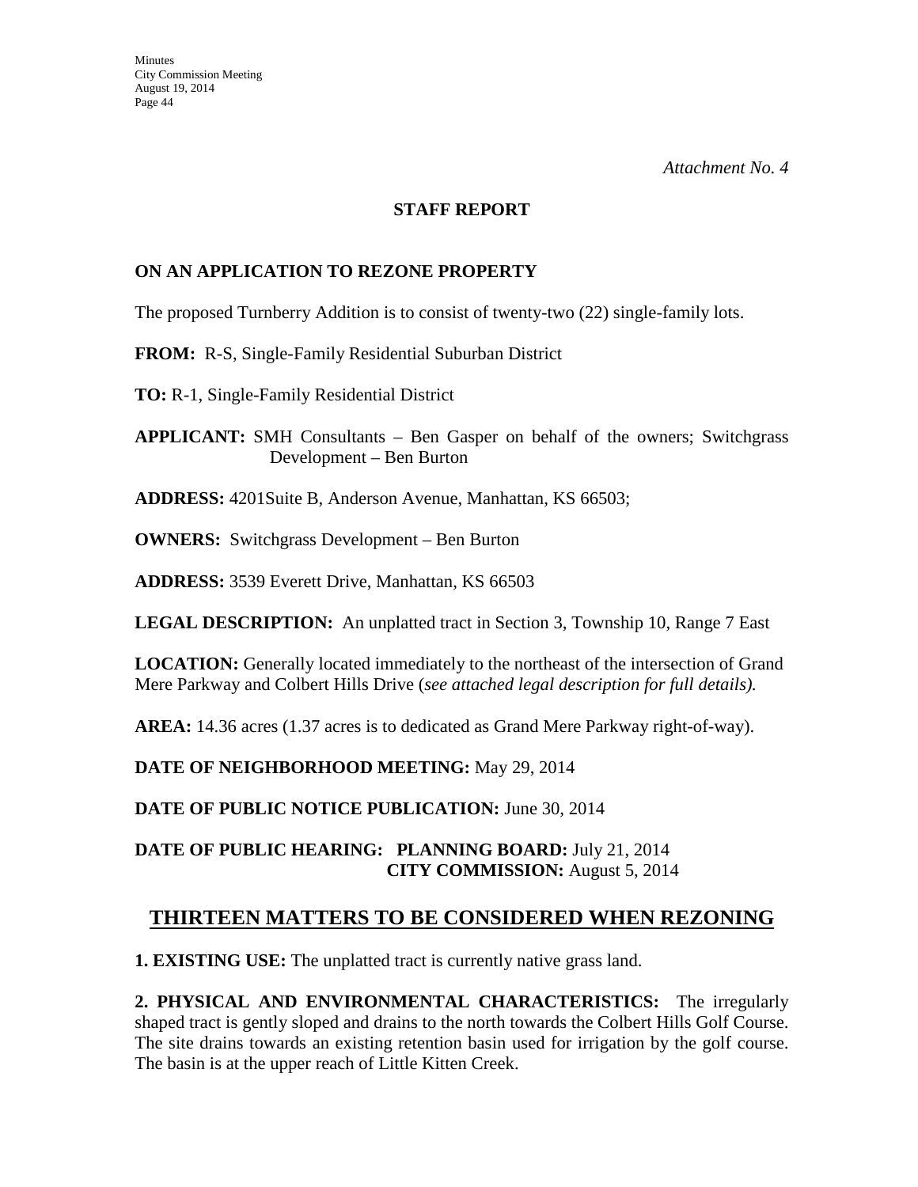*Attachment No. 4*

**STAFF REPORT**

**ON AN APPLICATION TO REZONE PROPERTY**

The proposed Turnberry Addition is to consist of twenty-two (22) single-family lots.

**FROM:** R-S, Single-Family Residential Suburban District

**TO:** R-1, Single-Family Residential District

**APPLICANT:** SMH Consultants – Ben Gasper on behalf of the owners; Switchgrass Development – Ben Burton

**ADDRESS:** 4201Suite B, Anderson Avenue, Manhattan, KS 66503;

**OWNERS:** Switchgrass Development – Ben Burton

**ADDRESS:** 3539 Everett Drive, Manhattan, KS 66503

**LEGAL DESCRIPTION:** An unplatted tract in Section 3, Township 10, Range 7 East

**LOCATION:** Generally located immediately to the northeast of the intersection of Grand Mere Parkway and Colbert Hills Drive (*see attached legal description for full details).*

**AREA:** 14.36 acres (1.37 acres is to dedicated as Grand Mere Parkway right-of-way).

**DATE OF NEIGHBORHOOD MEETING:** May 29, 2014

**DATE OF PUBLIC NOTICE PUBLICATION:** June 30, 2014

**DATE OF PUBLIC HEARING: PLANNING BOARD:** July 21, 2014
**CITY COMMISSION:** August 5, 2014

## THIRTEEN MATTERS TO BE CONSIDERED WHEN REZONING

**1. EXISTING USE:** The unplatted tract is currently native grass land.

**2. PHYSICAL AND ENVIRONMENTAL CHARACTERISTICS:** The irregularly shaped tract is gently sloped and drains to the north towards the Colbert Hills Golf Course. The site drains towards an existing retention basin used for irrigation by the golf course. The basin is at the upper reach of Little Kitten Creek.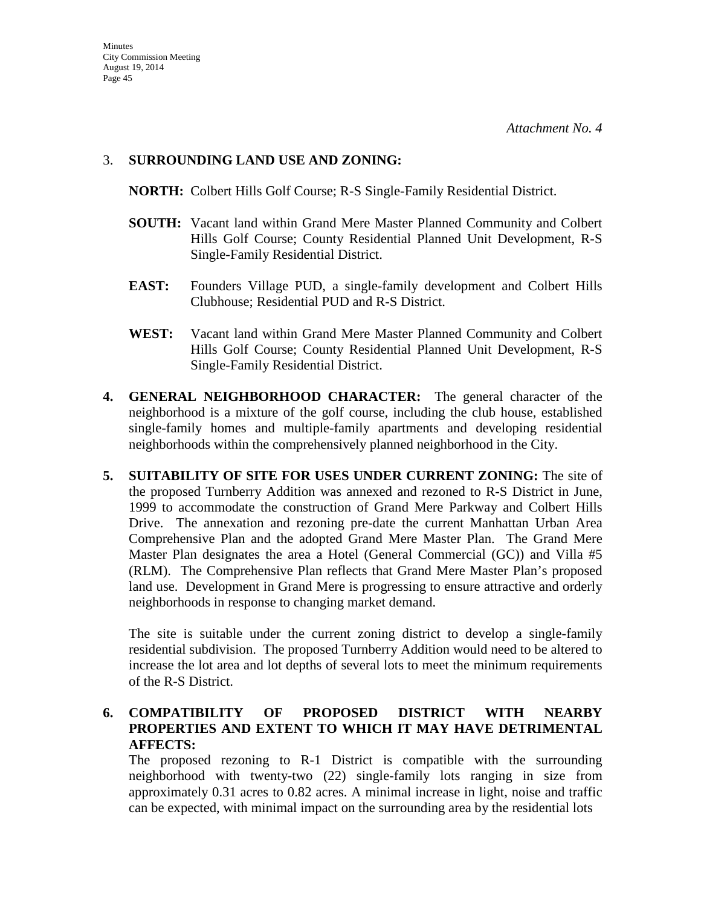*Attachment No. 4*

3. **SURROUNDING LAND USE AND ZONING:**

   **NORTH:** Colbert Hills Golf Course; R-S Single-Family Residential District.

   **SOUTH:** Vacant land within Grand Mere Master Planned Community and Colbert Hills Golf Course; County Residential Planned Unit Development, R-S Single-Family Residential District.

   **EAST:** Founders Village PUD, a single-family development and Colbert Hills Clubhouse; Residential PUD and R-S District.

   **WEST:** Vacant land within Grand Mere Master Planned Community and Colbert Hills Golf Course; County Residential Planned Unit Development, R-S Single-Family Residential District.

4. **GENERAL NEIGHBORHOOD CHARACTER:** The general character of the neighborhood is a mixture of the golf course, including the club house, established single-family homes and multiple-family apartments and developing residential neighborhoods within the comprehensively planned neighborhood in the City.

5. **SUITABILITY OF SITE FOR USES UNDER CURRENT ZONING:** The site of the proposed Turnberry Addition was annexed and rezoned to R-S District in June, 1999 to accommodate the construction of Grand Mere Parkway and Colbert Hills Drive. The annexation and rezoning pre-date the current Manhattan Urban Area Comprehensive Plan and the adopted Grand Mere Master Plan. The Grand Mere Master Plan designates the area a Hotel (General Commercial (GC)) and Villa #5 (RLM). The Comprehensive Plan reflects that Grand Mere Master Plan's proposed land use. Development in Grand Mere is progressing to ensure attractive and orderly neighborhoods in response to changing market demand.

   The site is suitable under the current zoning district to develop a single-family residential subdivision. The proposed Turnberry Addition would need to be altered to increase the lot area and lot depths of several lots to meet the minimum requirements of the R-S District.

6. **COMPATIBILITY OF PROPOSED DISTRICT WITH NEARBY PROPERTIES AND EXTENT TO WHICH IT MAY HAVE DETRIMENTAL AFFECTS:**
   The proposed rezoning to R-1 District is compatible with the surrounding neighborhood with twenty-two (22) single-family lots ranging in size from approximately 0.31 acres to 0.82 acres. A minimal increase in light, noise and traffic can be expected, with minimal impact on the surrounding area by the residential lots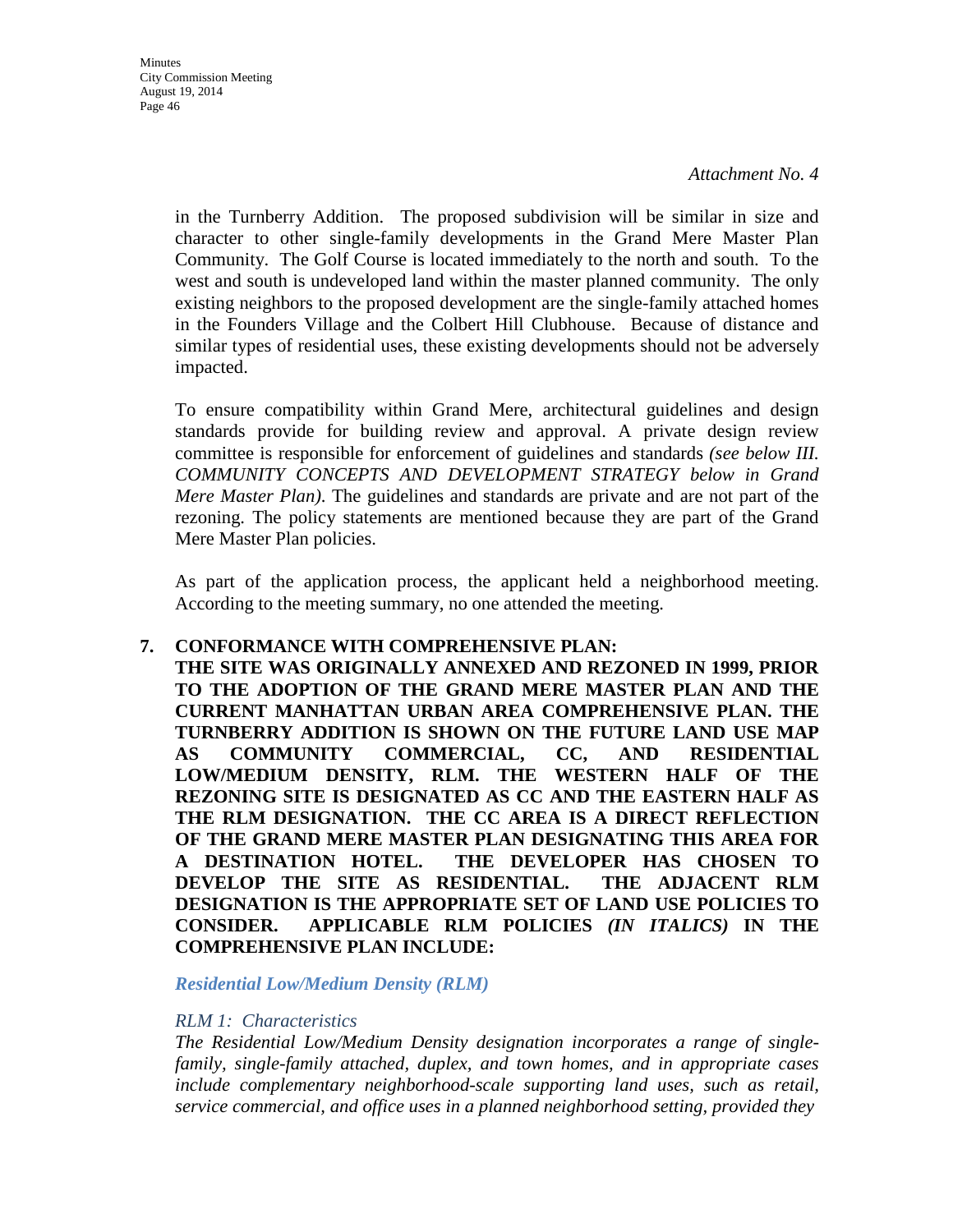*Attachment No. 4*

in the Turnberry Addition. The proposed subdivision will be similar in size and character to other single-family developments in the Grand Mere Master Plan Community. The Golf Course is located immediately to the north and south. To the west and south is undeveloped land within the master planned community. The only existing neighbors to the proposed development are the single-family attached homes in the Founders Village and the Colbert Hill Clubhouse. Because of distance and similar types of residential uses, these existing developments should not be adversely impacted.

To ensure compatibility within Grand Mere, architectural guidelines and design standards provide for building review and approval. A private design review committee is responsible for enforcement of guidelines and standards *(see below III. COMMUNITY CONCEPTS AND DEVELOPMENT STRATEGY below in Grand Mere Master Plan)*. The guidelines and standards are private and are not part of the rezoning. The policy statements are mentioned because they are part of the Grand Mere Master Plan policies.

As part of the application process, the applicant held a neighborhood meeting. According to the meeting summary, no one attended the meeting.

**7. CONFORMANCE WITH COMPREHENSIVE PLAN:**
**THE SITE WAS ORIGINALLY ANNEXED AND REZONED IN 1999, PRIOR TO THE ADOPTION OF THE GRAND MERE MASTER PLAN AND THE CURRENT MANHATTAN URBAN AREA COMPREHENSIVE PLAN. THE TURNBERRY ADDITION IS SHOWN ON THE FUTURE LAND USE MAP AS COMMUNITY COMMERCIAL, CC, AND RESIDENTIAL LOW/MEDIUM DENSITY, RLM. THE WESTERN HALF OF THE REZONING SITE IS DESIGNATED AS CC AND THE EASTERN HALF AS THE RLM DESIGNATION. THE CC AREA IS A DIRECT REFLECTION OF THE GRAND MERE MASTER PLAN DESIGNATING THIS AREA FOR A DESTINATION HOTEL. THE DEVELOPER HAS CHOSEN TO DEVELOP THE SITE AS RESIDENTIAL. THE ADJACENT RLM DESIGNATION IS THE APPROPRIATE SET OF LAND USE POLICIES TO CONSIDER. APPLICABLE RLM POLICIES *(IN ITALICS)* IN THE COMPREHENSIVE PLAN INCLUDE:**

***Residential Low/Medium Density (RLM)***

*RLM 1: Characteristics*
*The Residential Low/Medium Density designation incorporates a range of single-family, single-family attached, duplex, and town homes, and in appropriate cases include complementary neighborhood-scale supporting land uses, such as retail, service commercial, and office uses in a planned neighborhood setting, provided they*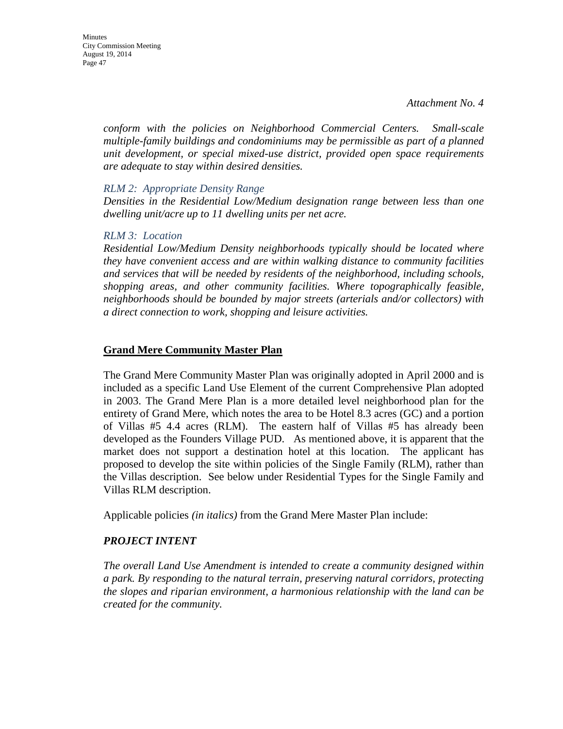*Attachment No. 4*

*conform with the policies on Neighborhood Commercial Centers. Small-scale multiple-family buildings and condominiums may be permissible as part of a planned unit development, or special mixed-use district, provided open space requirements are adequate to stay within desired densities.*

*RLM 2: Appropriate Density Range*

*Densities in the Residential Low/Medium designation range between less than one dwelling unit/acre up to 11 dwelling units per net acre.*

*RLM 3: Location*

*Residential Low/Medium Density neighborhoods typically should be located where they have convenient access and are within walking distance to community facilities and services that will be needed by residents of the neighborhood, including schools, shopping areas, and other community facilities. Where topographically feasible, neighborhoods should be bounded by major streets (arterials and/or collectors) with a direct connection to work, shopping and leisure activities.*

## Grand Mere Community Master Plan

The Grand Mere Community Master Plan was originally adopted in April 2000 and is included as a specific Land Use Element of the current Comprehensive Plan adopted in 2003. The Grand Mere Plan is a more detailed level neighborhood plan for the entirety of Grand Mere, which notes the area to be Hotel 8.3 acres (GC) and a portion of Villas #5 4.4 acres (RLM). The eastern half of Villas #5 has already been developed as the Founders Village PUD. As mentioned above, it is apparent that the market does not support a destination hotel at this location. The applicant has proposed to develop the site within policies of the Single Family (RLM), rather than the Villas description. See below under Residential Types for the Single Family and Villas RLM description.

Applicable policies *(in italics)* from the Grand Mere Master Plan include:

### *PROJECT INTENT*

*The overall Land Use Amendment is intended to create a community designed within a park. By responding to the natural terrain, preserving natural corridors, protecting the slopes and riparian environment, a harmonious relationship with the land can be created for the community.*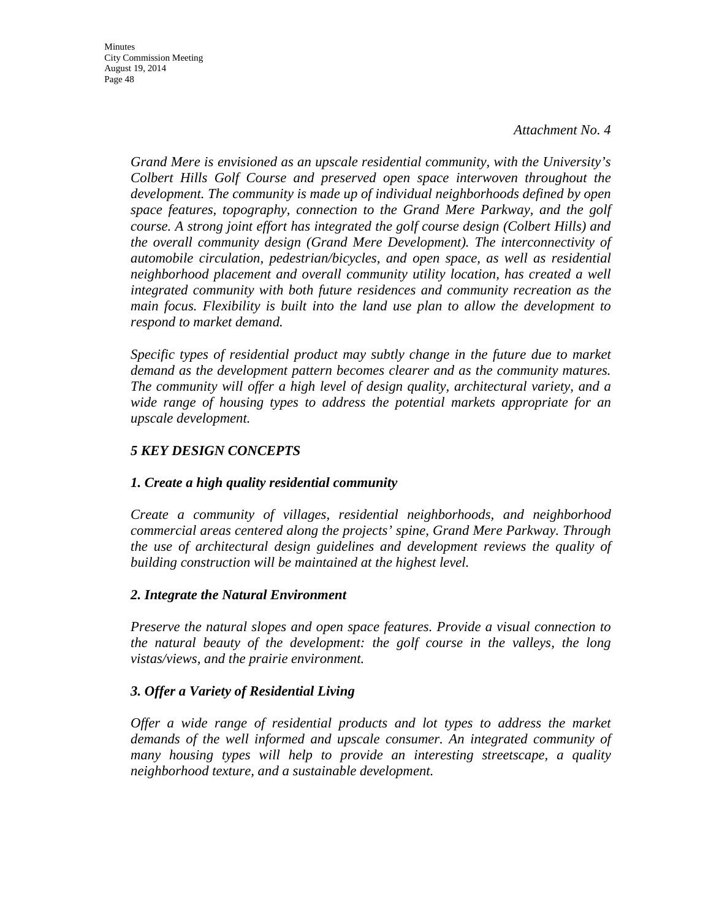*Attachment No. 4*

*Grand Mere is envisioned as an upscale residential community, with the University's Colbert Hills Golf Course and preserved open space interwoven throughout the development. The community is made up of individual neighborhoods defined by open space features, topography, connection to the Grand Mere Parkway, and the golf course. A strong joint effort has integrated the golf course design (Colbert Hills) and the overall community design (Grand Mere Development). The interconnectivity of automobile circulation, pedestrian/bicycles, and open space, as well as residential neighborhood placement and overall community utility location, has created a well integrated community with both future residences and community recreation as the main focus. Flexibility is built into the land use plan to allow the development to respond to market demand.*

*Specific types of residential product may subtly change in the future due to market demand as the development pattern becomes clearer and as the community matures. The community will offer a high level of design quality, architectural variety, and a wide range of housing types to address the potential markets appropriate for an upscale development.*

***5 KEY DESIGN CONCEPTS***

***1. Create a high quality residential community***

*Create a community of villages, residential neighborhoods, and neighborhood commercial areas centered along the projects' spine, Grand Mere Parkway. Through the use of architectural design guidelines and development reviews the quality of building construction will be maintained at the highest level.*

***2. Integrate the Natural Environment***

*Preserve the natural slopes and open space features. Provide a visual connection to the natural beauty of the development: the golf course in the valleys, the long vistas/views, and the prairie environment.*

***3. Offer a Variety of Residential Living***

*Offer a wide range of residential products and lot types to address the market demands of the well informed and upscale consumer. An integrated community of many housing types will help to provide an interesting streetscape, a quality neighborhood texture, and a sustainable development.*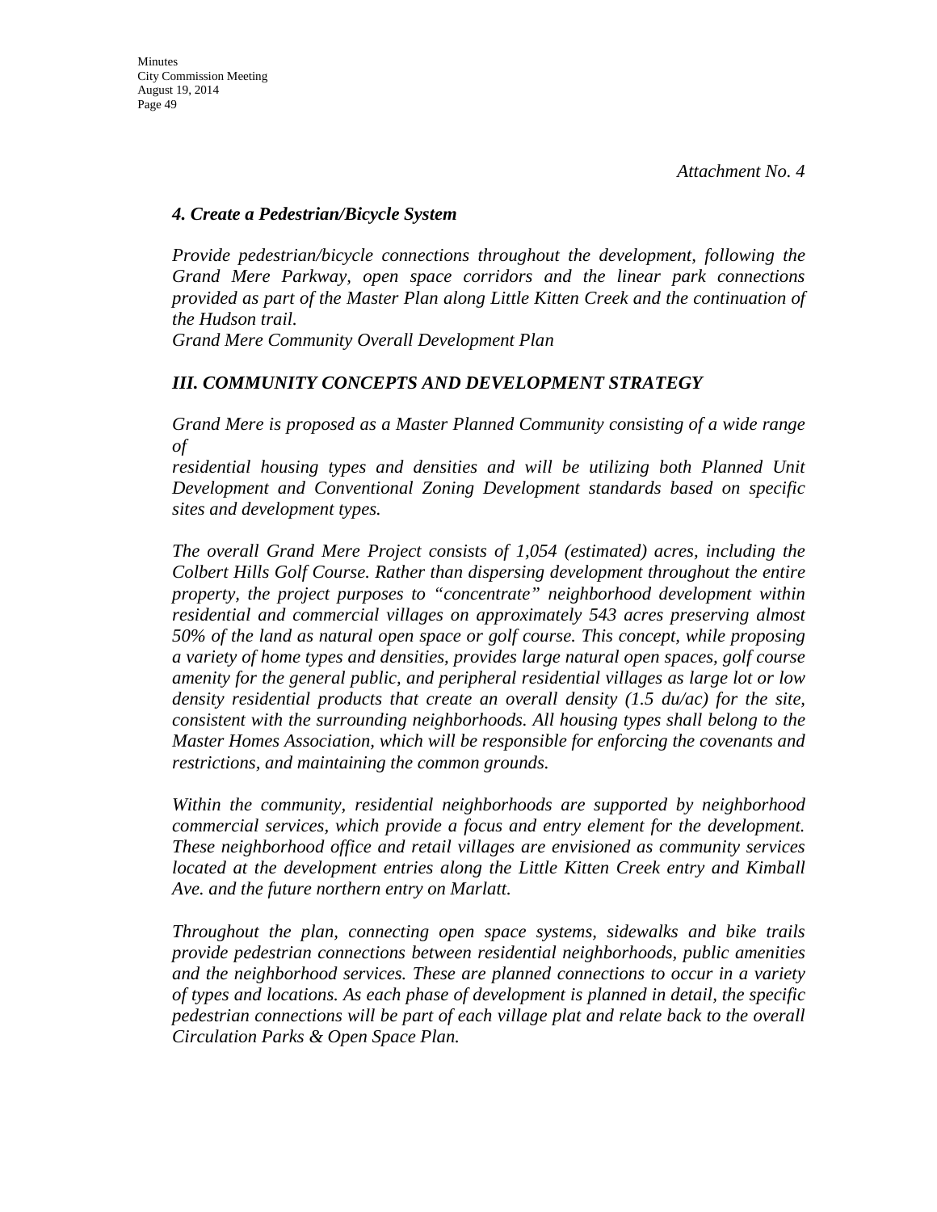*Attachment No. 4*

### *4. Create a Pedestrian/Bicycle System*

*Provide pedestrian/bicycle connections throughout the development, following the Grand Mere Parkway, open space corridors and the linear park connections provided as part of the Master Plan along Little Kitten Creek and the continuation of the Hudson trail.*
*Grand Mere Community Overall Development Plan*

## *III. COMMUNITY CONCEPTS AND DEVELOPMENT STRATEGY*

*Grand Mere is proposed as a Master Planned Community consisting of a wide range of*
*residential housing types and densities and will be utilizing both Planned Unit Development and Conventional Zoning Development standards based on specific sites and development types.*

*The overall Grand Mere Project consists of 1,054 (estimated) acres, including the Colbert Hills Golf Course. Rather than dispersing development throughout the entire property, the project purposes to "concentrate" neighborhood development within residential and commercial villages on approximately 543 acres preserving almost 50% of the land as natural open space or golf course. This concept, while proposing a variety of home types and densities, provides large natural open spaces, golf course amenity for the general public, and peripheral residential villages as large lot or low density residential products that create an overall density (1.5 du/ac) for the site, consistent with the surrounding neighborhoods. All housing types shall belong to the Master Homes Association, which will be responsible for enforcing the covenants and restrictions, and maintaining the common grounds.*

*Within the community, residential neighborhoods are supported by neighborhood commercial services, which provide a focus and entry element for the development. These neighborhood office and retail villages are envisioned as community services located at the development entries along the Little Kitten Creek entry and Kimball Ave. and the future northern entry on Marlatt.*

*Throughout the plan, connecting open space systems, sidewalks and bike trails provide pedestrian connections between residential neighborhoods, public amenities and the neighborhood services. These are planned connections to occur in a variety of types and locations. As each phase of development is planned in detail, the specific pedestrian connections will be part of each village plat and relate back to the overall Circulation Parks & Open Space Plan.*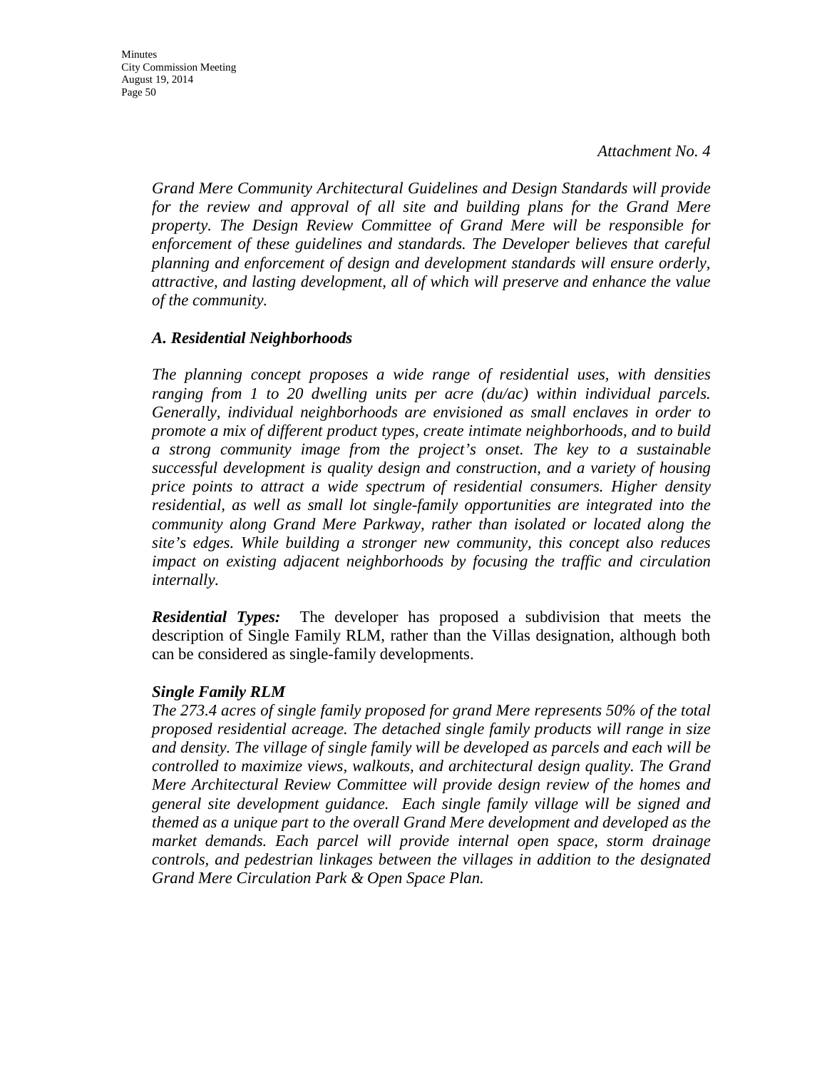*Attachment No. 4*

*Grand Mere Community Architectural Guidelines and Design Standards will provide for the review and approval of all site and building plans for the Grand Mere property. The Design Review Committee of Grand Mere will be responsible for enforcement of these guidelines and standards. The Developer believes that careful planning and enforcement of design and development standards will ensure orderly, attractive, and lasting development, all of which will preserve and enhance the value of the community.*

***A. Residential Neighborhoods***

*The planning concept proposes a wide range of residential uses, with densities ranging from 1 to 20 dwelling units per acre (du/ac) within individual parcels. Generally, individual neighborhoods are envisioned as small enclaves in order to promote a mix of different product types, create intimate neighborhoods, and to build a strong community image from the project's onset. The key to a sustainable successful development is quality design and construction, and a variety of housing price points to attract a wide spectrum of residential consumers. Higher density residential, as well as small lot single-family opportunities are integrated into the community along Grand Mere Parkway, rather than isolated or located along the site's edges. While building a stronger new community, this concept also reduces impact on existing adjacent neighborhoods by focusing the traffic and circulation internally.*

***Residential Types:*** The developer has proposed a subdivision that meets the description of Single Family RLM, rather than the Villas designation, although both can be considered as single-family developments.

***Single Family RLM***

*The 273.4 acres of single family proposed for grand Mere represents 50% of the total proposed residential acreage. The detached single family products will range in size and density. The village of single family will be developed as parcels and each will be controlled to maximize views, walkouts, and architectural design quality. The Grand Mere Architectural Review Committee will provide design review of the homes and general site development guidance. Each single family village will be signed and themed as a unique part to the overall Grand Mere development and developed as the market demands. Each parcel will provide internal open space, storm drainage controls, and pedestrian linkages between the villages in addition to the designated Grand Mere Circulation Park & Open Space Plan.*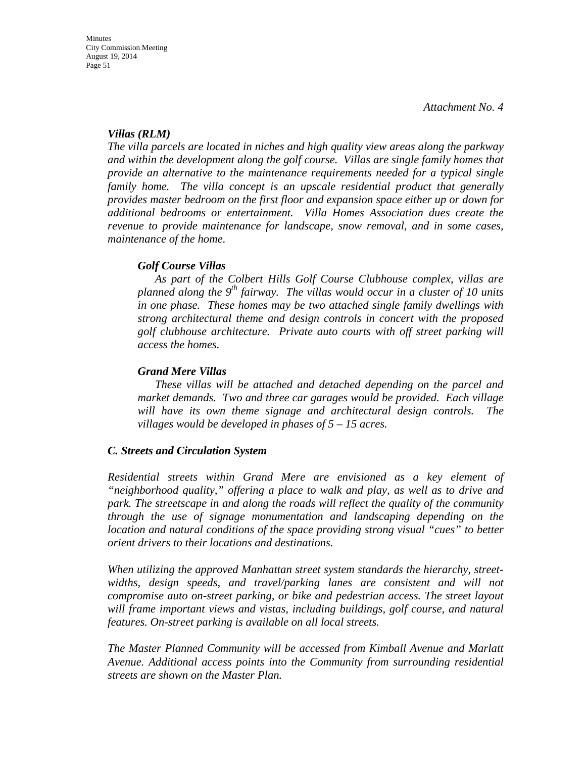*Attachment No. 4*

***Villas (RLM)***

*The villa parcels are located in niches and high quality view areas along the parkway and within the development along the golf course. Villas are single family homes that provide an alternative to the maintenance requirements needed for a typical single family home. The villa concept is an upscale residential product that generally provides master bedroom on the first floor and expansion space either up or down for additional bedrooms or entertainment. Villa Homes Association dues create the revenue to provide maintenance for landscape, snow removal, and in some cases, maintenance of the home.*

***Golf Course Villas***

*As part of the Colbert Hills Golf Course Clubhouse complex, villas are planned along the 9th fairway. The villas would occur in a cluster of 10 units in one phase. These homes may be two attached single family dwellings with strong architectural theme and design controls in concert with the proposed golf clubhouse architecture. Private auto courts with off street parking will access the homes.*

***Grand Mere Villas***

*These villas will be attached and detached depending on the parcel and market demands. Two and three car garages would be provided. Each village will have its own theme signage and architectural design controls. The villages would be developed in phases of 5 – 15 acres.*

***C. Streets and Circulation System***

*Residential streets within Grand Mere are envisioned as a key element of "neighborhood quality," offering a place to walk and play, as well as to drive and park. The streetscape in and along the roads will reflect the quality of the community through the use of signage monumentation and landscaping depending on the location and natural conditions of the space providing strong visual "cues" to better orient drivers to their locations and destinations.*

*When utilizing the approved Manhattan street system standards the hierarchy, street-widths, design speeds, and travel/parking lanes are consistent and will not compromise auto on-street parking, or bike and pedestrian access. The street layout will frame important views and vistas, including buildings, golf course, and natural features. On-street parking is available on all local streets.*

*The Master Planned Community will be accessed from Kimball Avenue and Marlatt Avenue. Additional access points into the Community from surrounding residential streets are shown on the Master Plan.*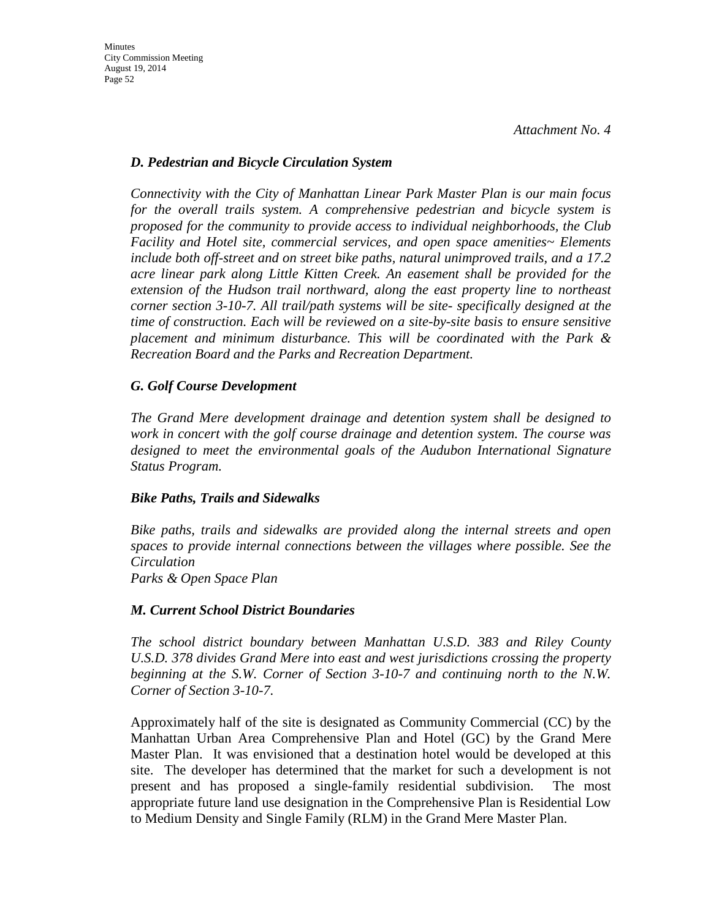*Attachment No. 4*

***D. Pedestrian and Bicycle Circulation System***

*Connectivity with the City of Manhattan Linear Park Master Plan is our main focus for the overall trails system. A comprehensive pedestrian and bicycle system is proposed for the community to provide access to individual neighborhoods, the Club Facility and Hotel site, commercial services, and open space amenities~ Elements include both off-street and on street bike paths, natural unimproved trails, and a 17.2 acre linear park along Little Kitten Creek. An easement shall be provided for the extension of the Hudson trail northward, along the east property line to northeast corner section 3-10-7. All trail/path systems will be site- specifically designed at the time of construction. Each will be reviewed on a site-by-site basis to ensure sensitive placement and minimum disturbance. This will be coordinated with the Park & Recreation Board and the Parks and Recreation Department.*

***G. Golf Course Development***

*The Grand Mere development drainage and detention system shall be designed to work in concert with the golf course drainage and detention system. The course was designed to meet the environmental goals of the Audubon International Signature Status Program.*

***Bike Paths, Trails and Sidewalks***

*Bike paths, trails and sidewalks are provided along the internal streets and open spaces to provide internal connections between the villages where possible. See the Circulation*
*Parks & Open Space Plan*

***M. Current School District Boundaries***

*The school district boundary between Manhattan U.S.D. 383 and Riley County U.S.D. 378 divides Grand Mere into east and west jurisdictions crossing the property beginning at the S.W. Corner of Section 3-10-7 and continuing north to the N.W. Corner of Section 3-10-7.*

Approximately half of the site is designated as Community Commercial (CC) by the Manhattan Urban Area Comprehensive Plan and Hotel (GC) by the Grand Mere Master Plan. It was envisioned that a destination hotel would be developed at this site. The developer has determined that the market for such a development is not present and has proposed a single-family residential subdivision. The most appropriate future land use designation in the Comprehensive Plan is Residential Low to Medium Density and Single Family (RLM) in the Grand Mere Master Plan.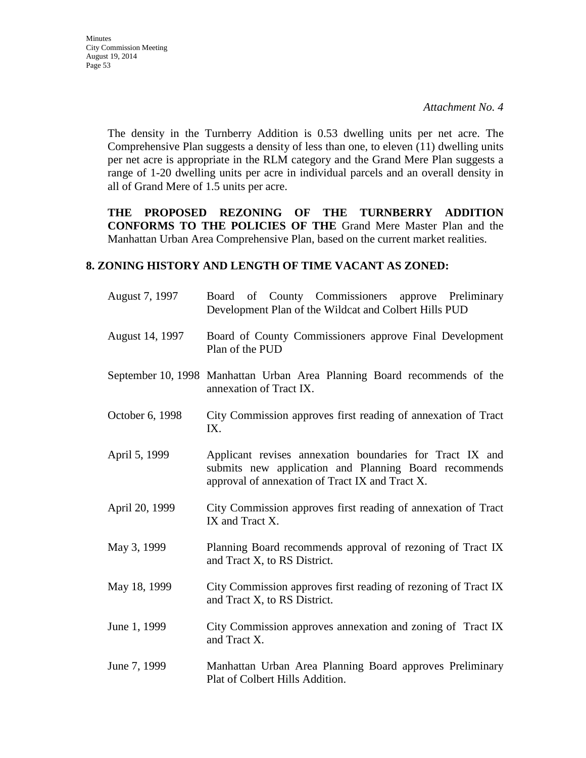*Attachment No. 4*

The density in the Turnberry Addition is 0.53 dwelling units per net acre. The Comprehensive Plan suggests a density of less than one, to eleven (11) dwelling units per net acre is appropriate in the RLM category and the Grand Mere Plan suggests a range of 1-20 dwelling units per acre in individual parcels and an overall density in all of Grand Mere of 1.5 units per acre.

**THE PROPOSED REZONING OF THE TURNBERRY ADDITION CONFORMS TO THE POLICIES OF THE** Grand Mere Master Plan and the Manhattan Urban Area Comprehensive Plan, based on the current market realities.

## 8. ZONING HISTORY AND LENGTH OF TIME VACANT AS ZONED:

| | |
|---|---|
| August 7, 1997 | Board of County Commissioners approve Preliminary Development Plan of the Wildcat and Colbert Hills PUD |
| August 14, 1997 | Board of County Commissioners approve Final Development Plan of the PUD |
| September 10, 1998 | Manhattan Urban Area Planning Board recommends of the annexation of Tract IX. |
| October 6, 1998 | City Commission approves first reading of annexation of Tract IX. |
| April 5, 1999 | Applicant revises annexation boundaries for Tract IX and submits new application and Planning Board recommends approval of annexation of Tract IX and Tract X. |
| April 20, 1999 | City Commission approves first reading of annexation of Tract IX and Tract X. |
| May 3, 1999 | Planning Board recommends approval of rezoning of Tract IX and Tract X, to RS District. |
| May 18, 1999 | City Commission approves first reading of rezoning of Tract IX and Tract X, to RS District. |
| June 1, 1999 | City Commission approves annexation and zoning of Tract IX and Tract X. |
| June 7, 1999 | Manhattan Urban Area Planning Board approves Preliminary Plat of Colbert Hills Addition. |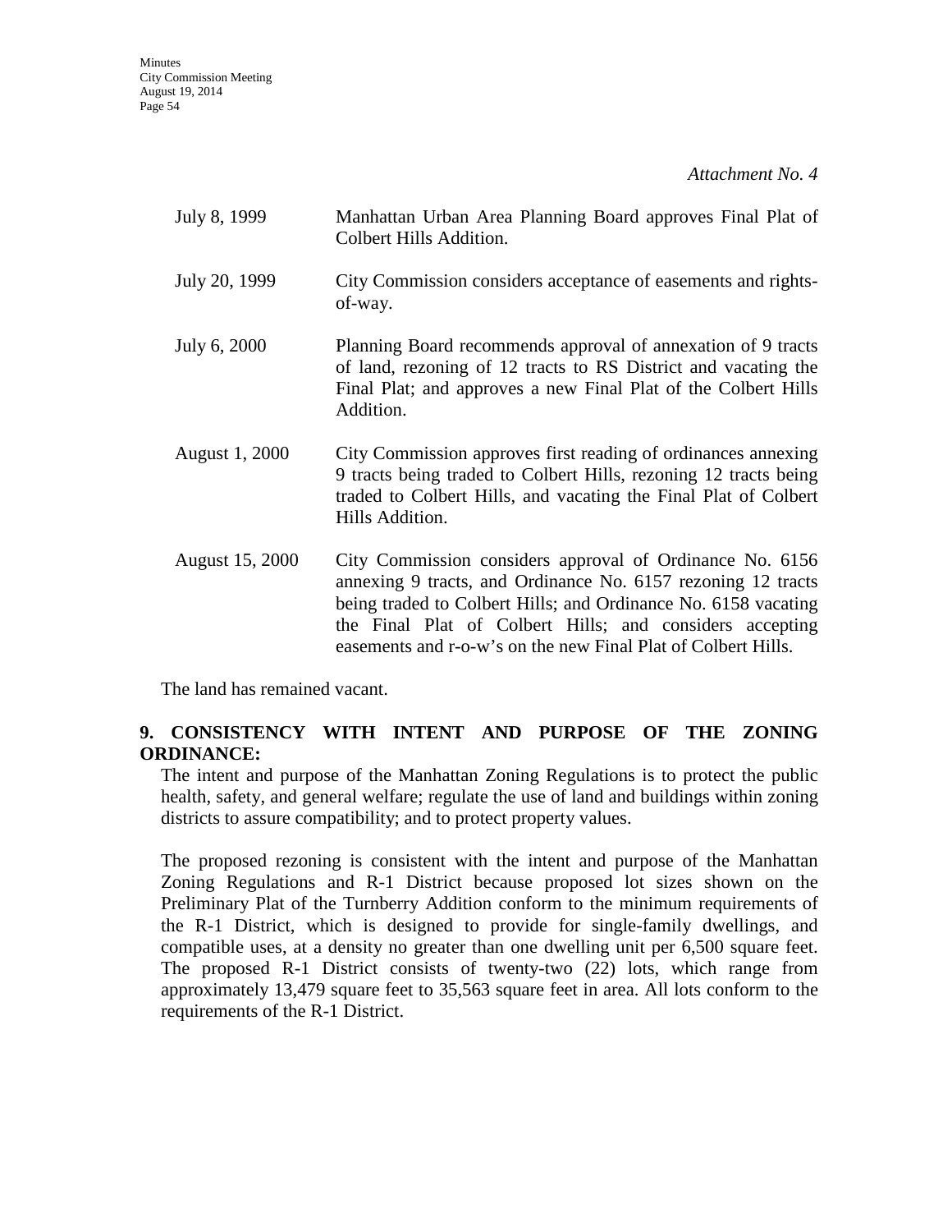*Attachment No. 4*

| | |
|---|---|
| July 8, 1999 | Manhattan Urban Area Planning Board approves Final Plat of Colbert Hills Addition. |
| July 20, 1999 | City Commission considers acceptance of easements and rights-of-way. |
| July 6, 2000 | Planning Board recommends approval of annexation of 9 tracts of land, rezoning of 12 tracts to RS District and vacating the Final Plat; and approves a new Final Plat of the Colbert Hills Addition. |
| August 1, 2000 | City Commission approves first reading of ordinances annexing 9 tracts being traded to Colbert Hills, rezoning 12 tracts being traded to Colbert Hills, and vacating the Final Plat of Colbert Hills Addition. |
| August 15, 2000 | City Commission considers approval of Ordinance No. 6156 annexing 9 tracts, and Ordinance No. 6157 rezoning 12 tracts being traded to Colbert Hills; and Ordinance No. 6158 vacating the Final Plat of Colbert Hills; and considers accepting easements and r-o-w's on the new Final Plat of Colbert Hills. |

The land has remained vacant.

**9. CONSISTENCY WITH INTENT AND PURPOSE OF THE ZONING ORDINANCE:**

The intent and purpose of the Manhattan Zoning Regulations is to protect the public health, safety, and general welfare; regulate the use of land and buildings within zoning districts to assure compatibility; and to protect property values.

The proposed rezoning is consistent with the intent and purpose of the Manhattan Zoning Regulations and R-1 District because proposed lot sizes shown on the Preliminary Plat of the Turnberry Addition conform to the minimum requirements of the R-1 District, which is designed to provide for single-family dwellings, and compatible uses, at a density no greater than one dwelling unit per 6,500 square feet. The proposed R-1 District consists of twenty-two (22) lots, which range from approximately 13,479 square feet to 35,563 square feet in area. All lots conform to the requirements of the R-1 District.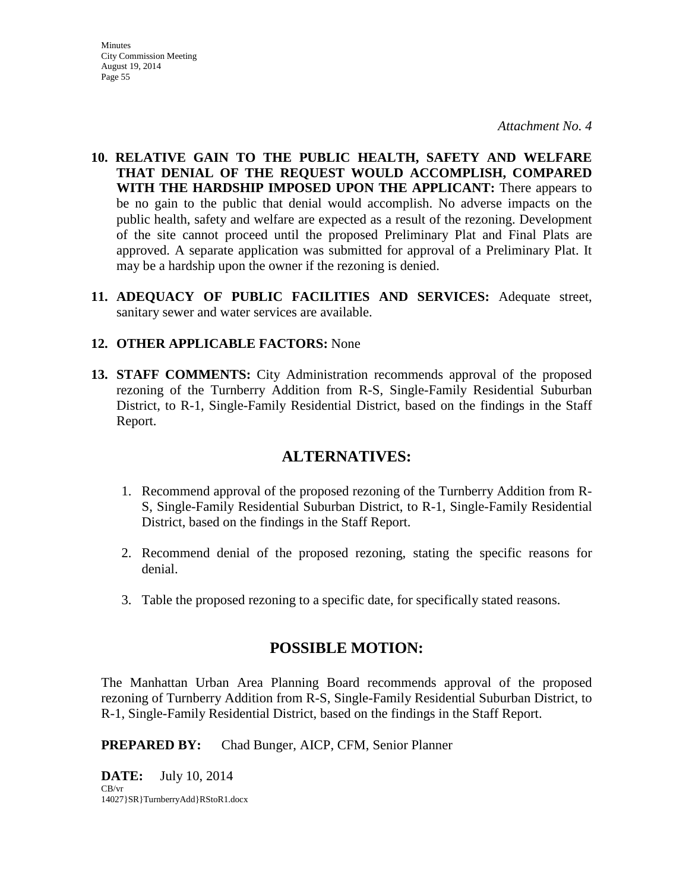*Attachment No. 4*

10. **RELATIVE GAIN TO THE PUBLIC HEALTH, SAFETY AND WELFARE THAT DENIAL OF THE REQUEST WOULD ACCOMPLISH, COMPARED WITH THE HARDSHIP IMPOSED UPON THE APPLICANT:** There appears to be no gain to the public that denial would accomplish. No adverse impacts on the public health, safety and welfare are expected as a result of the rezoning. Development of the site cannot proceed until the proposed Preliminary Plat and Final Plats are approved. A separate application was submitted for approval of a Preliminary Plat. It may be a hardship upon the owner if the rezoning is denied.

11. **ADEQUACY OF PUBLIC FACILITIES AND SERVICES:** Adequate street, sanitary sewer and water services are available.

12. **OTHER APPLICABLE FACTORS:** None

13. **STAFF COMMENTS:** City Administration recommends approval of the proposed rezoning of the Turnberry Addition from R-S, Single-Family Residential Suburban District, to R-1, Single-Family Residential District, based on the findings in the Staff Report.

## ALTERNATIVES:

1. Recommend approval of the proposed rezoning of the Turnberry Addition from R-S, Single-Family Residential Suburban District, to R-1, Single-Family Residential District, based on the findings in the Staff Report.

2. Recommend denial of the proposed rezoning, stating the specific reasons for denial.

3. Table the proposed rezoning to a specific date, for specifically stated reasons.

## POSSIBLE MOTION:

The Manhattan Urban Area Planning Board recommends approval of the proposed rezoning of Turnberry Addition from R-S, Single-Family Residential Suburban District, to R-1, Single-Family Residential District, based on the findings in the Staff Report.

**PREPARED BY:** Chad Bunger, AICP, CFM, Senior Planner

**DATE:** July 10, 2014

CB/vr
14027}SR}TurnberryAdd}RStoR1.docx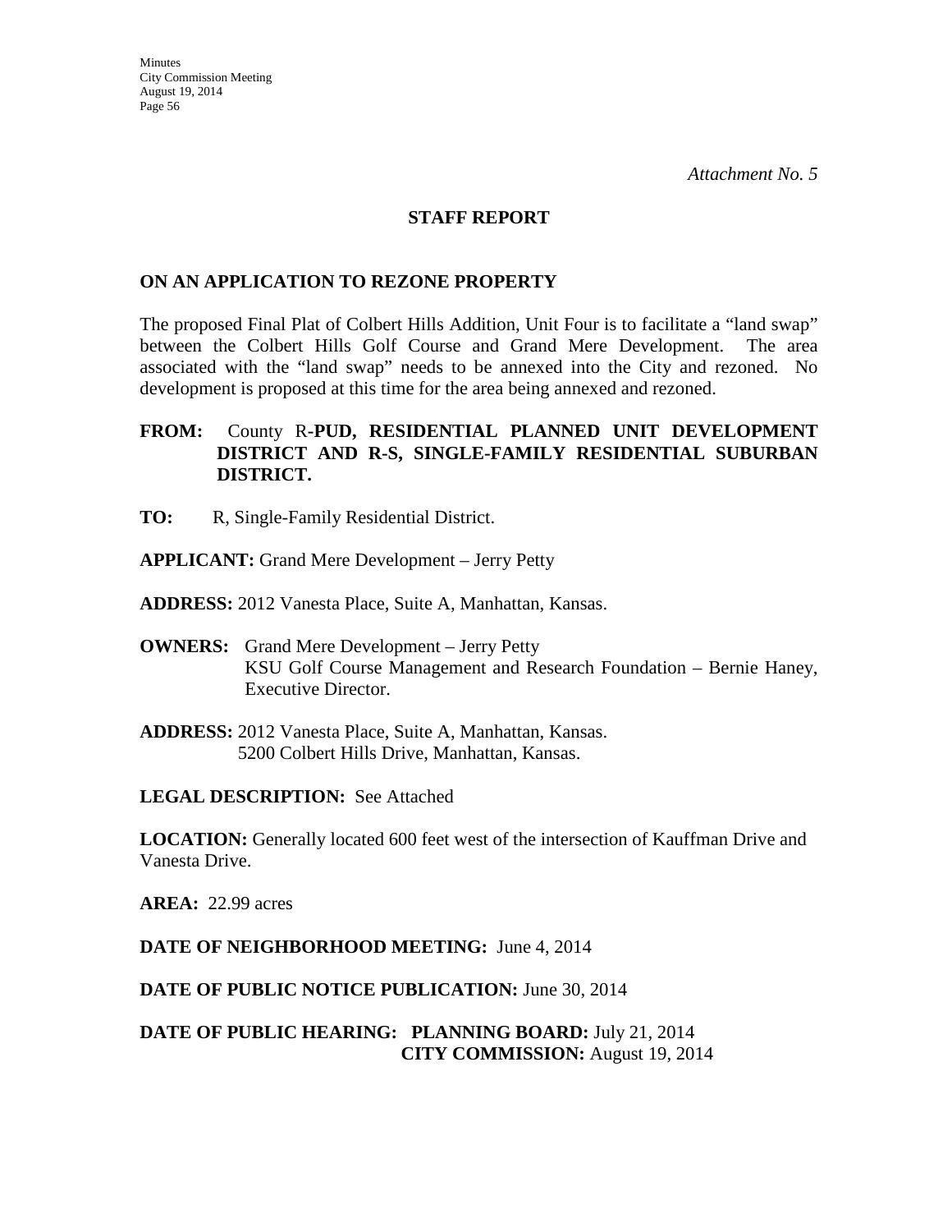*Attachment No. 5*

## STAFF REPORT

### ON AN APPLICATION TO REZONE PROPERTY

The proposed Final Plat of Colbert Hills Addition, Unit Four is to facilitate a "land swap" between the Colbert Hills Golf Course and Grand Mere Development. The area associated with the "land swap" needs to be annexed into the City and rezoned. No development is proposed at this time for the area being annexed and rezoned.

**FROM:** County R-**PUD, RESIDENTIAL PLANNED UNIT DEVELOPMENT DISTRICT AND R-S, SINGLE-FAMILY RESIDENTIAL SUBURBAN DISTRICT.**

**TO:** R, Single-Family Residential District.

**APPLICANT:** Grand Mere Development – Jerry Petty

**ADDRESS:** 2012 Vanesta Place, Suite A, Manhattan, Kansas.

**OWNERS:** Grand Mere Development – Jerry Petty
KSU Golf Course Management and Research Foundation – Bernie Haney, Executive Director.

**ADDRESS:** 2012 Vanesta Place, Suite A, Manhattan, Kansas.
5200 Colbert Hills Drive, Manhattan, Kansas.

**LEGAL DESCRIPTION:** See Attached

**LOCATION:** Generally located 600 feet west of the intersection of Kauffman Drive and Vanesta Drive.

**AREA:** 22.99 acres

**DATE OF NEIGHBORHOOD MEETING:** June 4, 2014

**DATE OF PUBLIC NOTICE PUBLICATION:** June 30, 2014

**DATE OF PUBLIC HEARING: PLANNING BOARD:** July 21, 2014
**CITY COMMISSION:** August 19, 2014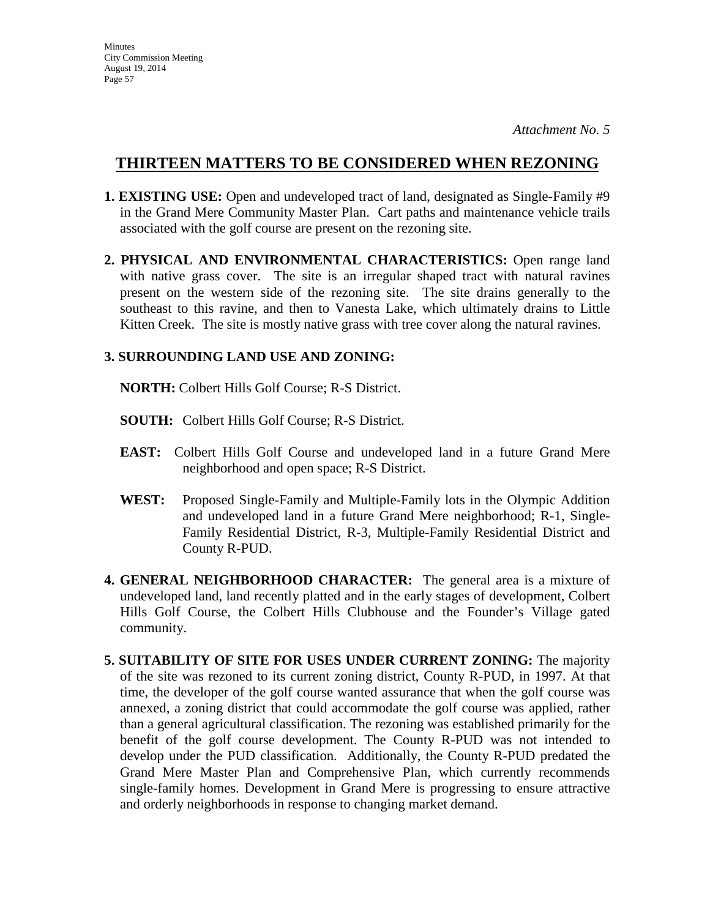*Attachment No. 5*

## THIRTEEN MATTERS TO BE CONSIDERED WHEN REZONING

**1. EXISTING USE:** Open and undeveloped tract of land, designated as Single-Family #9 in the Grand Mere Community Master Plan. Cart paths and maintenance vehicle trails associated with the golf course are present on the rezoning site.

**2. PHYSICAL AND ENVIRONMENTAL CHARACTERISTICS:** Open range land with native grass cover. The site is an irregular shaped tract with natural ravines present on the western side of the rezoning site. The site drains generally to the southeast to this ravine, and then to Vanesta Lake, which ultimately drains to Little Kitten Creek. The site is mostly native grass with tree cover along the natural ravines.

**3. SURROUNDING LAND USE AND ZONING:**

**NORTH:** Colbert Hills Golf Course; R-S District.

**SOUTH:** Colbert Hills Golf Course; R-S District.

**EAST:** Colbert Hills Golf Course and undeveloped land in a future Grand Mere neighborhood and open space; R-S District.

**WEST:** Proposed Single-Family and Multiple-Family lots in the Olympic Addition and undeveloped land in a future Grand Mere neighborhood; R-1, Single-Family Residential District, R-3, Multiple-Family Residential District and County R-PUD.

**4. GENERAL NEIGHBORHOOD CHARACTER:** The general area is a mixture of undeveloped land, land recently platted and in the early stages of development, Colbert Hills Golf Course, the Colbert Hills Clubhouse and the Founder's Village gated community.

**5. SUITABILITY OF SITE FOR USES UNDER CURRENT ZONING:** The majority of the site was rezoned to its current zoning district, County R-PUD, in 1997. At that time, the developer of the golf course wanted assurance that when the golf course was annexed, a zoning district that could accommodate the golf course was applied, rather than a general agricultural classification. The rezoning was established primarily for the benefit of the golf course development. The County R-PUD was not intended to develop under the PUD classification. Additionally, the County R-PUD predated the Grand Mere Master Plan and Comprehensive Plan, which currently recommends single-family homes. Development in Grand Mere is progressing to ensure attractive and orderly neighborhoods in response to changing market demand.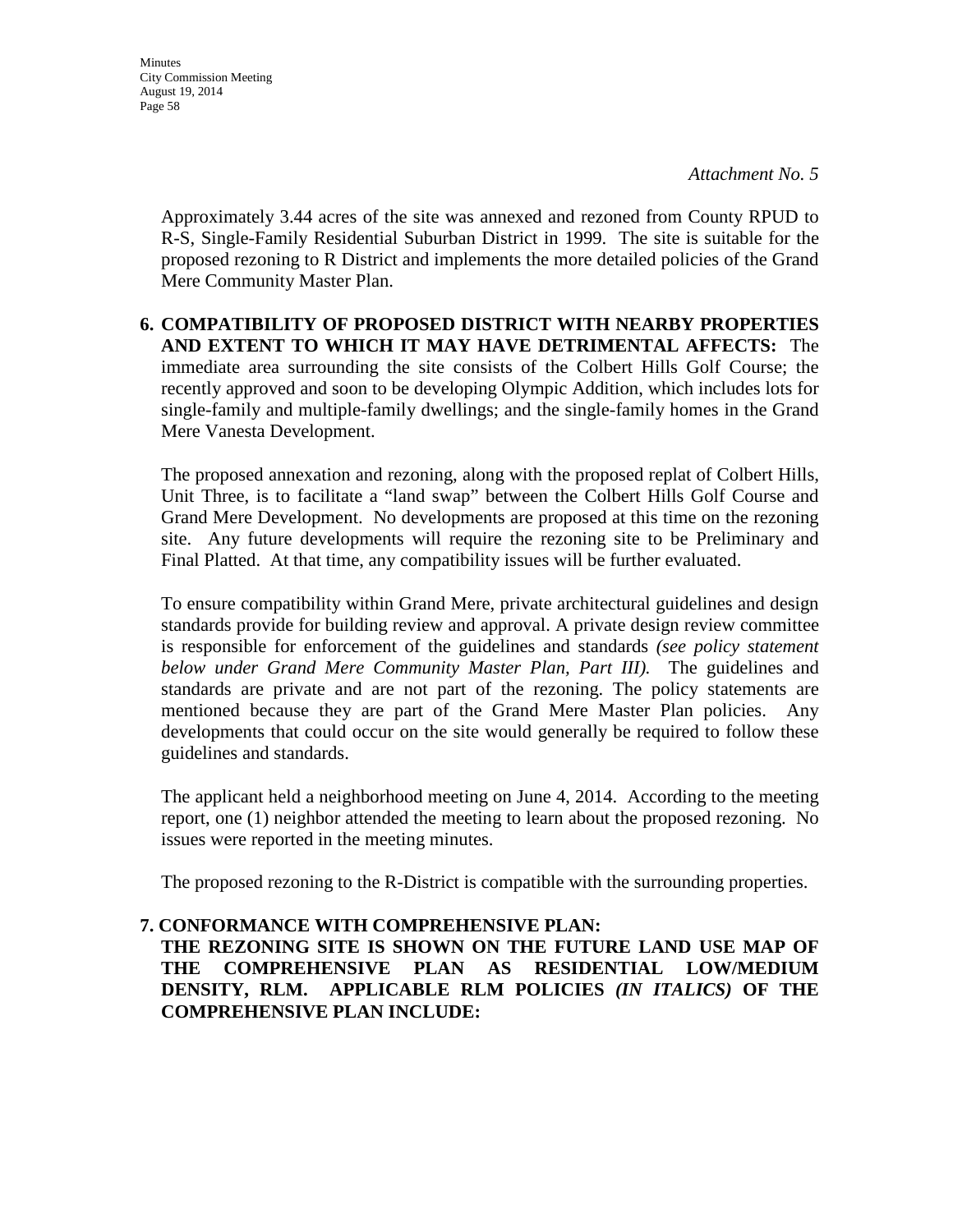*Attachment No. 5*

Approximately 3.44 acres of the site was annexed and rezoned from County RPUD to R-S, Single-Family Residential Suburban District in 1999. The site is suitable for the proposed rezoning to R District and implements the more detailed policies of the Grand Mere Community Master Plan.

**6. COMPATIBILITY OF PROPOSED DISTRICT WITH NEARBY PROPERTIES AND EXTENT TO WHICH IT MAY HAVE DETRIMENTAL AFFECTS:** The immediate area surrounding the site consists of the Colbert Hills Golf Course; the recently approved and soon to be developing Olympic Addition, which includes lots for single-family and multiple-family dwellings; and the single-family homes in the Grand Mere Vanesta Development.

The proposed annexation and rezoning, along with the proposed replat of Colbert Hills, Unit Three, is to facilitate a "land swap" between the Colbert Hills Golf Course and Grand Mere Development. No developments are proposed at this time on the rezoning site. Any future developments will require the rezoning site to be Preliminary and Final Platted. At that time, any compatibility issues will be further evaluated.

To ensure compatibility within Grand Mere, private architectural guidelines and design standards provide for building review and approval. A private design review committee is responsible for enforcement of the guidelines and standards *(see policy statement below under Grand Mere Community Master Plan, Part III).* The guidelines and standards are private and are not part of the rezoning. The policy statements are mentioned because they are part of the Grand Mere Master Plan policies. Any developments that could occur on the site would generally be required to follow these guidelines and standards.

The applicant held a neighborhood meeting on June 4, 2014. According to the meeting report, one (1) neighbor attended the meeting to learn about the proposed rezoning. No issues were reported in the meeting minutes.

The proposed rezoning to the R-District is compatible with the surrounding properties.

**7. CONFORMANCE WITH COMPREHENSIVE PLAN:**
**THE REZONING SITE IS SHOWN ON THE FUTURE LAND USE MAP OF THE COMPREHENSIVE PLAN AS RESIDENTIAL LOW/MEDIUM DENSITY, RLM. APPLICABLE RLM POLICIES *(IN ITALICS)* OF THE COMPREHENSIVE PLAN INCLUDE:**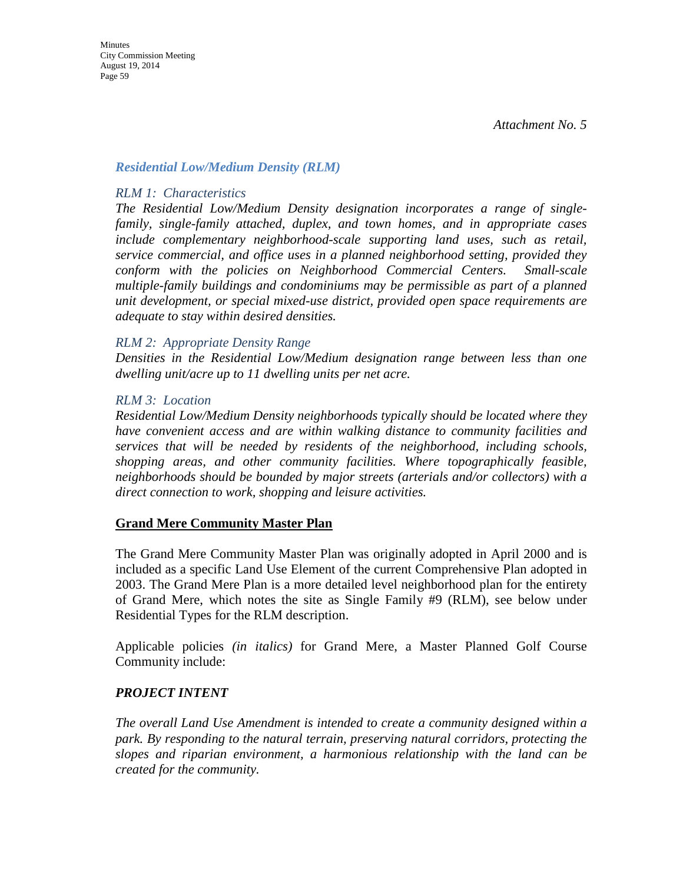*Attachment No. 5*

### *Residential Low/Medium Density (RLM)*

*RLM 1: Characteristics*

*The Residential Low/Medium Density designation incorporates a range of single-family, single-family attached, duplex, and town homes, and in appropriate cases include complementary neighborhood-scale supporting land uses, such as retail, service commercial, and office uses in a planned neighborhood setting, provided they conform with the policies on Neighborhood Commercial Centers. Small-scale multiple-family buildings and condominiums may be permissible as part of a planned unit development, or special mixed-use district, provided open space requirements are adequate to stay within desired densities.*

*RLM 2: Appropriate Density Range*

*Densities in the Residential Low/Medium designation range between less than one dwelling unit/acre up to 11 dwelling units per net acre.*

*RLM 3: Location*

*Residential Low/Medium Density neighborhoods typically should be located where they have convenient access and are within walking distance to community facilities and services that will be needed by residents of the neighborhood, including schools, shopping areas, and other community facilities. Where topographically feasible, neighborhoods should be bounded by major streets (arterials and/or collectors) with a direct connection to work, shopping and leisure activities.*

**<u>Grand Mere Community Master Plan</u>**

The Grand Mere Community Master Plan was originally adopted in April 2000 and is included as a specific Land Use Element of the current Comprehensive Plan adopted in 2003. The Grand Mere Plan is a more detailed level neighborhood plan for the entirety of Grand Mere, which notes the site as Single Family #9 (RLM), see below under Residential Types for the RLM description.

Applicable policies *(in italics)* for Grand Mere, a Master Planned Golf Course Community include:

***PROJECT INTENT***

*The overall Land Use Amendment is intended to create a community designed within a park. By responding to the natural terrain, preserving natural corridors, protecting the slopes and riparian environment, a harmonious relationship with the land can be created for the community.*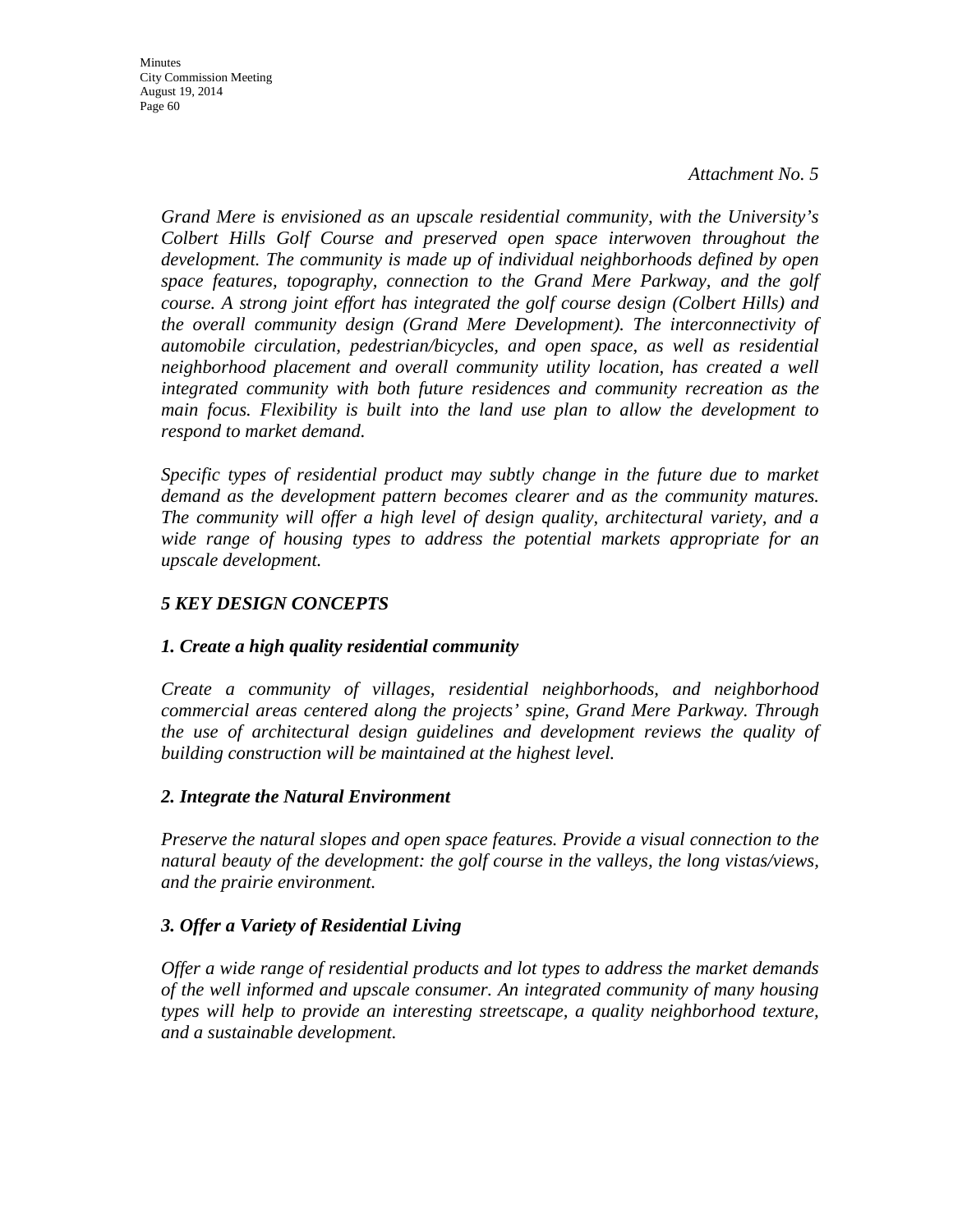*Attachment No. 5*

*Grand Mere is envisioned as an upscale residential community, with the University's Colbert Hills Golf Course and preserved open space interwoven throughout the development. The community is made up of individual neighborhoods defined by open space features, topography, connection to the Grand Mere Parkway, and the golf course. A strong joint effort has integrated the golf course design (Colbert Hills) and the overall community design (Grand Mere Development). The interconnectivity of automobile circulation, pedestrian/bicycles, and open space, as well as residential neighborhood placement and overall community utility location, has created a well integrated community with both future residences and community recreation as the main focus. Flexibility is built into the land use plan to allow the development to respond to market demand.*

*Specific types of residential product may subtly change in the future due to market demand as the development pattern becomes clearer and as the community matures. The community will offer a high level of design quality, architectural variety, and a wide range of housing types to address the potential markets appropriate for an upscale development.*

***5 KEY DESIGN CONCEPTS***

***1. Create a high quality residential community***

*Create a community of villages, residential neighborhoods, and neighborhood commercial areas centered along the projects' spine, Grand Mere Parkway. Through the use of architectural design guidelines and development reviews the quality of building construction will be maintained at the highest level.*

***2. Integrate the Natural Environment***

*Preserve the natural slopes and open space features. Provide a visual connection to the natural beauty of the development: the golf course in the valleys, the long vistas/views, and the prairie environment.*

***3. Offer a Variety of Residential Living***

*Offer a wide range of residential products and lot types to address the market demands of the well informed and upscale consumer. An integrated community of many housing types will help to provide an interesting streetscape, a quality neighborhood texture, and a sustainable development.*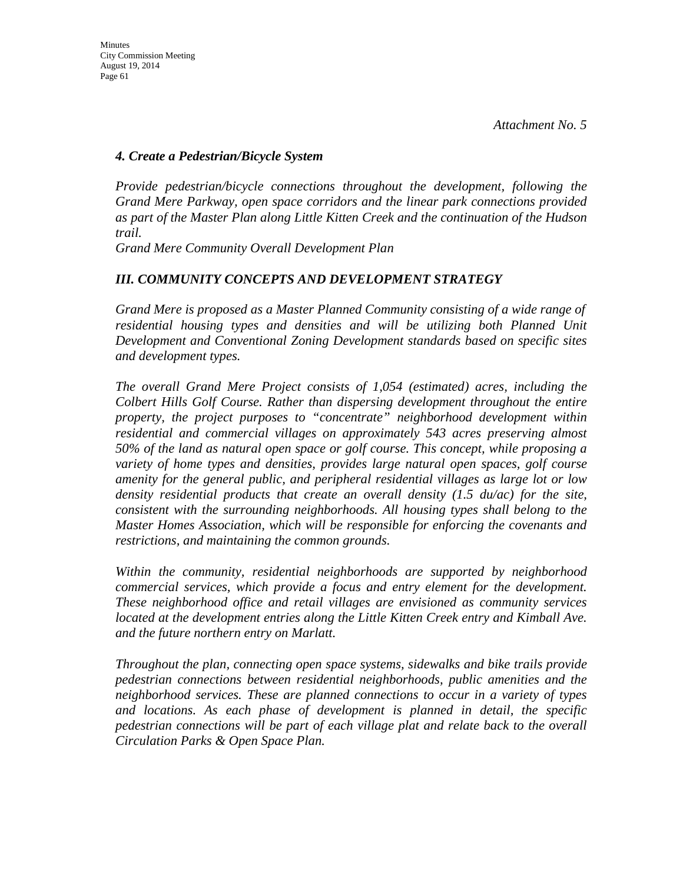*Attachment No. 5*

### *4. Create a Pedestrian/Bicycle System*

*Provide pedestrian/bicycle connections throughout the development, following the Grand Mere Parkway, open space corridors and the linear park connections provided as part of the Master Plan along Little Kitten Creek and the continuation of the Hudson trail.*

*Grand Mere Community Overall Development Plan*

## *III. COMMUNITY CONCEPTS AND DEVELOPMENT STRATEGY*

*Grand Mere is proposed as a Master Planned Community consisting of a wide range of residential housing types and densities and will be utilizing both Planned Unit Development and Conventional Zoning Development standards based on specific sites and development types.*

*The overall Grand Mere Project consists of 1,054 (estimated) acres, including the Colbert Hills Golf Course. Rather than dispersing development throughout the entire property, the project purposes to "concentrate" neighborhood development within residential and commercial villages on approximately 543 acres preserving almost 50% of the land as natural open space or golf course. This concept, while proposing a variety of home types and densities, provides large natural open spaces, golf course amenity for the general public, and peripheral residential villages as large lot or low density residential products that create an overall density (1.5 du/ac) for the site, consistent with the surrounding neighborhoods. All housing types shall belong to the Master Homes Association, which will be responsible for enforcing the covenants and restrictions, and maintaining the common grounds.*

*Within the community, residential neighborhoods are supported by neighborhood commercial services, which provide a focus and entry element for the development. These neighborhood office and retail villages are envisioned as community services located at the development entries along the Little Kitten Creek entry and Kimball Ave. and the future northern entry on Marlatt.*

*Throughout the plan, connecting open space systems, sidewalks and bike trails provide pedestrian connections between residential neighborhoods, public amenities and the neighborhood services. These are planned connections to occur in a variety of types and locations. As each phase of development is planned in detail, the specific pedestrian connections will be part of each village plat and relate back to the overall Circulation Parks & Open Space Plan.*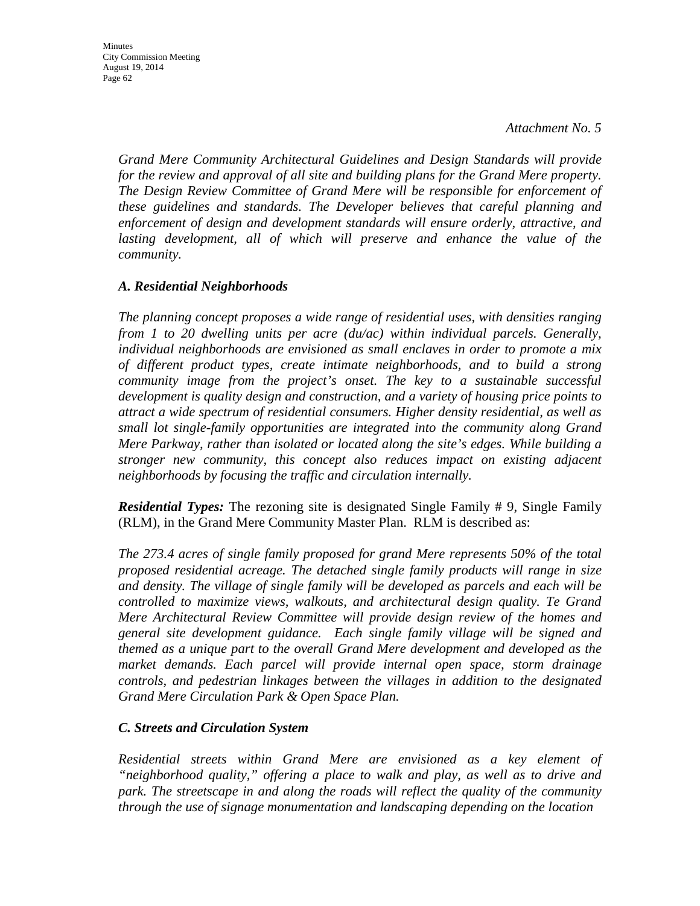*Attachment No. 5*

*Grand Mere Community Architectural Guidelines and Design Standards will provide for the review and approval of all site and building plans for the Grand Mere property. The Design Review Committee of Grand Mere will be responsible for enforcement of these guidelines and standards. The Developer believes that careful planning and enforcement of design and development standards will ensure orderly, attractive, and lasting development, all of which will preserve and enhance the value of the community.*

***A. Residential Neighborhoods***

*The planning concept proposes a wide range of residential uses, with densities ranging from 1 to 20 dwelling units per acre (du/ac) within individual parcels. Generally, individual neighborhoods are envisioned as small enclaves in order to promote a mix of different product types, create intimate neighborhoods, and to build a strong community image from the project's onset. The key to a sustainable successful development is quality design and construction, and a variety of housing price points to attract a wide spectrum of residential consumers. Higher density residential, as well as small lot single-family opportunities are integrated into the community along Grand Mere Parkway, rather than isolated or located along the site's edges. While building a stronger new community, this concept also reduces impact on existing adjacent neighborhoods by focusing the traffic and circulation internally.*

***Residential Types:*** The rezoning site is designated Single Family # 9, Single Family (RLM), in the Grand Mere Community Master Plan. RLM is described as:

*The 273.4 acres of single family proposed for grand Mere represents 50% of the total proposed residential acreage. The detached single family products will range in size and density. The village of single family will be developed as parcels and each will be controlled to maximize views, walkouts, and architectural design quality. Te Grand Mere Architectural Review Committee will provide design review of the homes and general site development guidance. Each single family village will be signed and themed as a unique part to the overall Grand Mere development and developed as the market demands. Each parcel will provide internal open space, storm drainage controls, and pedestrian linkages between the villages in addition to the designated Grand Mere Circulation Park & Open Space Plan.*

***C. Streets and Circulation System***

*Residential streets within Grand Mere are envisioned as a key element of "neighborhood quality," offering a place to walk and play, as well as to drive and park. The streetscape in and along the roads will reflect the quality of the community through the use of signage monumentation and landscaping depending on the location*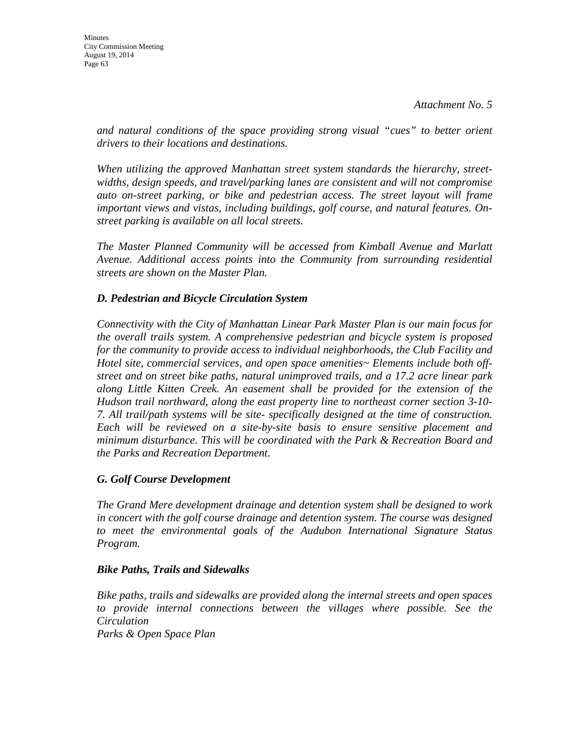*Attachment No. 5*

*and natural conditions of the space providing strong visual "cues" to better orient drivers to their locations and destinations.*

*When utilizing the approved Manhattan street system standards the hierarchy, street-widths, design speeds, and travel/parking lanes are consistent and will not compromise auto on-street parking, or bike and pedestrian access. The street layout will frame important views and vistas, including buildings, golf course, and natural features. On-street parking is available on all local streets.*

*The Master Planned Community will be accessed from Kimball Avenue and Marlatt Avenue. Additional access points into the Community from surrounding residential streets are shown on the Master Plan.*

***D. Pedestrian and Bicycle Circulation System***

*Connectivity with the City of Manhattan Linear Park Master Plan is our main focus for the overall trails system. A comprehensive pedestrian and bicycle system is proposed for the community to provide access to individual neighborhoods, the Club Facility and Hotel site, commercial services, and open space amenities~ Elements include both off-street and on street bike paths, natural unimproved trails, and a 17.2 acre linear park along Little Kitten Creek. An easement shall be provided for the extension of the Hudson trail northward, along the east property line to northeast corner section 3-10-7. All trail/path systems will be site- specifically designed at the time of construction. Each will be reviewed on a site-by-site basis to ensure sensitive placement and minimum disturbance. This will be coordinated with the Park & Recreation Board and the Parks and Recreation Department.*

***G. Golf Course Development***

*The Grand Mere development drainage and detention system shall be designed to work in concert with the golf course drainage and detention system. The course was designed to meet the environmental goals of the Audubon International Signature Status Program.*

***Bike Paths, Trails and Sidewalks***

*Bike paths, trails and sidewalks are provided along the internal streets and open spaces to provide internal connections between the villages where possible. See the Circulation*
*Parks & Open Space Plan*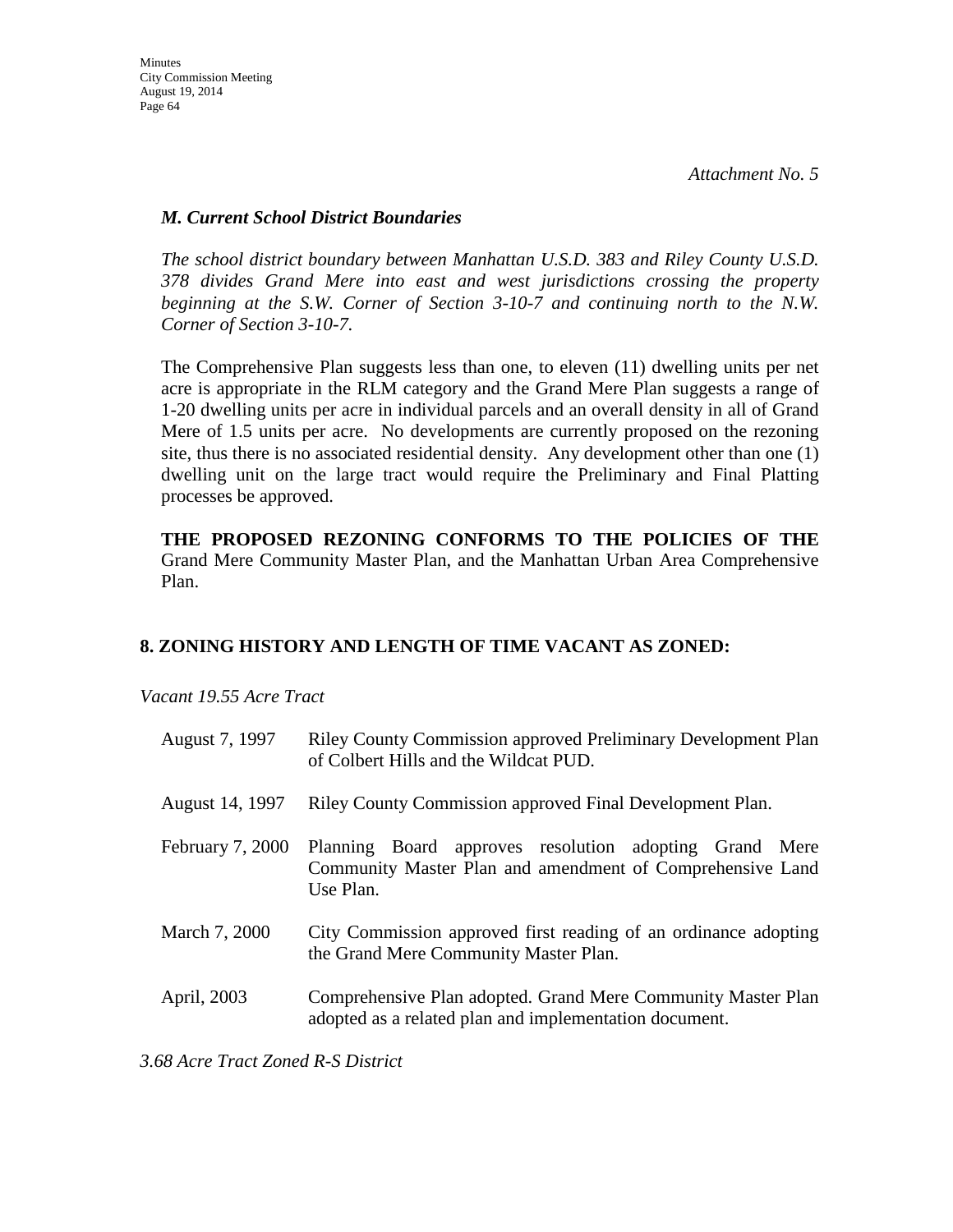*Attachment No. 5*

### *M. Current School District Boundaries*

*The school district boundary between Manhattan U.S.D. 383 and Riley County U.S.D. 378 divides Grand Mere into east and west jurisdictions crossing the property beginning at the S.W. Corner of Section 3-10-7 and continuing north to the N.W. Corner of Section 3-10-7.*

The Comprehensive Plan suggests less than one, to eleven (11) dwelling units per net acre is appropriate in the RLM category and the Grand Mere Plan suggests a range of 1-20 dwelling units per acre in individual parcels and an overall density in all of Grand Mere of 1.5 units per acre. No developments are currently proposed on the rezoning site, thus there is no associated residential density. Any development other than one (1) dwelling unit on the large tract would require the Preliminary and Final Platting processes be approved.

**THE PROPOSED REZONING CONFORMS TO THE POLICIES OF THE** Grand Mere Community Master Plan, and the Manhattan Urban Area Comprehensive Plan.

## 8. ZONING HISTORY AND LENGTH OF TIME VACANT AS ZONED:

*Vacant 19.55 Acre Tract*

| | |
|---|---|
| August 7, 1997 | Riley County Commission approved Preliminary Development Plan of Colbert Hills and the Wildcat PUD. |
| August 14, 1997 | Riley County Commission approved Final Development Plan. |
| February 7, 2000 | Planning Board approves resolution adopting Grand Mere Community Master Plan and amendment of Comprehensive Land Use Plan. |
| March 7, 2000 | City Commission approved first reading of an ordinance adopting the Grand Mere Community Master Plan. |
| April, 2003 | Comprehensive Plan adopted. Grand Mere Community Master Plan adopted as a related plan and implementation document. |

*3.68 Acre Tract Zoned R-S District*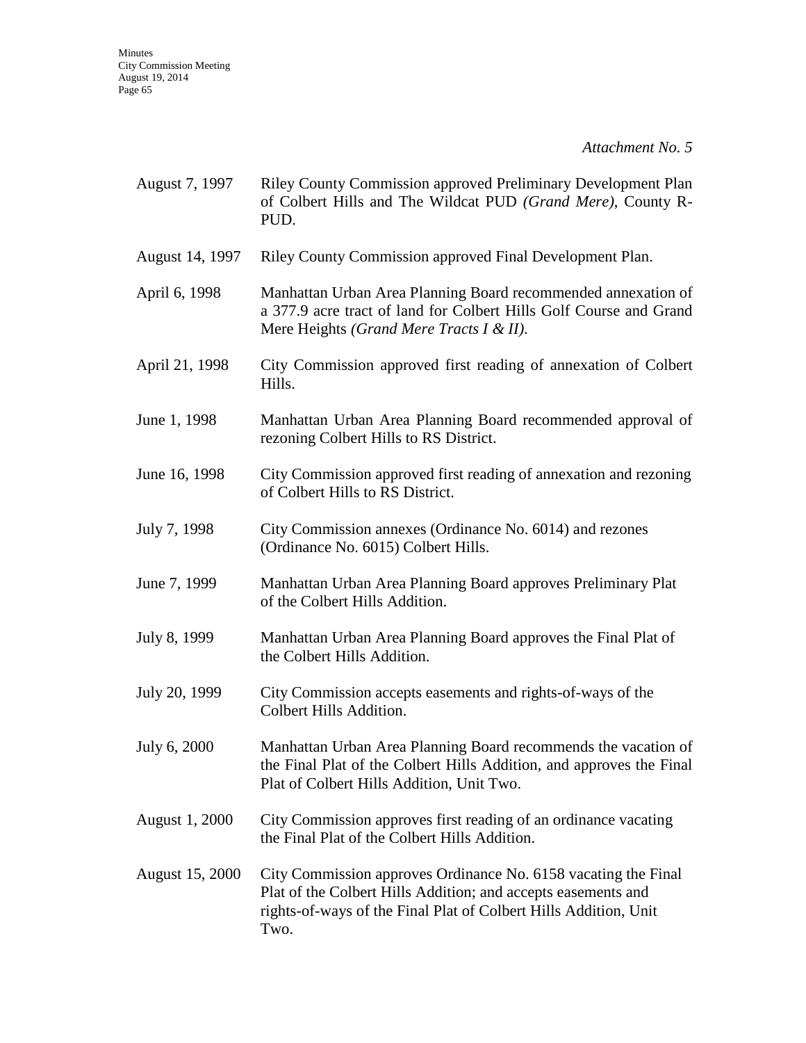*Attachment No. 5*

| | |
|---|---|
| August 7, 1997 | Riley County Commission approved Preliminary Development Plan of Colbert Hills and The Wildcat PUD *(Grand Mere)*, County R-PUD. |
| August 14, 1997 | Riley County Commission approved Final Development Plan. |
| April 6, 1998 | Manhattan Urban Area Planning Board recommended annexation of a 377.9 acre tract of land for Colbert Hills Golf Course and Grand Mere Heights *(Grand Mere Tracts I & II)*. |
| April 21, 1998 | City Commission approved first reading of annexation of Colbert Hills. |
| June 1, 1998 | Manhattan Urban Area Planning Board recommended approval of rezoning Colbert Hills to RS District. |
| June 16, 1998 | City Commission approved first reading of annexation and rezoning of Colbert Hills to RS District. |
| July 7, 1998 | City Commission annexes (Ordinance No. 6014) and rezones (Ordinance No. 6015) Colbert Hills. |
| June 7, 1999 | Manhattan Urban Area Planning Board approves Preliminary Plat of the Colbert Hills Addition. |
| July 8, 1999 | Manhattan Urban Area Planning Board approves the Final Plat of the Colbert Hills Addition. |
| July 20, 1999 | City Commission accepts easements and rights-of-ways of the Colbert Hills Addition. |
| July 6, 2000 | Manhattan Urban Area Planning Board recommends the vacation of the Final Plat of the Colbert Hills Addition, and approves the Final Plat of Colbert Hills Addition, Unit Two. |
| August 1, 2000 | City Commission approves first reading of an ordinance vacating the Final Plat of the Colbert Hills Addition. |
| August 15, 2000 | City Commission approves Ordinance No. 6158 vacating the Final Plat of the Colbert Hills Addition; and accepts easements and rights-of-ways of the Final Plat of Colbert Hills Addition, Unit Two. |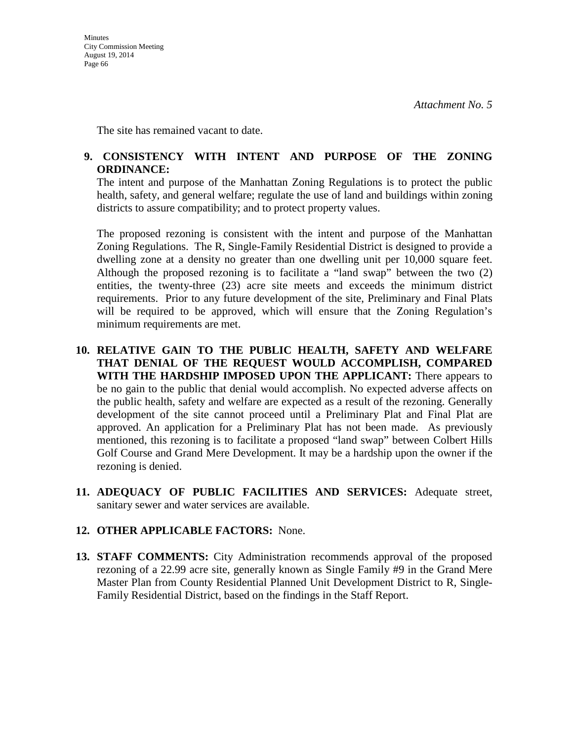*Attachment No. 5*

The site has remained vacant to date.

**9. CONSISTENCY WITH INTENT AND PURPOSE OF THE ZONING ORDINANCE:**
The intent and purpose of the Manhattan Zoning Regulations is to protect the public health, safety, and general welfare; regulate the use of land and buildings within zoning districts to assure compatibility; and to protect property values.

The proposed rezoning is consistent with the intent and purpose of the Manhattan Zoning Regulations. The R, Single-Family Residential District is designed to provide a dwelling zone at a density no greater than one dwelling unit per 10,000 square feet. Although the proposed rezoning is to facilitate a "land swap" between the two (2) entities, the twenty-three (23) acre site meets and exceeds the minimum district requirements. Prior to any future development of the site, Preliminary and Final Plats will be required to be approved, which will ensure that the Zoning Regulation's minimum requirements are met.

**10. RELATIVE GAIN TO THE PUBLIC HEALTH, SAFETY AND WELFARE THAT DENIAL OF THE REQUEST WOULD ACCOMPLISH, COMPARED WITH THE HARDSHIP IMPOSED UPON THE APPLICANT:** There appears to be no gain to the public that denial would accomplish. No expected adverse affects on the public health, safety and welfare are expected as a result of the rezoning. Generally development of the site cannot proceed until a Preliminary Plat and Final Plat are approved. An application for a Preliminary Plat has not been made. As previously mentioned, this rezoning is to facilitate a proposed "land swap" between Colbert Hills Golf Course and Grand Mere Development. It may be a hardship upon the owner if the rezoning is denied.

**11. ADEQUACY OF PUBLIC FACILITIES AND SERVICES:** Adequate street, sanitary sewer and water services are available.

**12. OTHER APPLICABLE FACTORS:** None.

**13. STAFF COMMENTS:** City Administration recommends approval of the proposed rezoning of a 22.99 acre site, generally known as Single Family #9 in the Grand Mere Master Plan from County Residential Planned Unit Development District to R, Single-Family Residential District, based on the findings in the Staff Report.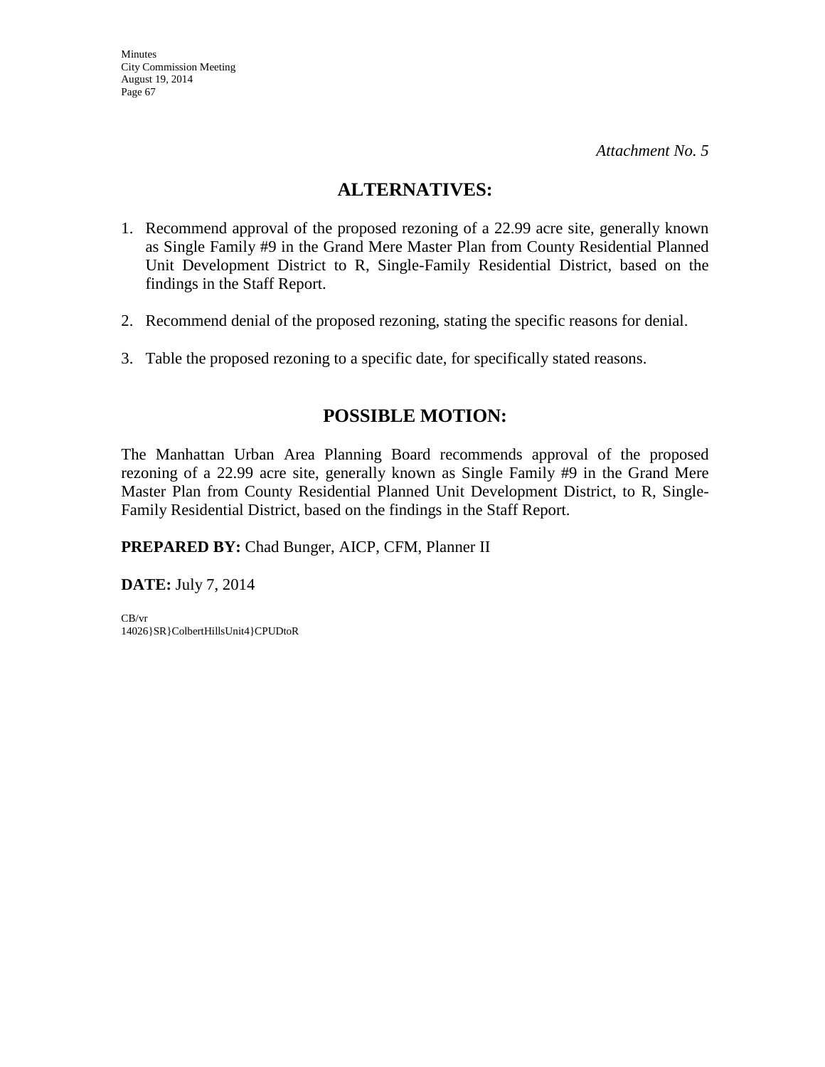*Attachment No. 5*

## ALTERNATIVES:

1. Recommend approval of the proposed rezoning of a 22.99 acre site, generally known as Single Family #9 in the Grand Mere Master Plan from County Residential Planned Unit Development District to R, Single-Family Residential District, based on the findings in the Staff Report.

2. Recommend denial of the proposed rezoning, stating the specific reasons for denial.

3. Table the proposed rezoning to a specific date, for specifically stated reasons.

## POSSIBLE MOTION:

The Manhattan Urban Area Planning Board recommends approval of the proposed rezoning of a 22.99 acre site, generally known as Single Family #9 in the Grand Mere Master Plan from County Residential Planned Unit Development District, to R, Single-Family Residential District, based on the findings in the Staff Report.

**PREPARED BY:** Chad Bunger, AICP, CFM, Planner II

**DATE:** July 7, 2014

CB/vr
14026}SR}ColbertHillsUnit4}CPUDtoR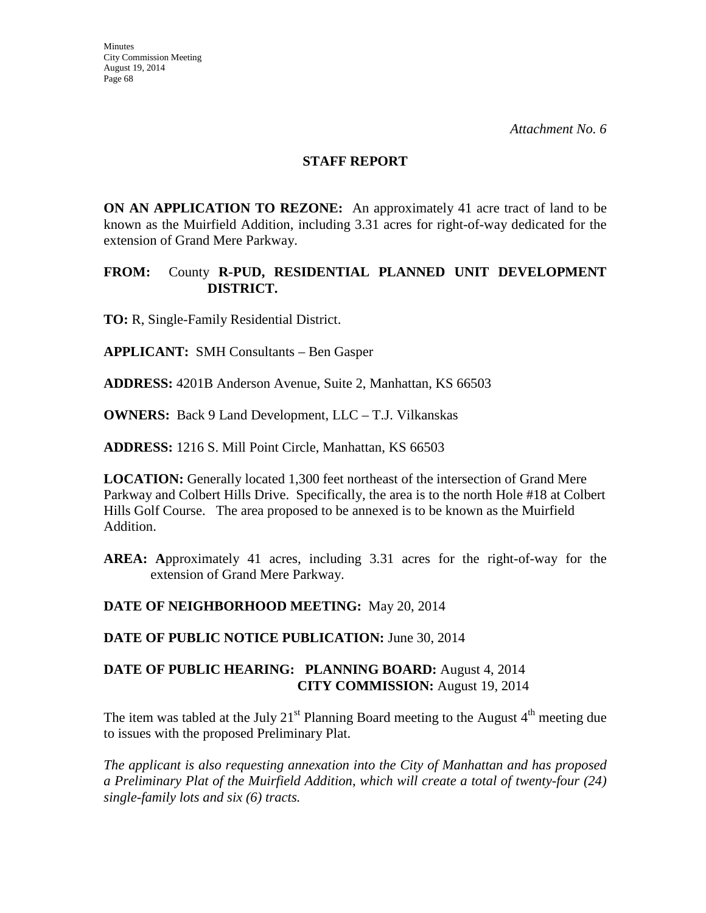*Attachment No. 6*

**STAFF REPORT**

**ON AN APPLICATION TO REZONE:** An approximately 41 acre tract of land to be known as the Muirfield Addition, including 3.31 acres for right-of-way dedicated for the extension of Grand Mere Parkway.

**FROM:** County **R-PUD, RESIDENTIAL PLANNED UNIT DEVELOPMENT DISTRICT.**

**TO:** R, Single-Family Residential District.

**APPLICANT:** SMH Consultants – Ben Gasper

**ADDRESS:** 4201B Anderson Avenue, Suite 2, Manhattan, KS 66503

**OWNERS:** Back 9 Land Development, LLC – T.J. Vilkanskas

**ADDRESS:** 1216 S. Mill Point Circle, Manhattan, KS 66503

**LOCATION:** Generally located 1,300 feet northeast of the intersection of Grand Mere Parkway and Colbert Hills Drive. Specifically, the area is to the north Hole #18 at Colbert Hills Golf Course. The area proposed to be annexed is to be known as the Muirfield Addition.

**AREA: A**pproximately 41 acres, including 3.31 acres for the right-of-way for the extension of Grand Mere Parkway.

**DATE OF NEIGHBORHOOD MEETING:** May 20, 2014

**DATE OF PUBLIC NOTICE PUBLICATION:** June 30, 2014

**DATE OF PUBLIC HEARING: PLANNING BOARD:** August 4, 2014
**CITY COMMISSION:** August 19, 2014

The item was tabled at the July 21st Planning Board meeting to the August 4th meeting due to issues with the proposed Preliminary Plat.

*The applicant is also requesting annexation into the City of Manhattan and has proposed a Preliminary Plat of the Muirfield Addition, which will create a total of twenty-four (24) single-family lots and six (6) tracts.*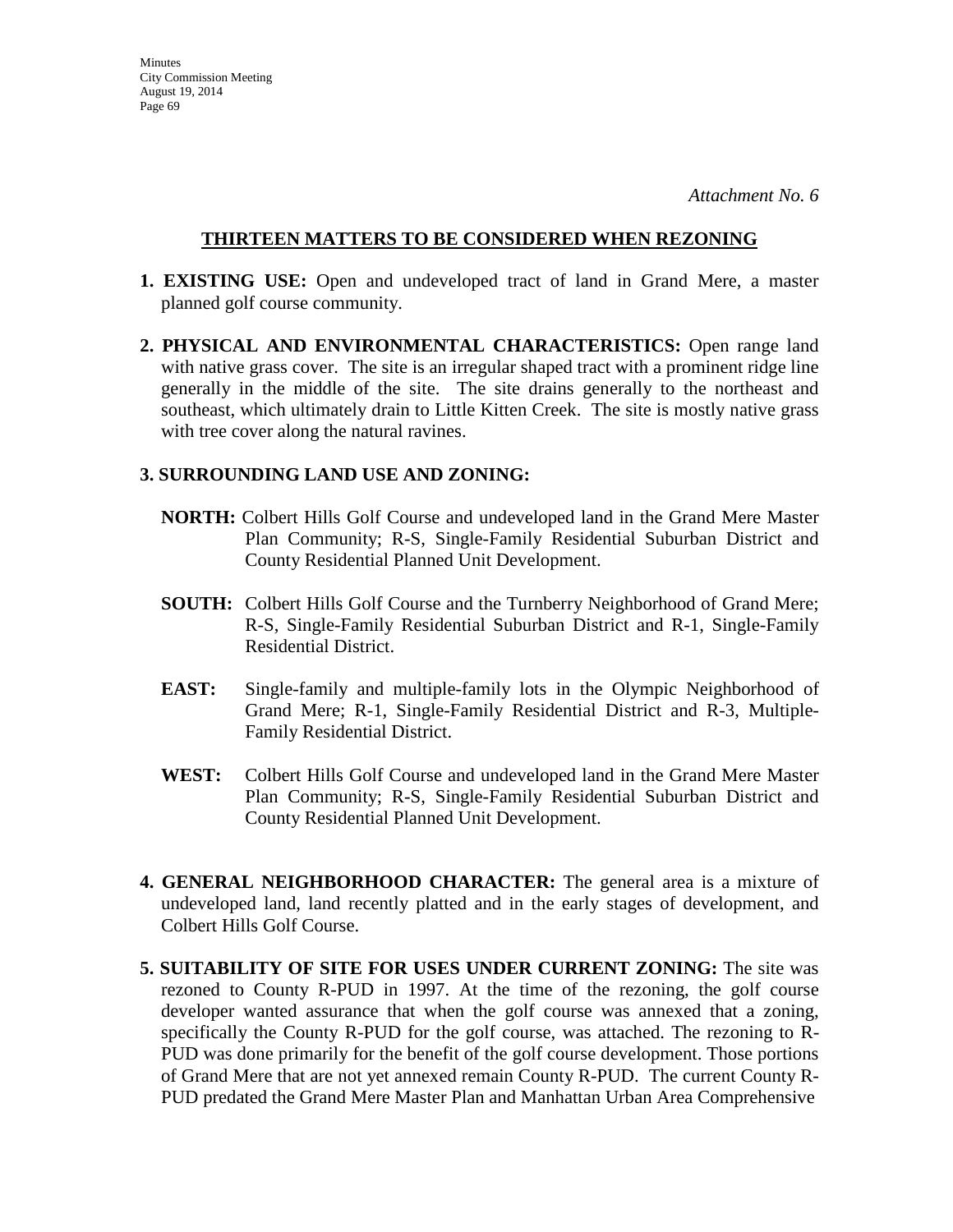*Attachment No. 6*

## THIRTEEN MATTERS TO BE CONSIDERED WHEN REZONING

1. **EXISTING USE:** Open and undeveloped tract of land in Grand Mere, a master planned golf course community.

2. **PHYSICAL AND ENVIRONMENTAL CHARACTERISTICS:** Open range land with native grass cover. The site is an irregular shaped tract with a prominent ridge line generally in the middle of the site. The site drains generally to the northeast and southeast, which ultimately drain to Little Kitten Creek. The site is mostly native grass with tree cover along the natural ravines.

3. **SURROUNDING LAND USE AND ZONING:**

   **NORTH:** Colbert Hills Golf Course and undeveloped land in the Grand Mere Master Plan Community; R-S, Single-Family Residential Suburban District and County Residential Planned Unit Development.

   **SOUTH:** Colbert Hills Golf Course and the Turnberry Neighborhood of Grand Mere; R-S, Single-Family Residential Suburban District and R-1, Single-Family Residential District.

   **EAST:** Single-family and multiple-family lots in the Olympic Neighborhood of Grand Mere; R-1, Single-Family Residential District and R-3, Multiple-Family Residential District.

   **WEST:** Colbert Hills Golf Course and undeveloped land in the Grand Mere Master Plan Community; R-S, Single-Family Residential Suburban District and County Residential Planned Unit Development.

4. **GENERAL NEIGHBORHOOD CHARACTER:** The general area is a mixture of undeveloped land, land recently platted and in the early stages of development, and Colbert Hills Golf Course.

5. **SUITABILITY OF SITE FOR USES UNDER CURRENT ZONING:** The site was rezoned to County R-PUD in 1997. At the time of the rezoning, the golf course developer wanted assurance that when the golf course was annexed that a zoning, specifically the County R-PUD for the golf course, was attached. The rezoning to R-PUD was done primarily for the benefit of the golf course development. Those portions of Grand Mere that are not yet annexed remain County R-PUD. The current County R-PUD predated the Grand Mere Master Plan and Manhattan Urban Area Comprehensive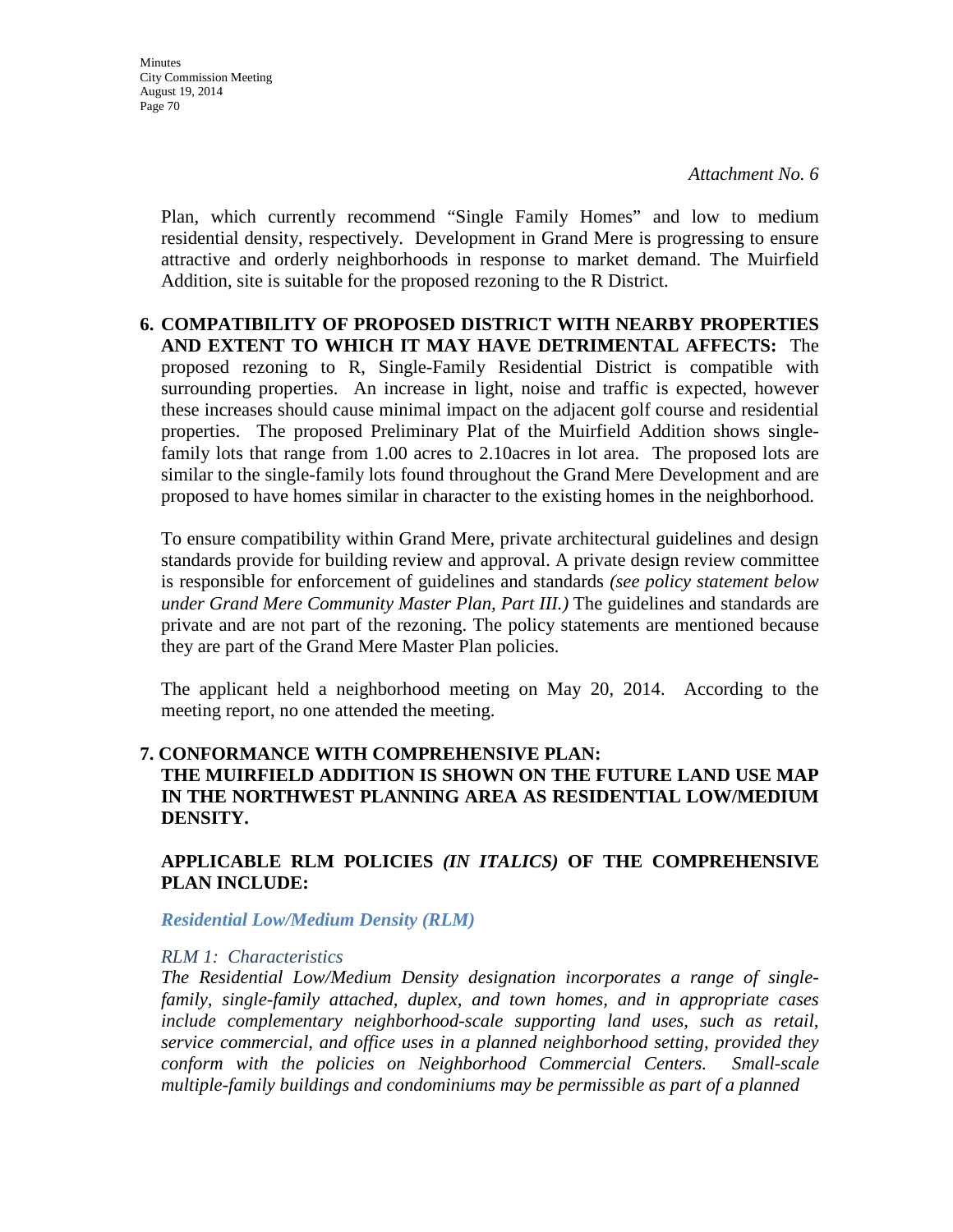*Attachment No. 6*

Plan, which currently recommend "Single Family Homes" and low to medium residential density, respectively. Development in Grand Mere is progressing to ensure attractive and orderly neighborhoods in response to market demand. The Muirfield Addition, site is suitable for the proposed rezoning to the R District.

**6. COMPATIBILITY OF PROPOSED DISTRICT WITH NEARBY PROPERTIES AND EXTENT TO WHICH IT MAY HAVE DETRIMENTAL AFFECTS:** The proposed rezoning to R, Single-Family Residential District is compatible with surrounding properties. An increase in light, noise and traffic is expected, however these increases should cause minimal impact on the adjacent golf course and residential properties. The proposed Preliminary Plat of the Muirfield Addition shows single-family lots that range from 1.00 acres to 2.10acres in lot area. The proposed lots are similar to the single-family lots found throughout the Grand Mere Development and are proposed to have homes similar in character to the existing homes in the neighborhood.

To ensure compatibility within Grand Mere, private architectural guidelines and design standards provide for building review and approval. A private design review committee is responsible for enforcement of guidelines and standards *(see policy statement below under Grand Mere Community Master Plan, Part III.)* The guidelines and standards are private and are not part of the rezoning. The policy statements are mentioned because they are part of the Grand Mere Master Plan policies.

The applicant held a neighborhood meeting on May 20, 2014. According to the meeting report, no one attended the meeting.

**7. CONFORMANCE WITH COMPREHENSIVE PLAN:**
**THE MUIRFIELD ADDITION IS SHOWN ON THE FUTURE LAND USE MAP IN THE NORTHWEST PLANNING AREA AS RESIDENTIAL LOW/MEDIUM DENSITY.**

**APPLICABLE RLM POLICIES *(IN ITALICS)* OF THE COMPREHENSIVE PLAN INCLUDE:**

***Residential Low/Medium Density (RLM)***

*RLM 1: Characteristics*
*The Residential Low/Medium Density designation incorporates a range of single-family, single-family attached, duplex, and town homes, and in appropriate cases include complementary neighborhood-scale supporting land uses, such as retail, service commercial, and office uses in a planned neighborhood setting, provided they conform with the policies on Neighborhood Commercial Centers. Small-scale multiple-family buildings and condominiums may be permissible as part of a planned*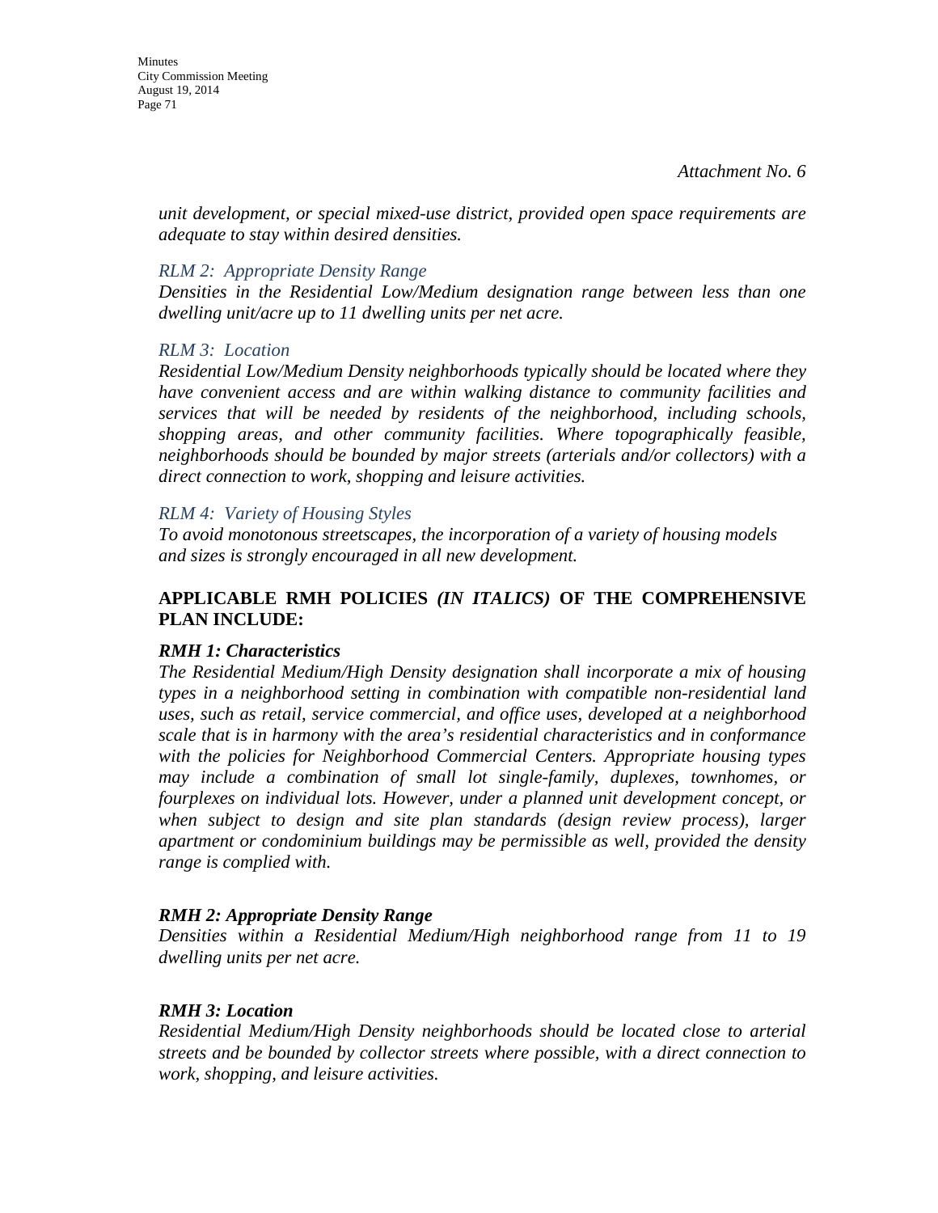*Attachment No. 6*

*unit development, or special mixed-use district, provided open space requirements are adequate to stay within desired densities.*

*RLM 2: Appropriate Density Range*

*Densities in the Residential Low/Medium designation range between less than one dwelling unit/acre up to 11 dwelling units per net acre.*

*RLM 3: Location*

*Residential Low/Medium Density neighborhoods typically should be located where they have convenient access and are within walking distance to community facilities and services that will be needed by residents of the neighborhood, including schools, shopping areas, and other community facilities. Where topographically feasible, neighborhoods should be bounded by major streets (arterials and/or collectors) with a direct connection to work, shopping and leisure activities.*

*RLM 4: Variety of Housing Styles*

*To avoid monotonous streetscapes, the incorporation of a variety of housing models and sizes is strongly encouraged in all new development.*

**APPLICABLE RMH POLICIES *(IN ITALICS)* OF THE COMPREHENSIVE PLAN INCLUDE:**

***RMH 1: Characteristics***

*The Residential Medium/High Density designation shall incorporate a mix of housing types in a neighborhood setting in combination with compatible non-residential land uses, such as retail, service commercial, and office uses, developed at a neighborhood scale that is in harmony with the area's residential characteristics and in conformance with the policies for Neighborhood Commercial Centers. Appropriate housing types may include a combination of small lot single-family, duplexes, townhomes, or fourplexes on individual lots. However, under a planned unit development concept, or when subject to design and site plan standards (design review process), larger apartment or condominium buildings may be permissible as well, provided the density range is complied with.*

***RMH 2: Appropriate Density Range***

*Densities within a Residential Medium/High neighborhood range from 11 to 19 dwelling units per net acre.*

***RMH 3: Location***

*Residential Medium/High Density neighborhoods should be located close to arterial streets and be bounded by collector streets where possible, with a direct connection to work, shopping, and leisure activities.*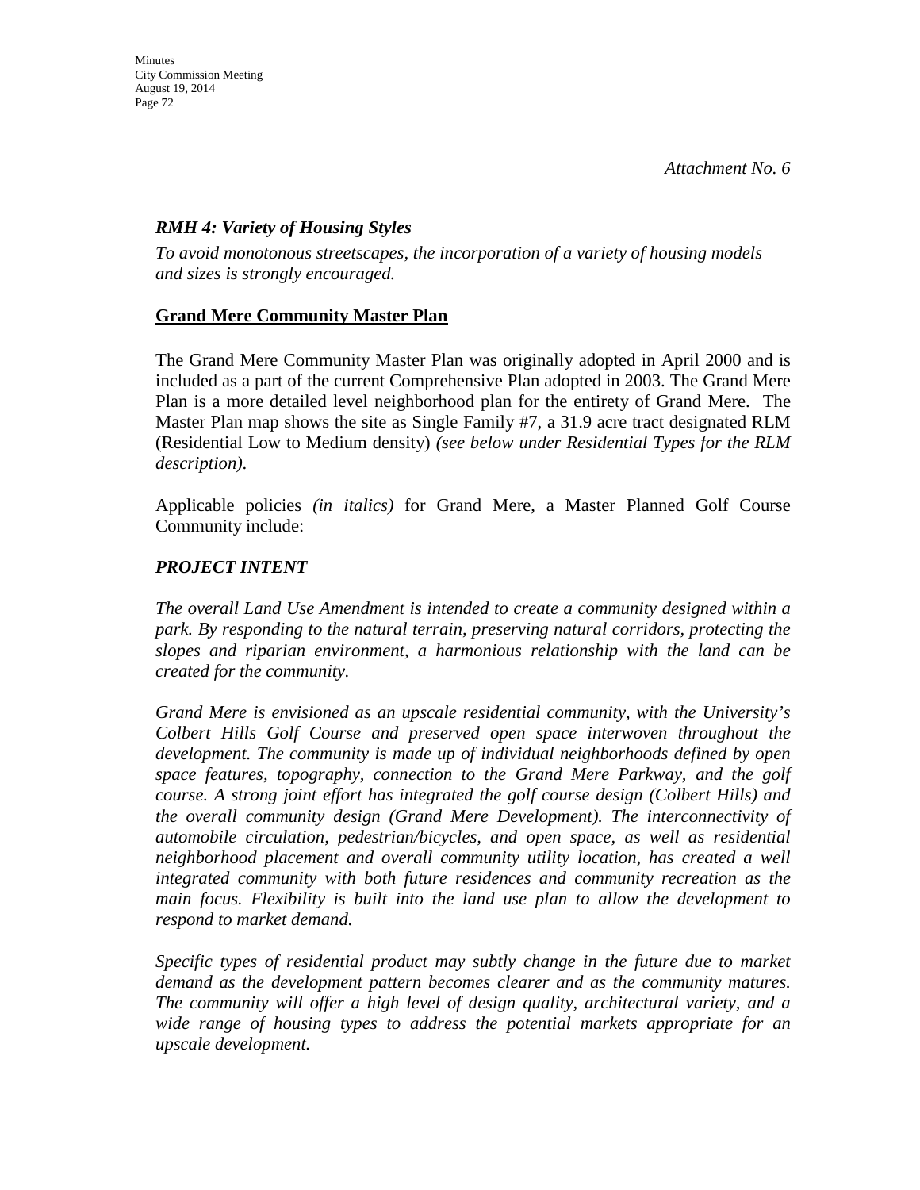*Attachment No. 6*

***RMH 4: Variety of Housing Styles***

*To avoid monotonous streetscapes, the incorporation of a variety of housing models and sizes is strongly encouraged.*

**Grand Mere Community Master Plan**

The Grand Mere Community Master Plan was originally adopted in April 2000 and is included as a part of the current Comprehensive Plan adopted in 2003. The Grand Mere Plan is a more detailed level neighborhood plan for the entirety of Grand Mere. The Master Plan map shows the site as Single Family #7, a 31.9 acre tract designated RLM (Residential Low to Medium density) *(see below under Residential Types for the RLM description).*

Applicable policies *(in italics)* for Grand Mere, a Master Planned Golf Course Community include:

***PROJECT INTENT***

*The overall Land Use Amendment is intended to create a community designed within a park. By responding to the natural terrain, preserving natural corridors, protecting the slopes and riparian environment, a harmonious relationship with the land can be created for the community.*

*Grand Mere is envisioned as an upscale residential community, with the University's Colbert Hills Golf Course and preserved open space interwoven throughout the development. The community is made up of individual neighborhoods defined by open space features, topography, connection to the Grand Mere Parkway, and the golf course. A strong joint effort has integrated the golf course design (Colbert Hills) and the overall community design (Grand Mere Development). The interconnectivity of automobile circulation, pedestrian/bicycles, and open space, as well as residential neighborhood placement and overall community utility location, has created a well integrated community with both future residences and community recreation as the main focus. Flexibility is built into the land use plan to allow the development to respond to market demand.*

*Specific types of residential product may subtly change in the future due to market demand as the development pattern becomes clearer and as the community matures. The community will offer a high level of design quality, architectural variety, and a wide range of housing types to address the potential markets appropriate for an upscale development.*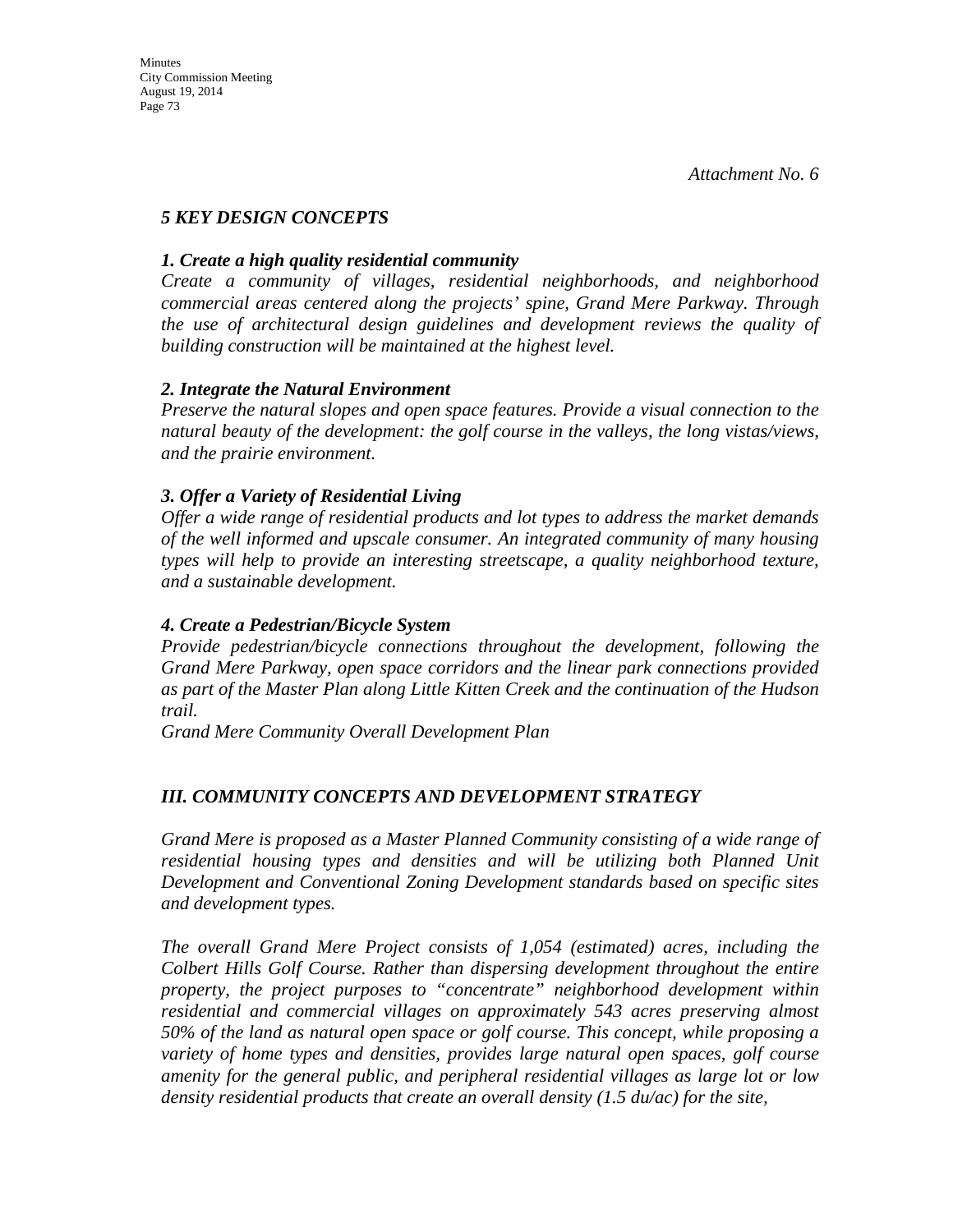*Attachment No. 6*

## *5 KEY DESIGN CONCEPTS*

### *1. Create a high quality residential community*

*Create a community of villages, residential neighborhoods, and neighborhood commercial areas centered along the projects' spine, Grand Mere Parkway. Through the use of architectural design guidelines and development reviews the quality of building construction will be maintained at the highest level.*

### *2. Integrate the Natural Environment*

*Preserve the natural slopes and open space features. Provide a visual connection to the natural beauty of the development: the golf course in the valleys, the long vistas/views, and the prairie environment.*

### *3. Offer a Variety of Residential Living*

*Offer a wide range of residential products and lot types to address the market demands of the well informed and upscale consumer. An integrated community of many housing types will help to provide an interesting streetscape, a quality neighborhood texture, and a sustainable development.*

### *4. Create a Pedestrian/Bicycle System*

*Provide pedestrian/bicycle connections throughout the development, following the Grand Mere Parkway, open space corridors and the linear park connections provided as part of the Master Plan along Little Kitten Creek and the continuation of the Hudson trail.*

*Grand Mere Community Overall Development Plan*

## *III. COMMUNITY CONCEPTS AND DEVELOPMENT STRATEGY*

*Grand Mere is proposed as a Master Planned Community consisting of a wide range of residential housing types and densities and will be utilizing both Planned Unit Development and Conventional Zoning Development standards based on specific sites and development types.*

*The overall Grand Mere Project consists of 1,054 (estimated) acres, including the Colbert Hills Golf Course. Rather than dispersing development throughout the entire property, the project purposes to "concentrate" neighborhood development within residential and commercial villages on approximately 543 acres preserving almost 50% of the land as natural open space or golf course. This concept, while proposing a variety of home types and densities, provides large natural open spaces, golf course amenity for the general public, and peripheral residential villages as large lot or low density residential products that create an overall density (1.5 du/ac) for the site,*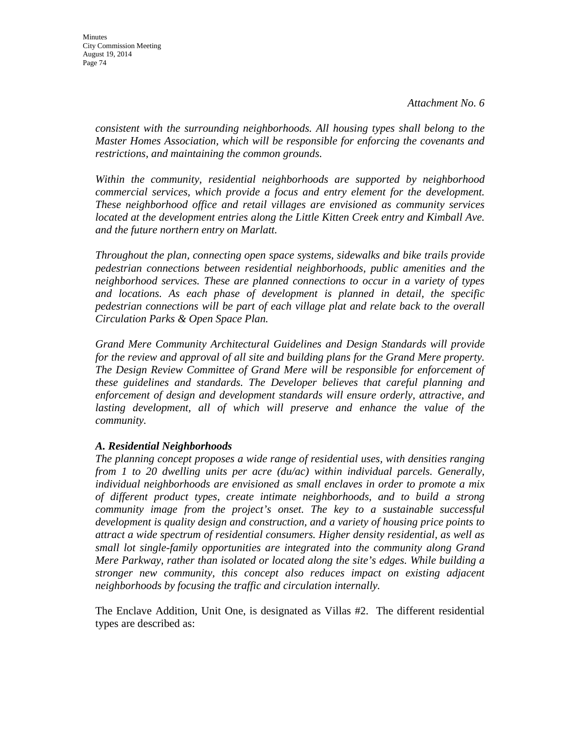*Attachment No. 6*

*consistent with the surrounding neighborhoods. All housing types shall belong to the Master Homes Association, which will be responsible for enforcing the covenants and restrictions, and maintaining the common grounds.*

*Within the community, residential neighborhoods are supported by neighborhood commercial services, which provide a focus and entry element for the development. These neighborhood office and retail villages are envisioned as community services located at the development entries along the Little Kitten Creek entry and Kimball Ave. and the future northern entry on Marlatt.*

*Throughout the plan, connecting open space systems, sidewalks and bike trails provide pedestrian connections between residential neighborhoods, public amenities and the neighborhood services. These are planned connections to occur in a variety of types and locations. As each phase of development is planned in detail, the specific pedestrian connections will be part of each village plat and relate back to the overall Circulation Parks & Open Space Plan.*

*Grand Mere Community Architectural Guidelines and Design Standards will provide for the review and approval of all site and building plans for the Grand Mere property. The Design Review Committee of Grand Mere will be responsible for enforcement of these guidelines and standards. The Developer believes that careful planning and enforcement of design and development standards will ensure orderly, attractive, and lasting development, all of which will preserve and enhance the value of the community.*

***A. Residential Neighborhoods***

*The planning concept proposes a wide range of residential uses, with densities ranging from 1 to 20 dwelling units per acre (du/ac) within individual parcels. Generally, individual neighborhoods are envisioned as small enclaves in order to promote a mix of different product types, create intimate neighborhoods, and to build a strong community image from the project's onset. The key to a sustainable successful development is quality design and construction, and a variety of housing price points to attract a wide spectrum of residential consumers. Higher density residential, as well as small lot single-family opportunities are integrated into the community along Grand Mere Parkway, rather than isolated or located along the site's edges. While building a stronger new community, this concept also reduces impact on existing adjacent neighborhoods by focusing the traffic and circulation internally.*

The Enclave Addition, Unit One, is designated as Villas #2. The different residential types are described as: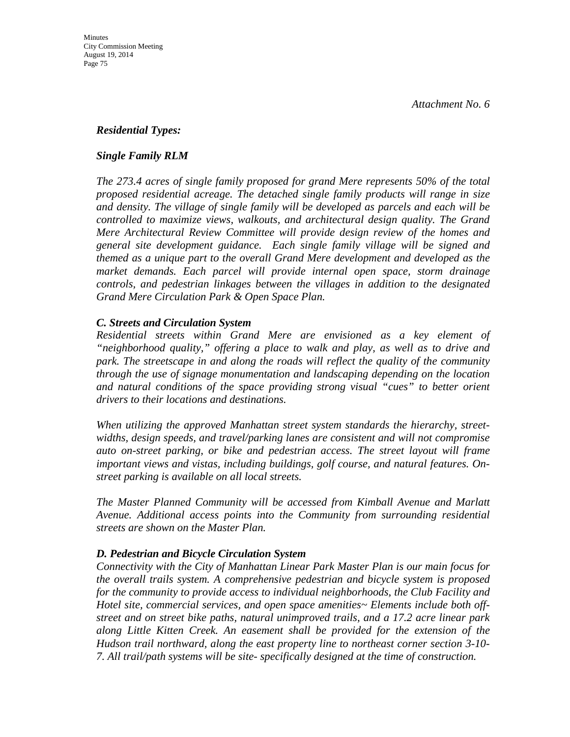*Attachment No. 6*

***Residential Types:***

***Single Family RLM***

*The 273.4 acres of single family proposed for grand Mere represents 50% of the total proposed residential acreage. The detached single family products will range in size and density. The village of single family will be developed as parcels and each will be controlled to maximize views, walkouts, and architectural design quality. The Grand Mere Architectural Review Committee will provide design review of the homes and general site development guidance. Each single family village will be signed and themed as a unique part to the overall Grand Mere development and developed as the market demands. Each parcel will provide internal open space, storm drainage controls, and pedestrian linkages between the villages in addition to the designated Grand Mere Circulation Park & Open Space Plan.*

***C. Streets and Circulation System***

*Residential streets within Grand Mere are envisioned as a key element of "neighborhood quality," offering a place to walk and play, as well as to drive and park. The streetscape in and along the roads will reflect the quality of the community through the use of signage monumentation and landscaping depending on the location and natural conditions of the space providing strong visual "cues" to better orient drivers to their locations and destinations.*

*When utilizing the approved Manhattan street system standards the hierarchy, street-widths, design speeds, and travel/parking lanes are consistent and will not compromise auto on-street parking, or bike and pedestrian access. The street layout will frame important views and vistas, including buildings, golf course, and natural features. On-street parking is available on all local streets.*

*The Master Planned Community will be accessed from Kimball Avenue and Marlatt Avenue. Additional access points into the Community from surrounding residential streets are shown on the Master Plan.*

***D. Pedestrian and Bicycle Circulation System***

*Connectivity with the City of Manhattan Linear Park Master Plan is our main focus for the overall trails system. A comprehensive pedestrian and bicycle system is proposed for the community to provide access to individual neighborhoods, the Club Facility and Hotel site, commercial services, and open space amenities~ Elements include both off-street and on street bike paths, natural unimproved trails, and a 17.2 acre linear park along Little Kitten Creek. An easement shall be provided for the extension of the Hudson trail northward, along the east property line to northeast corner section 3-10-7. All trail/path systems will be site- specifically designed at the time of construction.*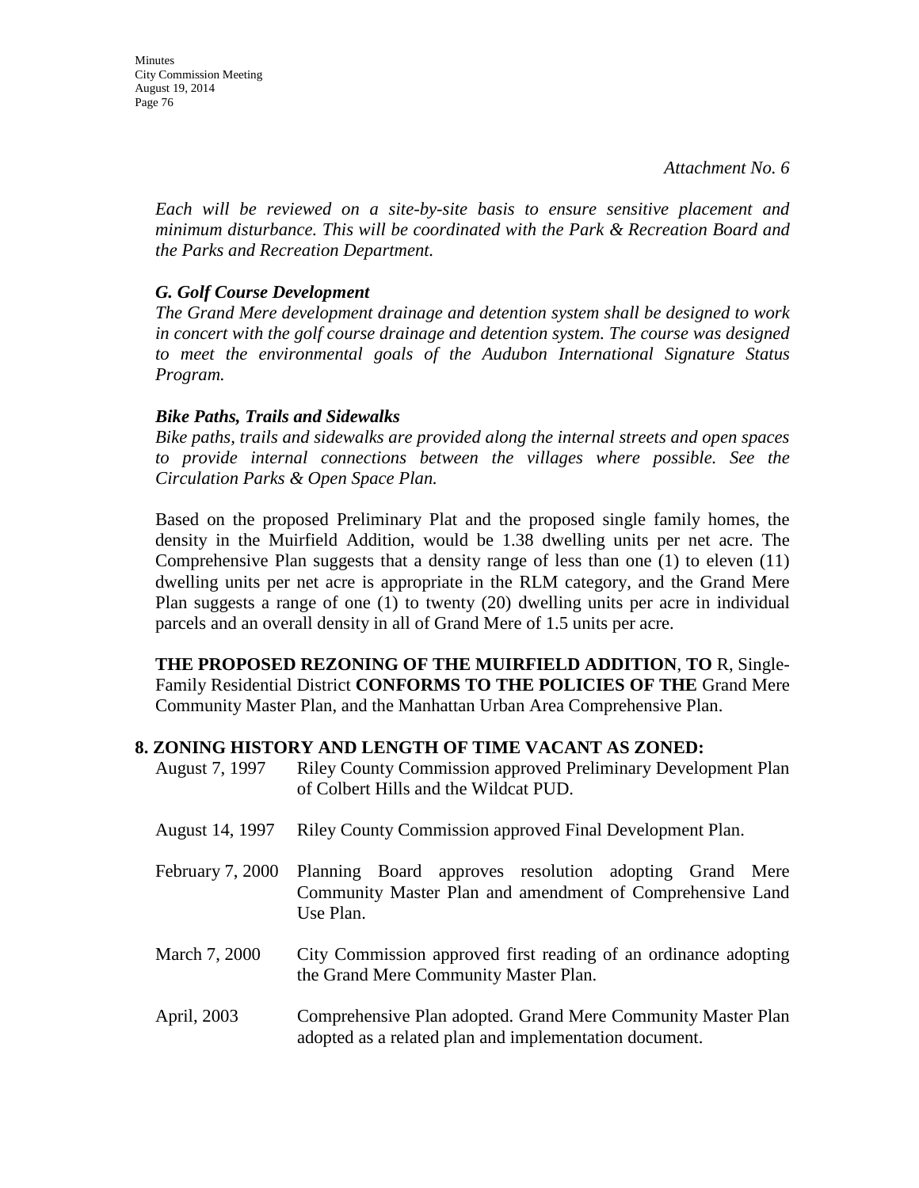*Attachment No. 6*

*Each will be reviewed on a site-by-site basis to ensure sensitive placement and minimum disturbance. This will be coordinated with the Park & Recreation Board and the Parks and Recreation Department.*

***G. Golf Course Development***

*The Grand Mere development drainage and detention system shall be designed to work in concert with the golf course drainage and detention system. The course was designed to meet the environmental goals of the Audubon International Signature Status Program.*

***Bike Paths, Trails and Sidewalks***

*Bike paths, trails and sidewalks are provided along the internal streets and open spaces to provide internal connections between the villages where possible. See the Circulation Parks & Open Space Plan.*

Based on the proposed Preliminary Plat and the proposed single family homes, the density in the Muirfield Addition, would be 1.38 dwelling units per net acre. The Comprehensive Plan suggests that a density range of less than one (1) to eleven (11) dwelling units per net acre is appropriate in the RLM category, and the Grand Mere Plan suggests a range of one (1) to twenty (20) dwelling units per acre in individual parcels and an overall density in all of Grand Mere of 1.5 units per acre.

**THE PROPOSED REZONING OF THE MUIRFIELD ADDITION**, **TO** R, Single-Family Residential District **CONFORMS TO THE POLICIES OF THE** Grand Mere Community Master Plan, and the Manhattan Urban Area Comprehensive Plan.

**8. ZONING HISTORY AND LENGTH OF TIME VACANT AS ZONED:**

| | |
|---|---|
| August 7, 1997 | Riley County Commission approved Preliminary Development Plan of Colbert Hills and the Wildcat PUD. |
| August 14, 1997 | Riley County Commission approved Final Development Plan. |
| February 7, 2000 | Planning Board approves resolution adopting Grand Mere Community Master Plan and amendment of Comprehensive Land Use Plan. |
| March 7, 2000 | City Commission approved first reading of an ordinance adopting the Grand Mere Community Master Plan. |
| April, 2003 | Comprehensive Plan adopted. Grand Mere Community Master Plan adopted as a related plan and implementation document. |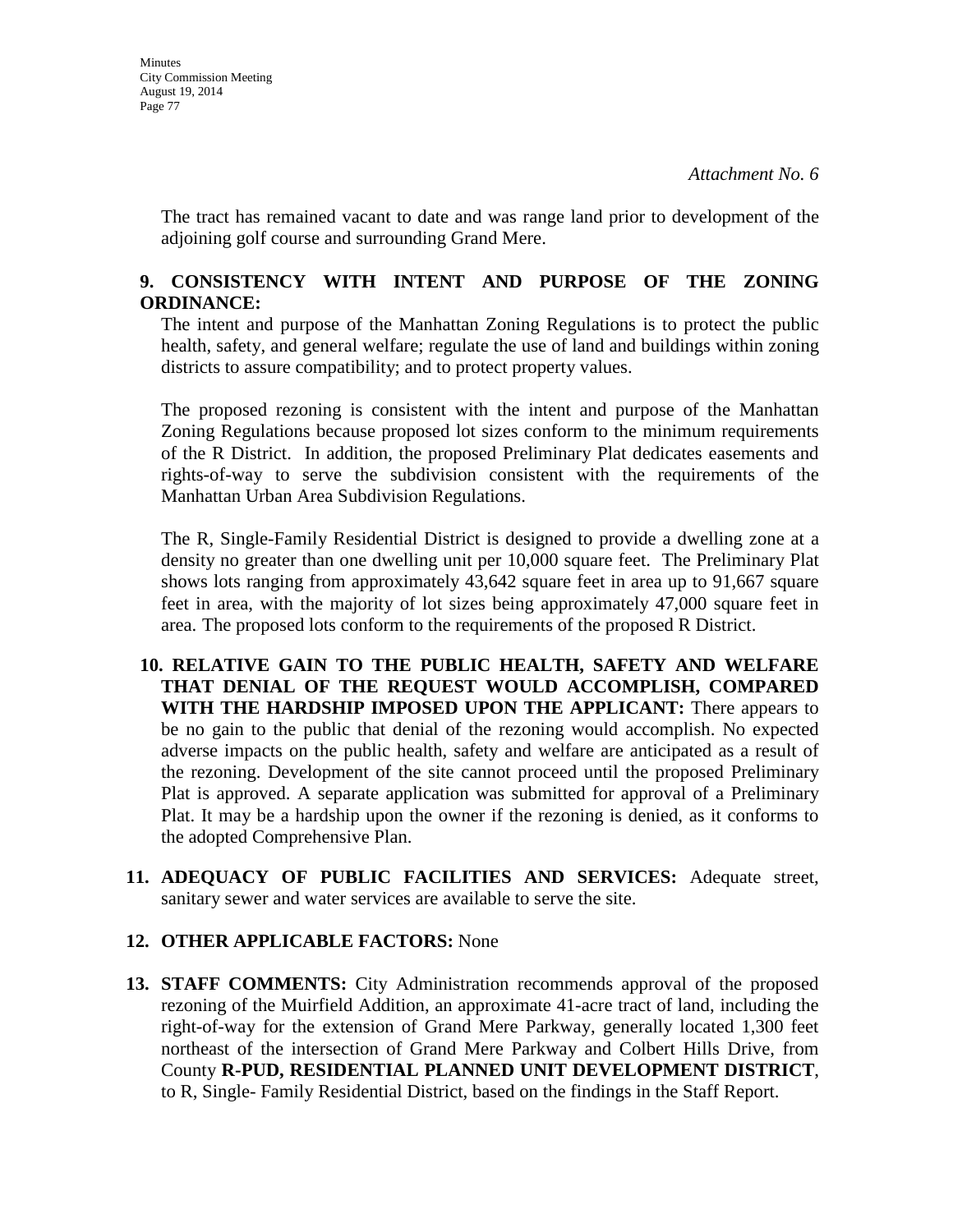*Attachment No. 6*

The tract has remained vacant to date and was range land prior to development of the adjoining golf course and surrounding Grand Mere.

**9. CONSISTENCY WITH INTENT AND PURPOSE OF THE ZONING ORDINANCE:**

The intent and purpose of the Manhattan Zoning Regulations is to protect the public health, safety, and general welfare; regulate the use of land and buildings within zoning districts to assure compatibility; and to protect property values.

The proposed rezoning is consistent with the intent and purpose of the Manhattan Zoning Regulations because proposed lot sizes conform to the minimum requirements of the R District. In addition, the proposed Preliminary Plat dedicates easements and rights-of-way to serve the subdivision consistent with the requirements of the Manhattan Urban Area Subdivision Regulations.

The R, Single-Family Residential District is designed to provide a dwelling zone at a density no greater than one dwelling unit per 10,000 square feet. The Preliminary Plat shows lots ranging from approximately 43,642 square feet in area up to 91,667 square feet in area, with the majority of lot sizes being approximately 47,000 square feet in area. The proposed lots conform to the requirements of the proposed R District.

**10. RELATIVE GAIN TO THE PUBLIC HEALTH, SAFETY AND WELFARE THAT DENIAL OF THE REQUEST WOULD ACCOMPLISH, COMPARED WITH THE HARDSHIP IMPOSED UPON THE APPLICANT:** There appears to be no gain to the public that denial of the rezoning would accomplish. No expected adverse impacts on the public health, safety and welfare are anticipated as a result of the rezoning. Development of the site cannot proceed until the proposed Preliminary Plat is approved. A separate application was submitted for approval of a Preliminary Plat. It may be a hardship upon the owner if the rezoning is denied, as it conforms to the adopted Comprehensive Plan.

**11. ADEQUACY OF PUBLIC FACILITIES AND SERVICES:** Adequate street, sanitary sewer and water services are available to serve the site.

**12. OTHER APPLICABLE FACTORS:** None

**13. STAFF COMMENTS:** City Administration recommends approval of the proposed rezoning of the Muirfield Addition, an approximate 41-acre tract of land, including the right-of-way for the extension of Grand Mere Parkway, generally located 1,300 feet northeast of the intersection of Grand Mere Parkway and Colbert Hills Drive, from County **R-PUD, RESIDENTIAL PLANNED UNIT DEVELOPMENT DISTRICT**, to R, Single- Family Residential District, based on the findings in the Staff Report.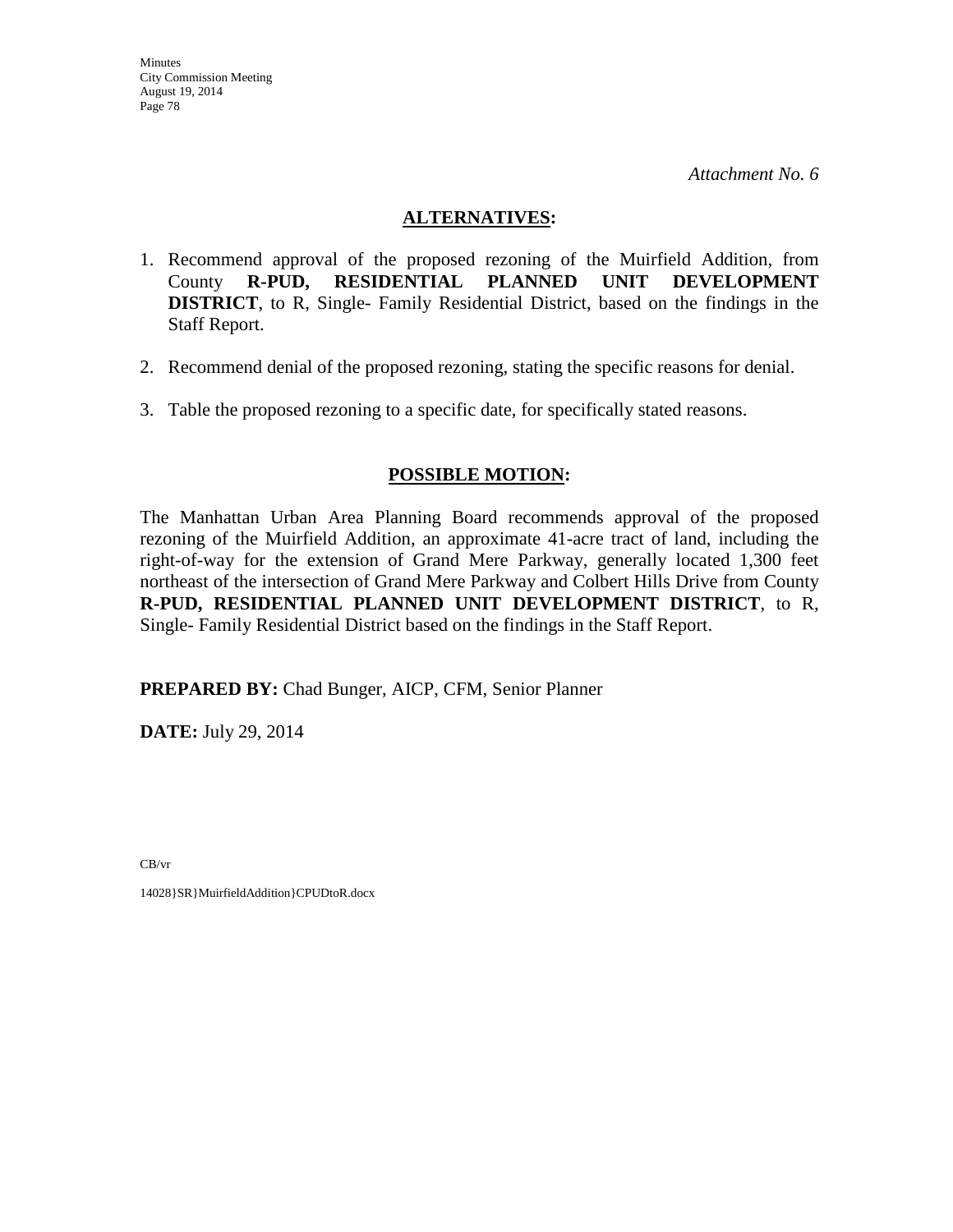*Attachment No. 6*

## ALTERNATIVES:

1. Recommend approval of the proposed rezoning of the Muirfield Addition, from County **R-PUD, RESIDENTIAL PLANNED UNIT DEVELOPMENT DISTRICT**, to R, Single- Family Residential District, based on the findings in the Staff Report.

2. Recommend denial of the proposed rezoning, stating the specific reasons for denial.

3. Table the proposed rezoning to a specific date, for specifically stated reasons.

## POSSIBLE MOTION:

The Manhattan Urban Area Planning Board recommends approval of the proposed rezoning of the Muirfield Addition, an approximate 41-acre tract of land, including the right-of-way for the extension of Grand Mere Parkway, generally located 1,300 feet northeast of the intersection of Grand Mere Parkway and Colbert Hills Drive from County **R-PUD, RESIDENTIAL PLANNED UNIT DEVELOPMENT DISTRICT**, to R, Single- Family Residential District based on the findings in the Staff Report.

**PREPARED BY:** Chad Bunger, AICP, CFM, Senior Planner

**DATE:** July 29, 2014

CB/vr

14028}SR}MuirfieldAddition}CPUDtoR.docx